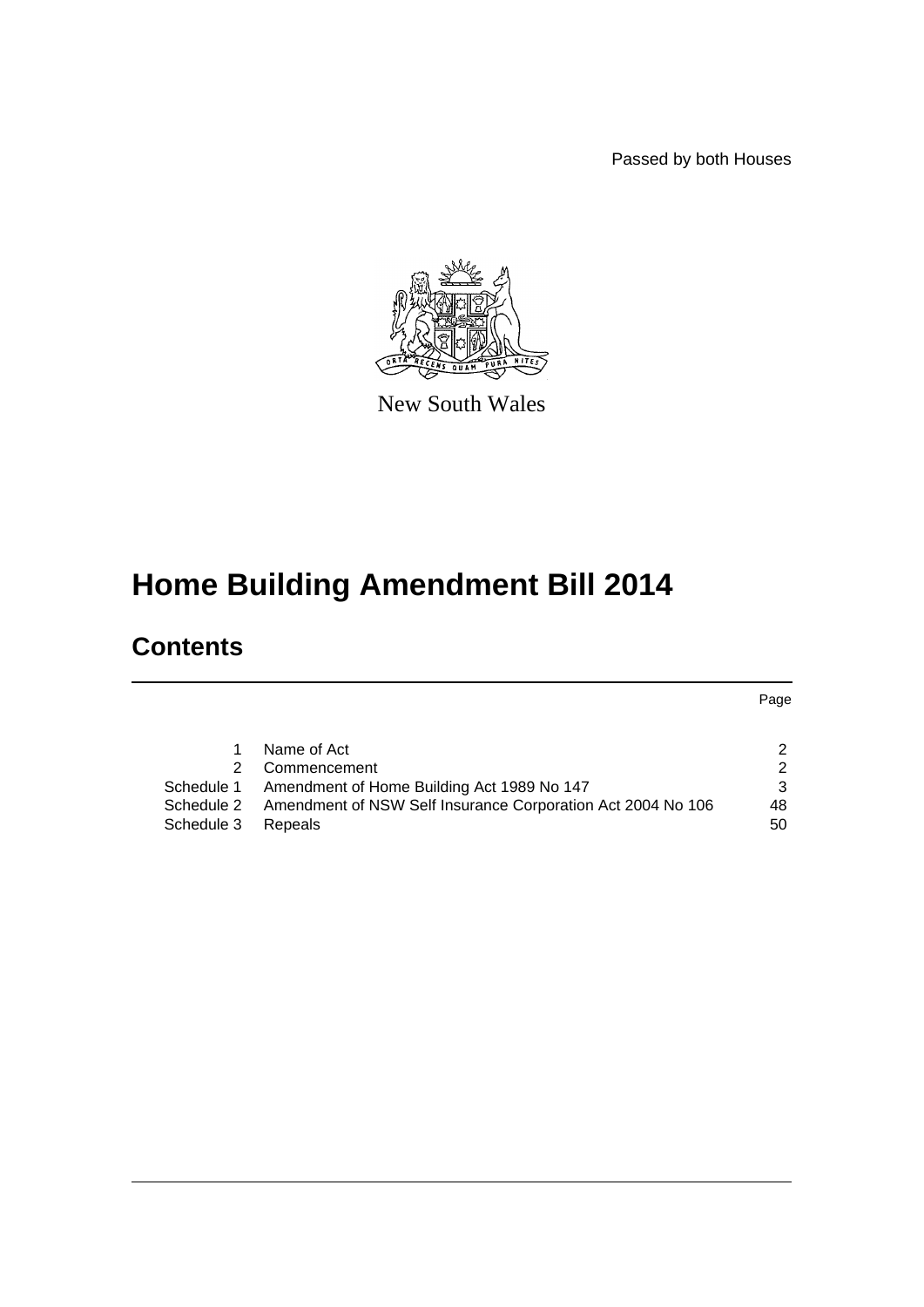Passed by both Houses

New South Wales

# Home Building Amendment Bill 2014

## Contents

| | | Page |
|---|---|---|
| 1 | Name of Act | 2 |
| 2 | Commencement | 2 |
| Schedule 1 | Amendment of Home Building Act 1989 No 147 | 3 |
| Schedule 2 | Amendment of NSW Self Insurance Corporation Act 2004 No 106 | 48 |
| Schedule 3 | Repeals | 50 |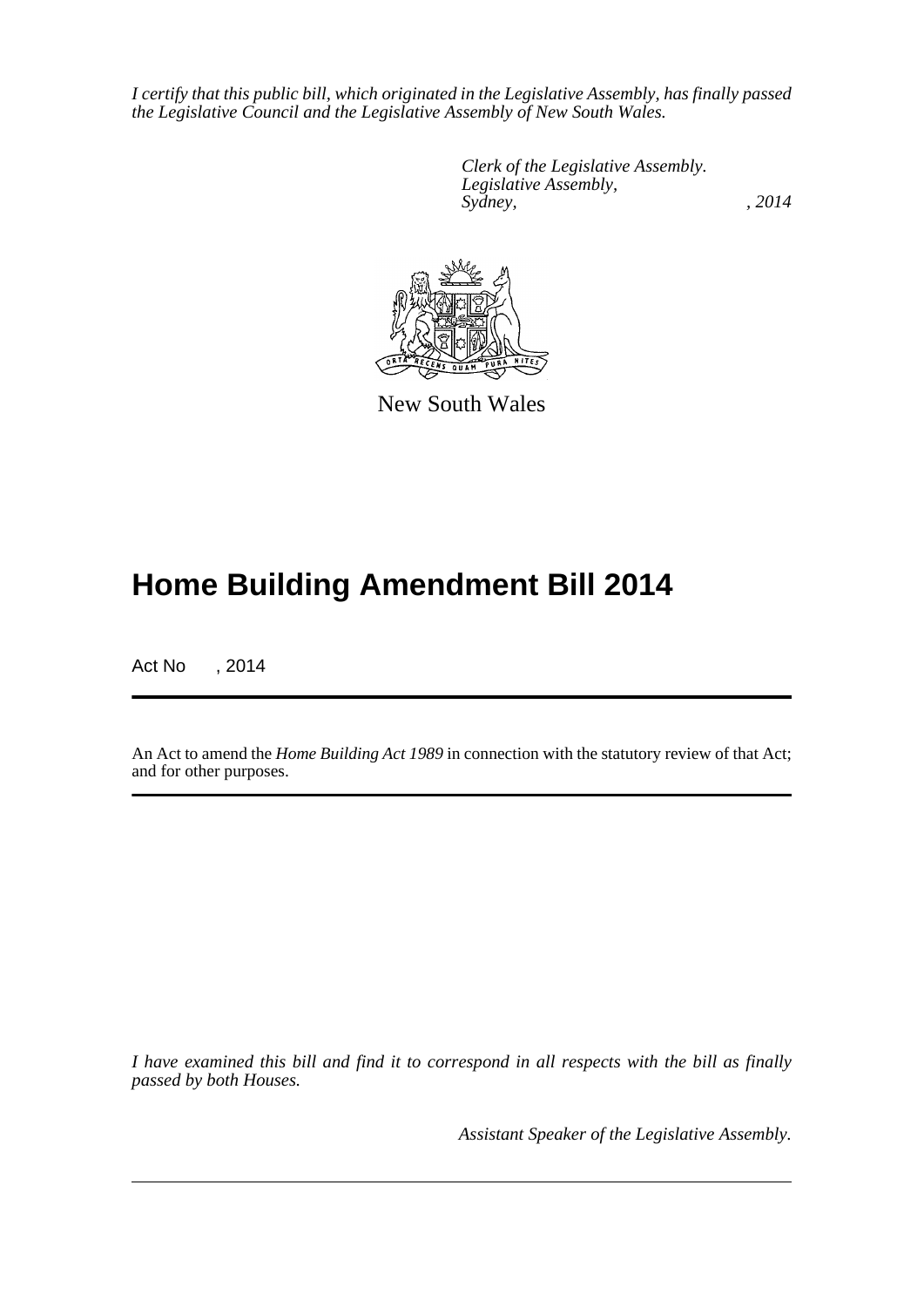*I certify that this public bill, which originated in the Legislative Assembly, has finally passed the Legislative Council and the Legislative Assembly of New South Wales.*

*Clerk of the Legislative Assembly.*
*Legislative Assembly,*
*Sydney, , 2014*

New South Wales

# Home Building Amendment Bill 2014

Act No , 2014

An Act to amend the *Home Building Act 1989* in connection with the statutory review of that Act; and for other purposes.

*I have examined this bill and find it to correspond in all respects with the bill as finally passed by both Houses.*

*Assistant Speaker of the Legislative Assembly.*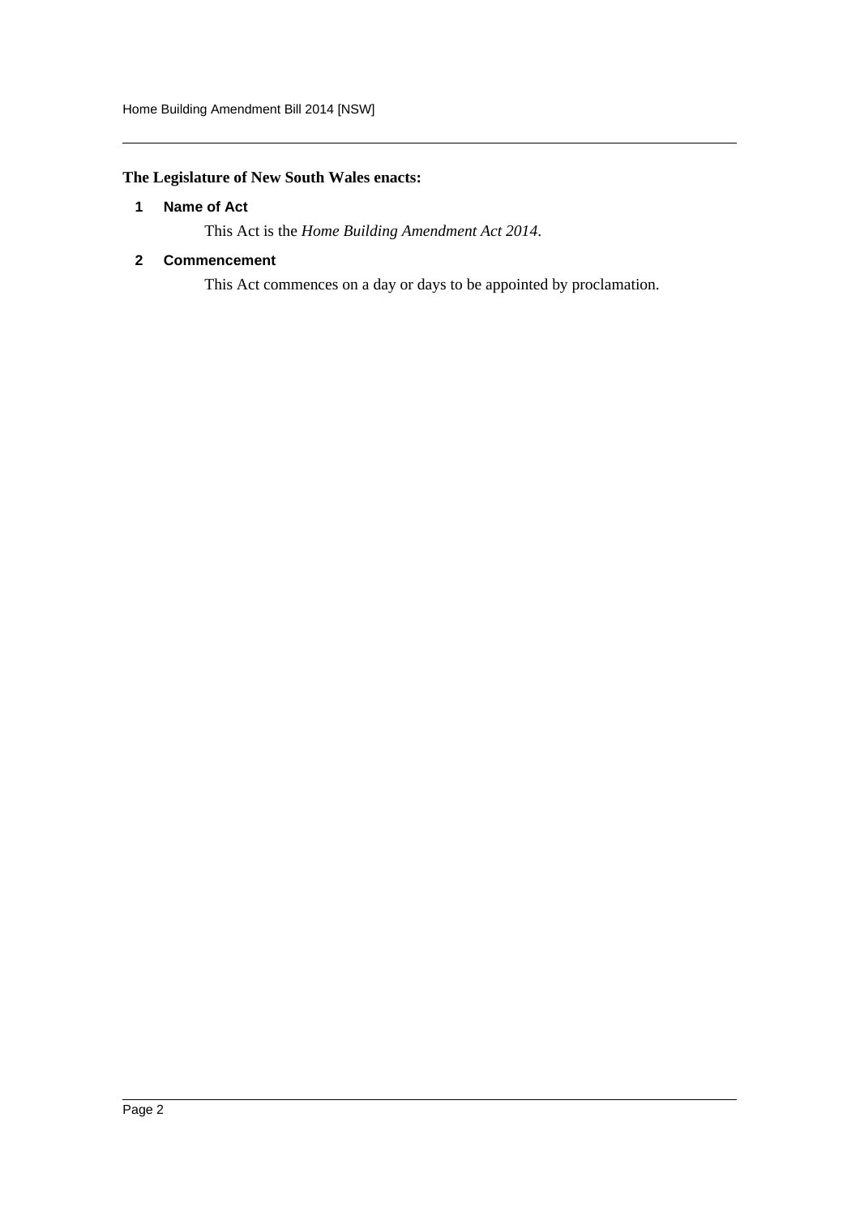**The Legislature of New South Wales enacts:**

## 1 Name of Act

This Act is the *Home Building Amendment Act 2014*.

## 2 Commencement

This Act commences on a day or days to be appointed by proclamation.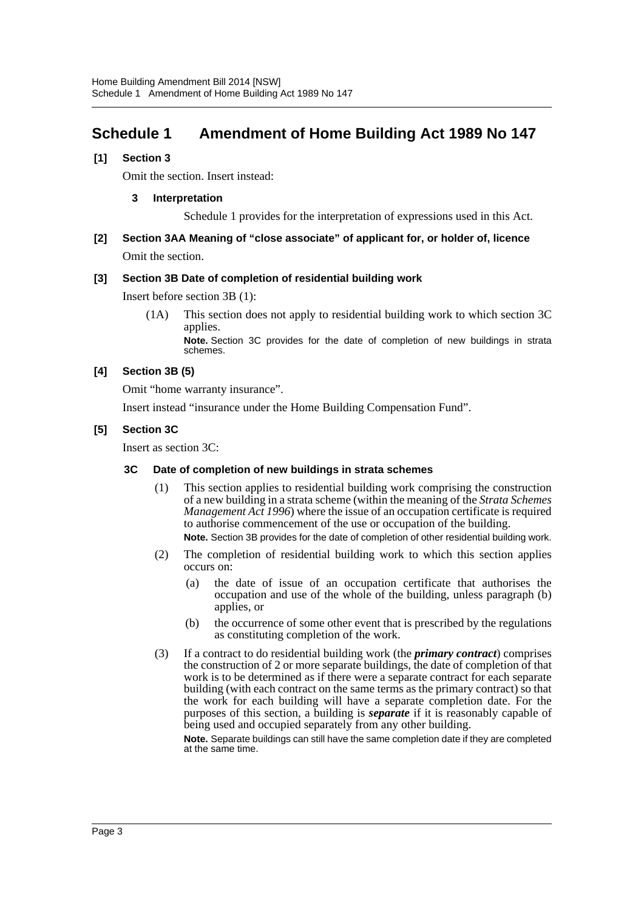## Schedule 1 Amendment of Home Building Act 1989 No 147

### [1] Section 3

Omit the section. Insert instead:

#### 3 Interpretation

Schedule 1 provides for the interpretation of expressions used in this Act.

### [2] Section 3AA Meaning of "close associate" of applicant for, or holder of, licence

Omit the section.

### [3] Section 3B Date of completion of residential building work

Insert before section 3B (1):

(1A) This section does not apply to residential building work to which section 3C applies.

**Note.** Section 3C provides for the date of completion of new buildings in strata schemes.

### [4] Section 3B (5)

Omit "home warranty insurance".

Insert instead "insurance under the Home Building Compensation Fund".

### [5] Section 3C

Insert as section 3C:

#### 3C Date of completion of new buildings in strata schemes

(1) This section applies to residential building work comprising the construction of a new building in a strata scheme (within the meaning of the *Strata Schemes Management Act 1996*) where the issue of an occupation certificate is required to authorise commencement of the use or occupation of the building.

**Note.** Section 3B provides for the date of completion of other residential building work.

(2) The completion of residential building work to which this section applies occurs on:

(a) the date of issue of an occupation certificate that authorises the occupation and use of the whole of the building, unless paragraph (b) applies, or

(b) the occurrence of some other event that is prescribed by the regulations as constituting completion of the work.

(3) If a contract to do residential building work (the ***primary contract***) comprises the construction of 2 or more separate buildings, the date of completion of that work is to be determined as if there were a separate contract for each separate building (with each contract on the same terms as the primary contract) so that the work for each building will have a separate completion date. For the purposes of this section, a building is ***separate*** if it is reasonably capable of being used and occupied separately from any other building.

**Note.** Separate buildings can still have the same completion date if they are completed at the same time.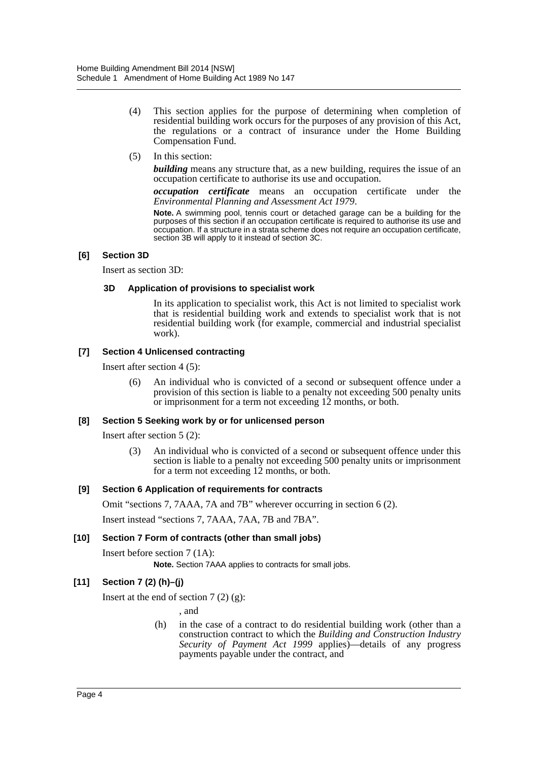(4) This section applies for the purpose of determining when completion of residential building work occurs for the purposes of any provision of this Act, the regulations or a contract of insurance under the Home Building Compensation Fund.

(5) In this section:

***building*** means any structure that, as a new building, requires the issue of an occupation certificate to authorise its use and occupation.

***occupation certificate*** means an occupation certificate under the *Environmental Planning and Assessment Act 1979*.

**Note.** A swimming pool, tennis court or detached garage can be a building for the purposes of this section if an occupation certificate is required to authorise its use and occupation. If a structure in a strata scheme does not require an occupation certificate, section 3B will apply to it instead of section 3C.

### [6] Section 3D

Insert as section 3D:

#### 3D Application of provisions to specialist work

In its application to specialist work, this Act is not limited to specialist work that is residential building work and extends to specialist work that is not residential building work (for example, commercial and industrial specialist work).

### [7] Section 4 Unlicensed contracting

Insert after section 4 (5):

(6) An individual who is convicted of a second or subsequent offence under a provision of this section is liable to a penalty not exceeding 500 penalty units or imprisonment for a term not exceeding 12 months, or both.

### [8] Section 5 Seeking work by or for unlicensed person

Insert after section 5 (2):

(3) An individual who is convicted of a second or subsequent offence under this section is liable to a penalty not exceeding 500 penalty units or imprisonment for a term not exceeding 12 months, or both.

### [9] Section 6 Application of requirements for contracts

Omit "sections 7, 7AAA, 7A and 7B" wherever occurring in section 6 (2).

Insert instead "sections 7, 7AAA, 7AA, 7B and 7BA".

### [10] Section 7 Form of contracts (other than small jobs)

Insert before section 7 (1A):

**Note.** Section 7AAA applies to contracts for small jobs.

### [11] Section 7 (2) (h)–(j)

Insert at the end of section 7 (2) (g):

, and

(h) in the case of a contract to do residential building work (other than a construction contract to which the *Building and Construction Industry Security of Payment Act 1999* applies)—details of any progress payments payable under the contract, and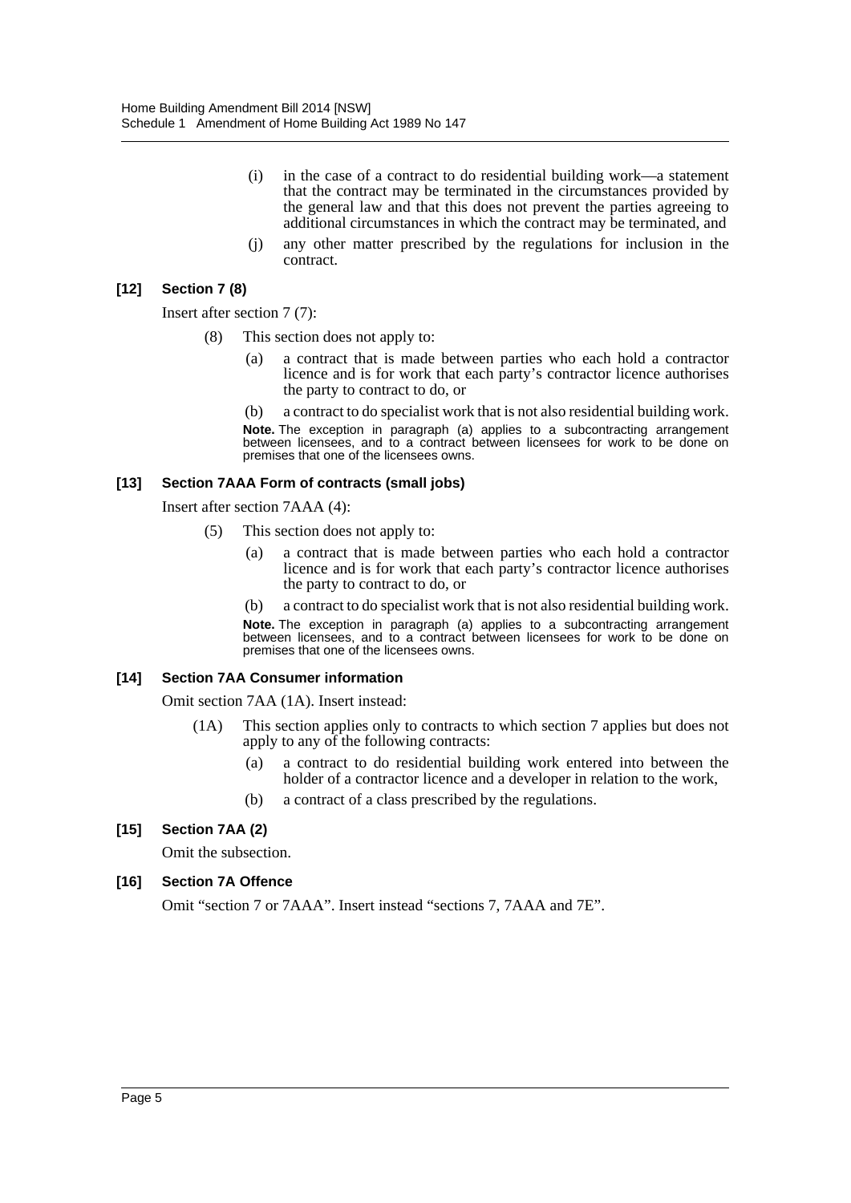(i) in the case of a contract to do residential building work—a statement that the contract may be terminated in the circumstances provided by the general law and that this does not prevent the parties agreeing to additional circumstances in which the contract may be terminated, and

(j) any other matter prescribed by the regulations for inclusion in the contract.

#### [12] Section 7 (8)

Insert after section 7 (7):

(8) This section does not apply to:

(a) a contract that is made between parties who each hold a contractor licence and is for work that each party's contractor licence authorises the party to contract to do, or

(b) a contract to do specialist work that is not also residential building work.

**Note.** The exception in paragraph (a) applies to a subcontracting arrangement between licensees, and to a contract between licensees for work to be done on premises that one of the licensees owns.

#### [13] Section 7AAA Form of contracts (small jobs)

Insert after section 7AAA (4):

(5) This section does not apply to:

(a) a contract that is made between parties who each hold a contractor licence and is for work that each party's contractor licence authorises the party to contract to do, or

(b) a contract to do specialist work that is not also residential building work.

**Note.** The exception in paragraph (a) applies to a subcontracting arrangement between licensees, and to a contract between licensees for work to be done on premises that one of the licensees owns.

#### [14] Section 7AA Consumer information

Omit section 7AA (1A). Insert instead:

(1A) This section applies only to contracts to which section 7 applies but does not apply to any of the following contracts:

(a) a contract to do residential building work entered into between the holder of a contractor licence and a developer in relation to the work,

(b) a contract of a class prescribed by the regulations.

#### [15] Section 7AA (2)

Omit the subsection.

#### [16] Section 7A Offence

Omit "section 7 or 7AAA". Insert instead "sections 7, 7AAA and 7E".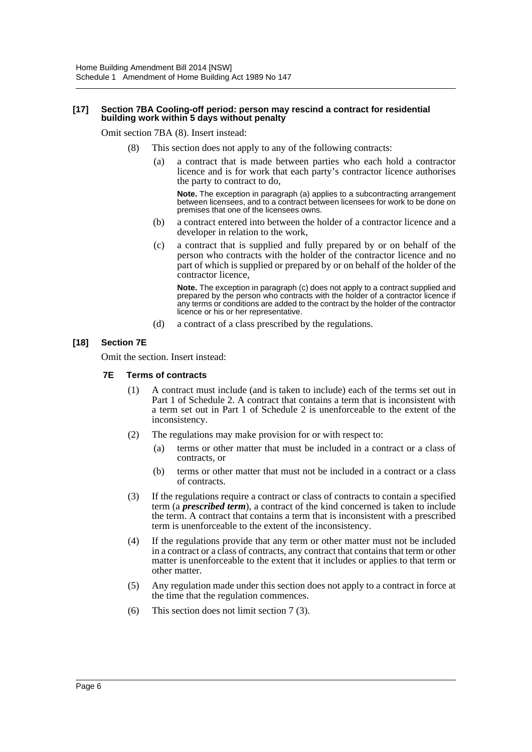**[17] Section 7BA Cooling-off period: person may rescind a contract for residential building work within 5 days without penalty**

Omit section 7BA (8). Insert instead:

(8) This section does not apply to any of the following contracts:

(a) a contract that is made between parties who each hold a contractor licence and is for work that each party's contractor licence authorises the party to contract to do,

**Note.** The exception in paragraph (a) applies to a subcontracting arrangement between licensees, and to a contract between licensees for work to be done on premises that one of the licensees owns.

(b) a contract entered into between the holder of a contractor licence and a developer in relation to the work,

(c) a contract that is supplied and fully prepared by or on behalf of the person who contracts with the holder of the contractor licence and no part of which is supplied or prepared by or on behalf of the holder of the contractor licence,

**Note.** The exception in paragraph (c) does not apply to a contract supplied and prepared by the person who contracts with the holder of a contractor licence if any terms or conditions are added to the contract by the holder of the contractor licence or his or her representative.

(d) a contract of a class prescribed by the regulations.

**[18] Section 7E**

Omit the section. Insert instead:

**7E Terms of contracts**

(1) A contract must include (and is taken to include) each of the terms set out in Part 1 of Schedule 2. A contract that contains a term that is inconsistent with a term set out in Part 1 of Schedule 2 is unenforceable to the extent of the inconsistency.

(2) The regulations may make provision for or with respect to:

(a) terms or other matter that must be included in a contract or a class of contracts, or

(b) terms or other matter that must not be included in a contract or a class of contracts.

(3) If the regulations require a contract or class of contracts to contain a specified term (a ***prescribed term***), a contract of the kind concerned is taken to include the term. A contract that contains a term that is inconsistent with a prescribed term is unenforceable to the extent of the inconsistency.

(4) If the regulations provide that any term or other matter must not be included in a contract or a class of contracts, any contract that contains that term or other matter is unenforceable to the extent that it includes or applies to that term or other matter.

(5) Any regulation made under this section does not apply to a contract in force at the time that the regulation commences.

(6) This section does not limit section 7 (3).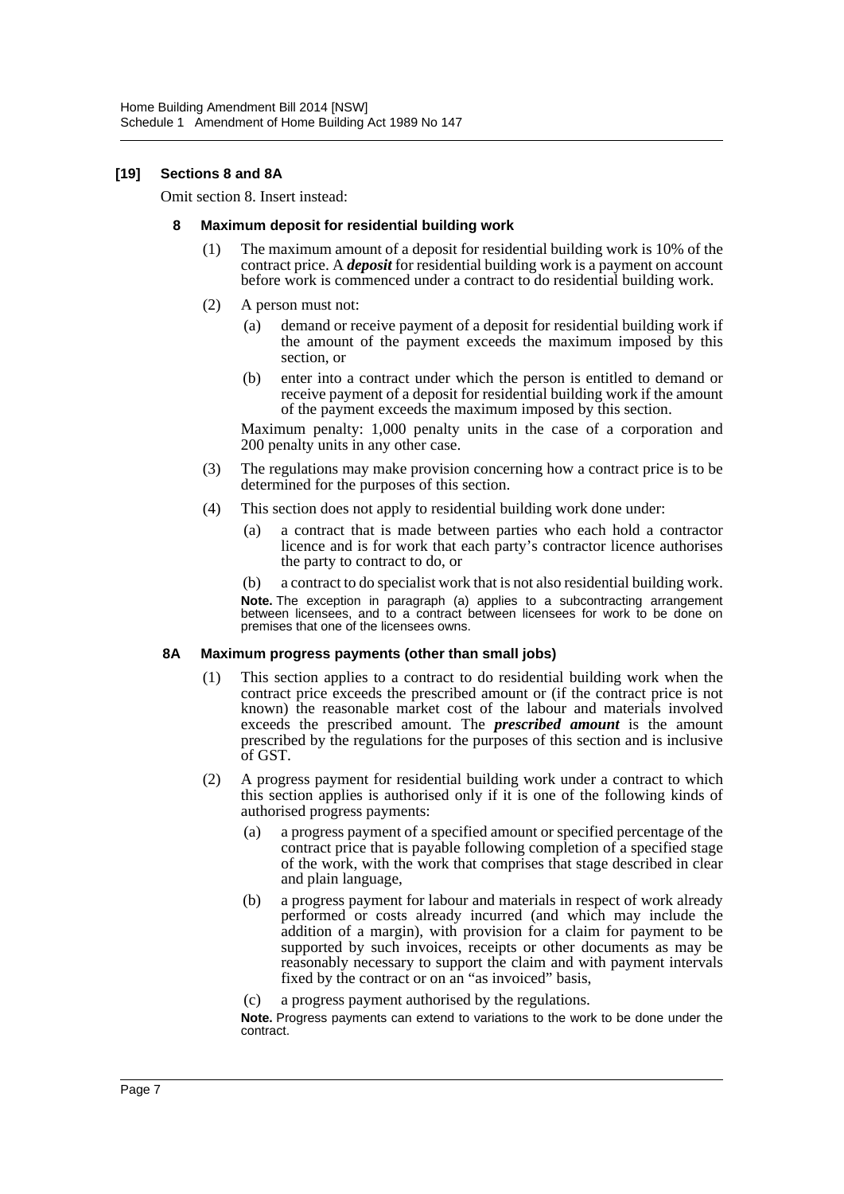**[19] Sections 8 and 8A**

Omit section 8. Insert instead:

**8 Maximum deposit for residential building work**

(1) The maximum amount of a deposit for residential building work is 10% of the contract price. A ***deposit*** for residential building work is a payment on account before work is commenced under a contract to do residential building work.

(2) A person must not:

(a) demand or receive payment of a deposit for residential building work if the amount of the payment exceeds the maximum imposed by this section, or

(b) enter into a contract under which the person is entitled to demand or receive payment of a deposit for residential building work if the amount of the payment exceeds the maximum imposed by this section.

Maximum penalty: 1,000 penalty units in the case of a corporation and 200 penalty units in any other case.

(3) The regulations may make provision concerning how a contract price is to be determined for the purposes of this section.

(4) This section does not apply to residential building work done under:

(a) a contract that is made between parties who each hold a contractor licence and is for work that each party's contractor licence authorises the party to contract to do, or

(b) a contract to do specialist work that is not also residential building work.

**Note.** The exception in paragraph (a) applies to a subcontracting arrangement between licensees, and to a contract between licensees for work to be done on premises that one of the licensees owns.

**8A Maximum progress payments (other than small jobs)**

(1) This section applies to a contract to do residential building work when the contract price exceeds the prescribed amount or (if the contract price is not known) the reasonable market cost of the labour and materials involved exceeds the prescribed amount. The ***prescribed amount*** is the amount prescribed by the regulations for the purposes of this section and is inclusive of GST.

(2) A progress payment for residential building work under a contract to which this section applies is authorised only if it is one of the following kinds of authorised progress payments:

(a) a progress payment of a specified amount or specified percentage of the contract price that is payable following completion of a specified stage of the work, with the work that comprises that stage described in clear and plain language,

(b) a progress payment for labour and materials in respect of work already performed or costs already incurred (and which may include the addition of a margin), with provision for a claim for payment to be supported by such invoices, receipts or other documents as may be reasonably necessary to support the claim and with payment intervals fixed by the contract or on an "as invoiced" basis,

(c) a progress payment authorised by the regulations.

**Note.** Progress payments can extend to variations to the work to be done under the contract.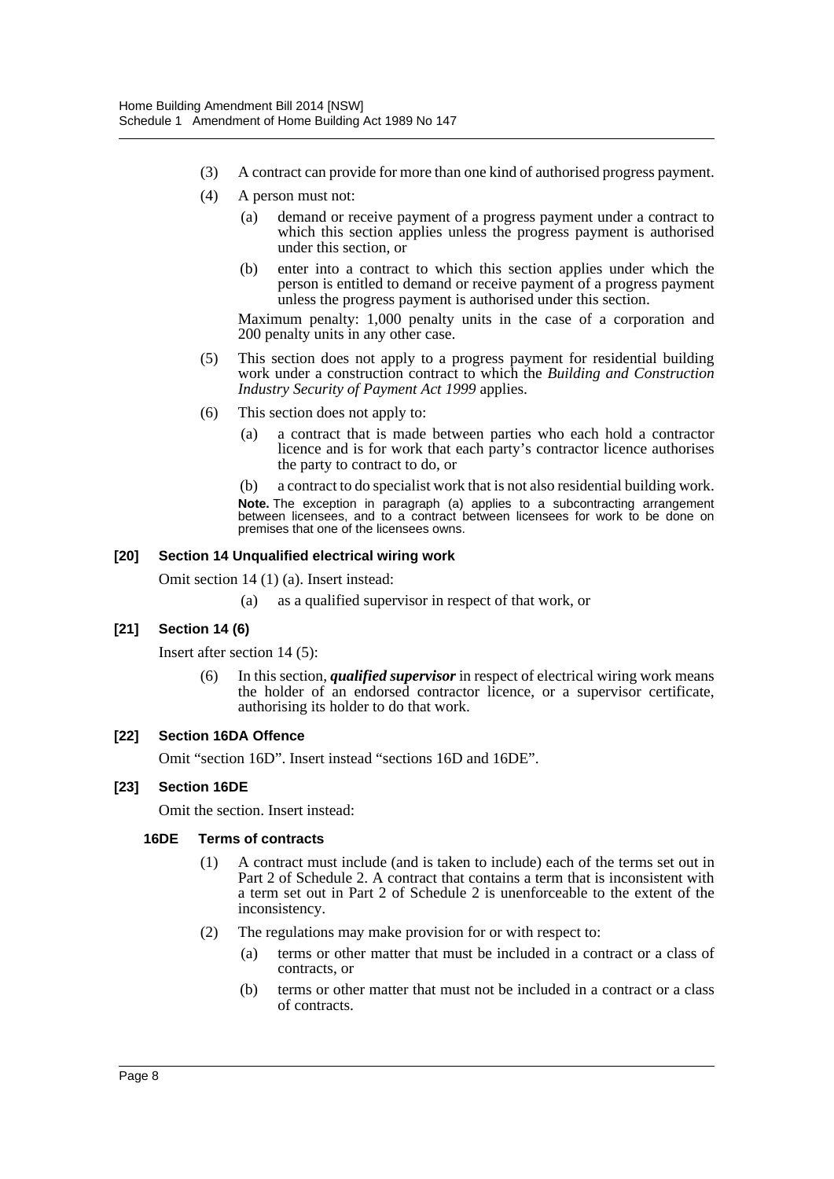(3) A contract can provide for more than one kind of authorised progress payment.

(4) A person must not:

(a) demand or receive payment of a progress payment under a contract to which this section applies unless the progress payment is authorised under this section, or

(b) enter into a contract to which this section applies under which the person is entitled to demand or receive payment of a progress payment unless the progress payment is authorised under this section.

Maximum penalty: 1,000 penalty units in the case of a corporation and 200 penalty units in any other case.

(5) This section does not apply to a progress payment for residential building work under a construction contract to which the *Building and Construction Industry Security of Payment Act 1999* applies.

(6) This section does not apply to:

(a) a contract that is made between parties who each hold a contractor licence and is for work that each party's contractor licence authorises the party to contract to do, or

(b) a contract to do specialist work that is not also residential building work.

**Note.** The exception in paragraph (a) applies to a subcontracting arrangement between licensees, and to a contract between licensees for work to be done on premises that one of the licensees owns.

### [20] Section 14 Unqualified electrical wiring work

Omit section 14 (1) (a). Insert instead:

(a) as a qualified supervisor in respect of that work, or

### [21] Section 14 (6)

Insert after section 14 (5):

(6) In this section, ***qualified supervisor*** in respect of electrical wiring work means the holder of an endorsed contractor licence, or a supervisor certificate, authorising its holder to do that work.

### [22] Section 16DA Offence

Omit "section 16D". Insert instead "sections 16D and 16DE".

### [23] Section 16DE

Omit the section. Insert instead:

#### 16DE Terms of contracts

(1) A contract must include (and is taken to include) each of the terms set out in Part 2 of Schedule 2. A contract that contains a term that is inconsistent with a term set out in Part 2 of Schedule 2 is unenforceable to the extent of the inconsistency.

(2) The regulations may make provision for or with respect to:

(a) terms or other matter that must be included in a contract or a class of contracts, or

(b) terms or other matter that must not be included in a contract or a class of contracts.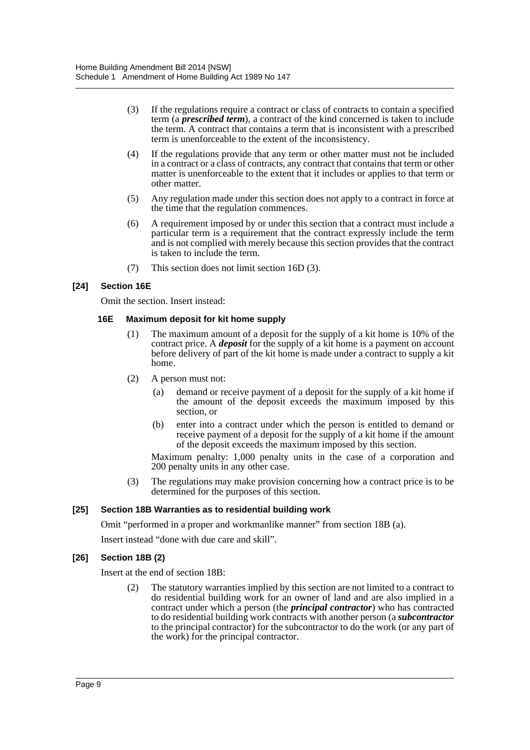(3) If the regulations require a contract or class of contracts to contain a specified term (a ***prescribed term***), a contract of the kind concerned is taken to include the term. A contract that contains a term that is inconsistent with a prescribed term is unenforceable to the extent of the inconsistency.

(4) If the regulations provide that any term or other matter must not be included in a contract or a class of contracts, any contract that contains that term or other matter is unenforceable to the extent that it includes or applies to that term or other matter.

(5) Any regulation made under this section does not apply to a contract in force at the time that the regulation commences.

(6) A requirement imposed by or under this section that a contract must include a particular term is a requirement that the contract expressly include the term and is not complied with merely because this section provides that the contract is taken to include the term.

(7) This section does not limit section 16D (3).

### [24] Section 16E

Omit the section. Insert instead:

#### 16E Maximum deposit for kit home supply

(1) The maximum amount of a deposit for the supply of a kit home is 10% of the contract price. A ***deposit*** for the supply of a kit home is a payment on account before delivery of part of the kit home is made under a contract to supply a kit home.

(2) A person must not:

(a) demand or receive payment of a deposit for the supply of a kit home if the amount of the deposit exceeds the maximum imposed by this section, or

(b) enter into a contract under which the person is entitled to demand or receive payment of a deposit for the supply of a kit home if the amount of the deposit exceeds the maximum imposed by this section.

Maximum penalty: 1,000 penalty units in the case of a corporation and 200 penalty units in any other case.

(3) The regulations may make provision concerning how a contract price is to be determined for the purposes of this section.

### [25] Section 18B Warranties as to residential building work

Omit "performed in a proper and workmanlike manner" from section 18B (a).

Insert instead "done with due care and skill".

### [26] Section 18B (2)

Insert at the end of section 18B:

(2) The statutory warranties implied by this section are not limited to a contract to do residential building work for an owner of land and are also implied in a contract under which a person (the ***principal contractor***) who has contracted to do residential building work contracts with another person (a ***subcontractor*** to the principal contractor) for the subcontractor to do the work (or any part of the work) for the principal contractor.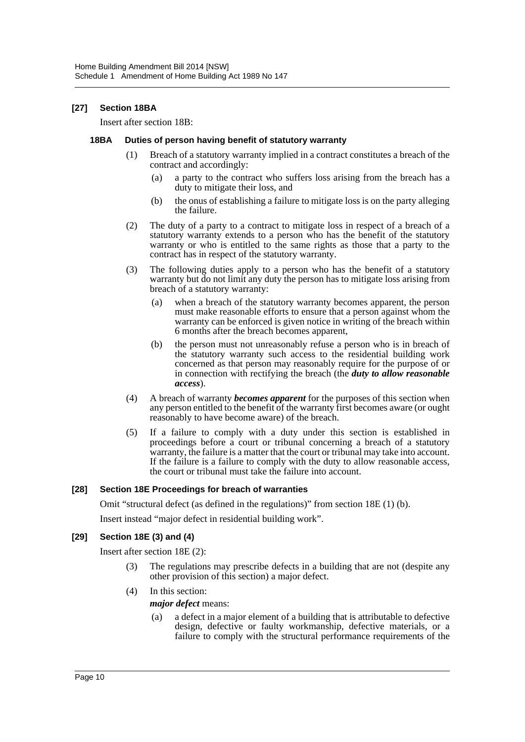### [27] Section 18BA

Insert after section 18B:

#### 18BA Duties of person having benefit of statutory warranty

(1) Breach of a statutory warranty implied in a contract constitutes a breach of the contract and accordingly:

- (a) a party to the contract who suffers loss arising from the breach has a duty to mitigate their loss, and
- (b) the onus of establishing a failure to mitigate loss is on the party alleging the failure.

(2) The duty of a party to a contract to mitigate loss in respect of a breach of a statutory warranty extends to a person who has the benefit of the statutory warranty or who is entitled to the same rights as those that a party to the contract has in respect of the statutory warranty.

(3) The following duties apply to a person who has the benefit of a statutory warranty but do not limit any duty the person has to mitigate loss arising from breach of a statutory warranty:

- (a) when a breach of the statutory warranty becomes apparent, the person must make reasonable efforts to ensure that a person against whom the warranty can be enforced is given notice in writing of the breach within 6 months after the breach becomes apparent,
- (b) the person must not unreasonably refuse a person who is in breach of the statutory warranty such access to the residential building work concerned as that person may reasonably require for the purpose of or in connection with rectifying the breach (the ***duty to allow reasonable access***).

(4) A breach of warranty ***becomes apparent*** for the purposes of this section when any person entitled to the benefit of the warranty first becomes aware (or ought reasonably to have become aware) of the breach.

(5) If a failure to comply with a duty under this section is established in proceedings before a court or tribunal concerning a breach of a statutory warranty, the failure is a matter that the court or tribunal may take into account. If the failure is a failure to comply with the duty to allow reasonable access, the court or tribunal must take the failure into account.

### [28] Section 18E Proceedings for breach of warranties

Omit "structural defect (as defined in the regulations)" from section 18E (1) (b).

Insert instead "major defect in residential building work".

### [29] Section 18E (3) and (4)

Insert after section 18E (2):

(3) The regulations may prescribe defects in a building that are not (despite any other provision of this section) a major defect.

(4) In this section:

***major defect*** means:

- (a) a defect in a major element of a building that is attributable to defective design, defective or faulty workmanship, defective materials, or a failure to comply with the structural performance requirements of the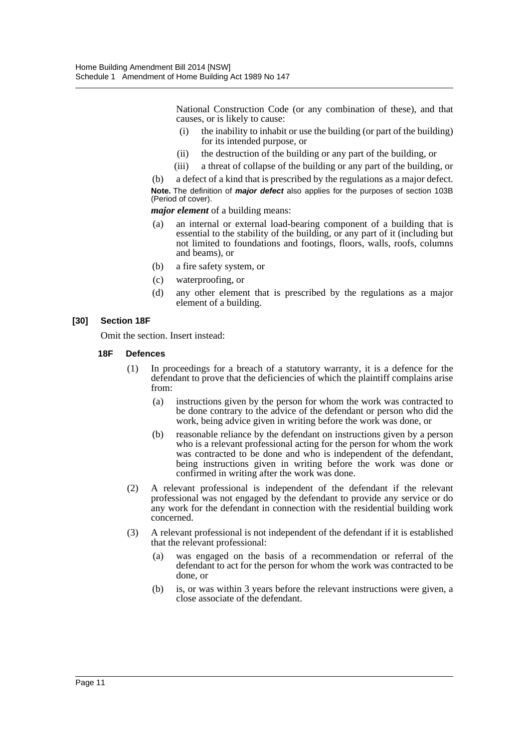National Construction Code (or any combination of these), and that causes, or is likely to cause:

(i) the inability to inhabit or use the building (or part of the building) for its intended purpose, or

(ii) the destruction of the building or any part of the building, or

(iii) a threat of collapse of the building or any part of the building, or

(b) a defect of a kind that is prescribed by the regulations as a major defect.

**Note.** The definition of ***major defect*** also applies for the purposes of section 103B (Period of cover).

***major element*** of a building means:

(a) an internal or external load-bearing component of a building that is essential to the stability of the building, or any part of it (including but not limited to foundations and footings, floors, walls, roofs, columns and beams), or

(b) a fire safety system, or

(c) waterproofing, or

(d) any other element that is prescribed by the regulations as a major element of a building.

**[30] Section 18F**

Omit the section. Insert instead:

**18F Defences**

(1) In proceedings for a breach of a statutory warranty, it is a defence for the defendant to prove that the deficiencies of which the plaintiff complains arise from:

(a) instructions given by the person for whom the work was contracted to be done contrary to the advice of the defendant or person who did the work, being advice given in writing before the work was done, or

(b) reasonable reliance by the defendant on instructions given by a person who is a relevant professional acting for the person for whom the work was contracted to be done and who is independent of the defendant, being instructions given in writing before the work was done or confirmed in writing after the work was done.

(2) A relevant professional is independent of the defendant if the relevant professional was not engaged by the defendant to provide any service or do any work for the defendant in connection with the residential building work concerned.

(3) A relevant professional is not independent of the defendant if it is established that the relevant professional:

(a) was engaged on the basis of a recommendation or referral of the defendant to act for the person for whom the work was contracted to be done, or

(b) is, or was within 3 years before the relevant instructions were given, a close associate of the defendant.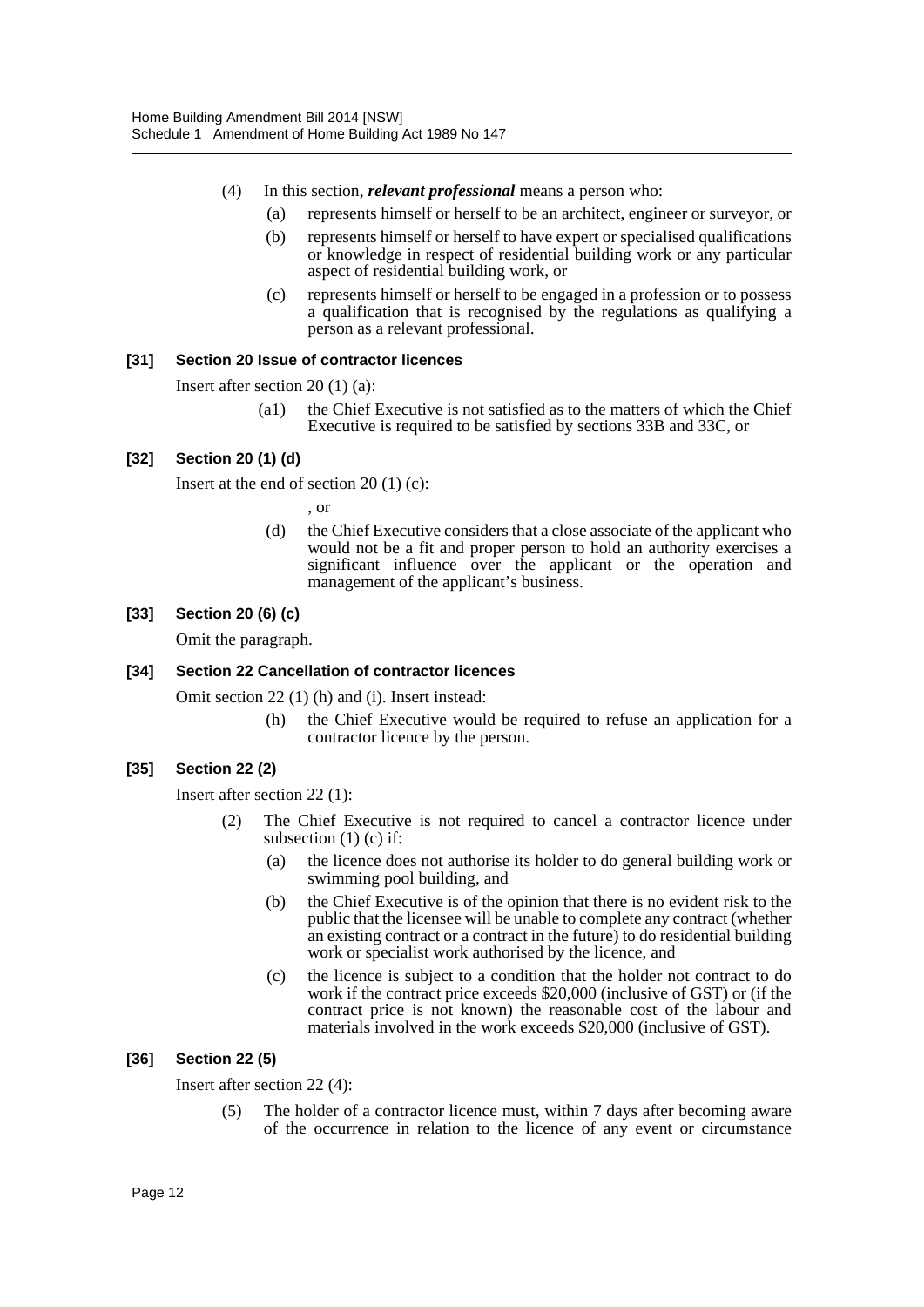(4) In this section, ***relevant professional*** means a person who:

(a) represents himself or herself to be an architect, engineer or surveyor, or

(b) represents himself or herself to have expert or specialised qualifications or knowledge in respect of residential building work or any particular aspect of residential building work, or

(c) represents himself or herself to be engaged in a profession or to possess a qualification that is recognised by the regulations as qualifying a person as a relevant professional.

**[31] Section 20 Issue of contractor licences**

Insert after section 20 (1) (a):

(a1) the Chief Executive is not satisfied as to the matters of which the Chief Executive is required to be satisfied by sections 33B and 33C, or

**[32] Section 20 (1) (d)**

Insert at the end of section 20 (1) (c):

, or

(d) the Chief Executive considers that a close associate of the applicant who would not be a fit and proper person to hold an authority exercises a significant influence over the applicant or the operation and management of the applicant's business.

**[33] Section 20 (6) (c)**

Omit the paragraph.

**[34] Section 22 Cancellation of contractor licences**

Omit section 22 (1) (h) and (i). Insert instead:

(h) the Chief Executive would be required to refuse an application for a contractor licence by the person.

**[35] Section 22 (2)**

Insert after section 22 (1):

(2) The Chief Executive is not required to cancel a contractor licence under subsection (1) (c) if:

(a) the licence does not authorise its holder to do general building work or swimming pool building, and

(b) the Chief Executive is of the opinion that there is no evident risk to the public that the licensee will be unable to complete any contract (whether an existing contract or a contract in the future) to do residential building work or specialist work authorised by the licence, and

(c) the licence is subject to a condition that the holder not contract to do work if the contract price exceeds $20,000 (inclusive of GST) or (if the contract price is not known) the reasonable cost of the labour and materials involved in the work exceeds $20,000 (inclusive of GST).

**[36] Section 22 (5)**

Insert after section 22 (4):

(5) The holder of a contractor licence must, within 7 days after becoming aware of the occurrence in relation to the licence of any event or circumstance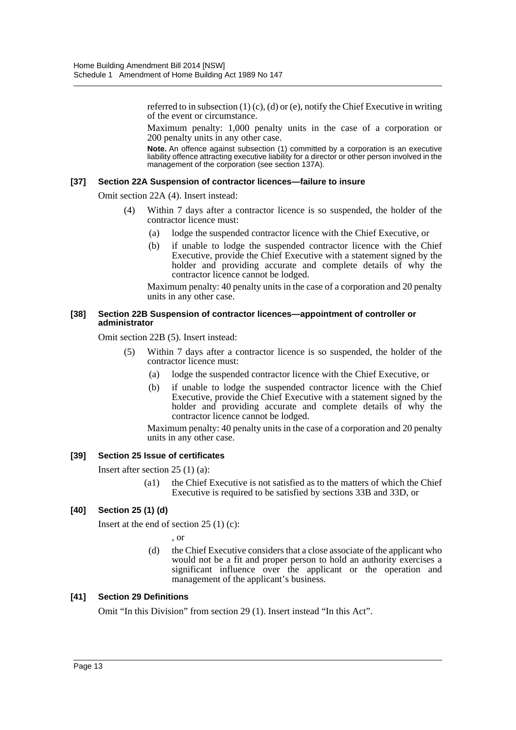referred to in subsection (1) (c), (d) or (e), notify the Chief Executive in writing of the event or circumstance.

Maximum penalty: 1,000 penalty units in the case of a corporation or 200 penalty units in any other case.

**Note.** An offence against subsection (1) committed by a corporation is an executive liability offence attracting executive liability for a director or other person involved in the management of the corporation (see section 137A).

#### [37] Section 22A Suspension of contractor licences—failure to insure

Omit section 22A (4). Insert instead:

(4) Within 7 days after a contractor licence is so suspended, the holder of the contractor licence must:

(a) lodge the suspended contractor licence with the Chief Executive, or

(b) if unable to lodge the suspended contractor licence with the Chief Executive, provide the Chief Executive with a statement signed by the holder and providing accurate and complete details of why the contractor licence cannot be lodged.

Maximum penalty: 40 penalty units in the case of a corporation and 20 penalty units in any other case.

#### [38] Section 22B Suspension of contractor licences—appointment of controller or administrator

Omit section 22B (5). Insert instead:

(5) Within 7 days after a contractor licence is so suspended, the holder of the contractor licence must:

(a) lodge the suspended contractor licence with the Chief Executive, or

(b) if unable to lodge the suspended contractor licence with the Chief Executive, provide the Chief Executive with a statement signed by the holder and providing accurate and complete details of why the contractor licence cannot be lodged.

Maximum penalty: 40 penalty units in the case of a corporation and 20 penalty units in any other case.

#### [39] Section 25 Issue of certificates

Insert after section 25 (1) (a):

(a1) the Chief Executive is not satisfied as to the matters of which the Chief Executive is required to be satisfied by sections 33B and 33D, or

#### [40] Section 25 (1) (d)

Insert at the end of section 25 (1) (c):

, or

(d) the Chief Executive considers that a close associate of the applicant who would not be a fit and proper person to hold an authority exercises a significant influence over the applicant or the operation and management of the applicant's business.

#### [41] Section 29 Definitions

Omit "In this Division" from section 29 (1). Insert instead "In this Act".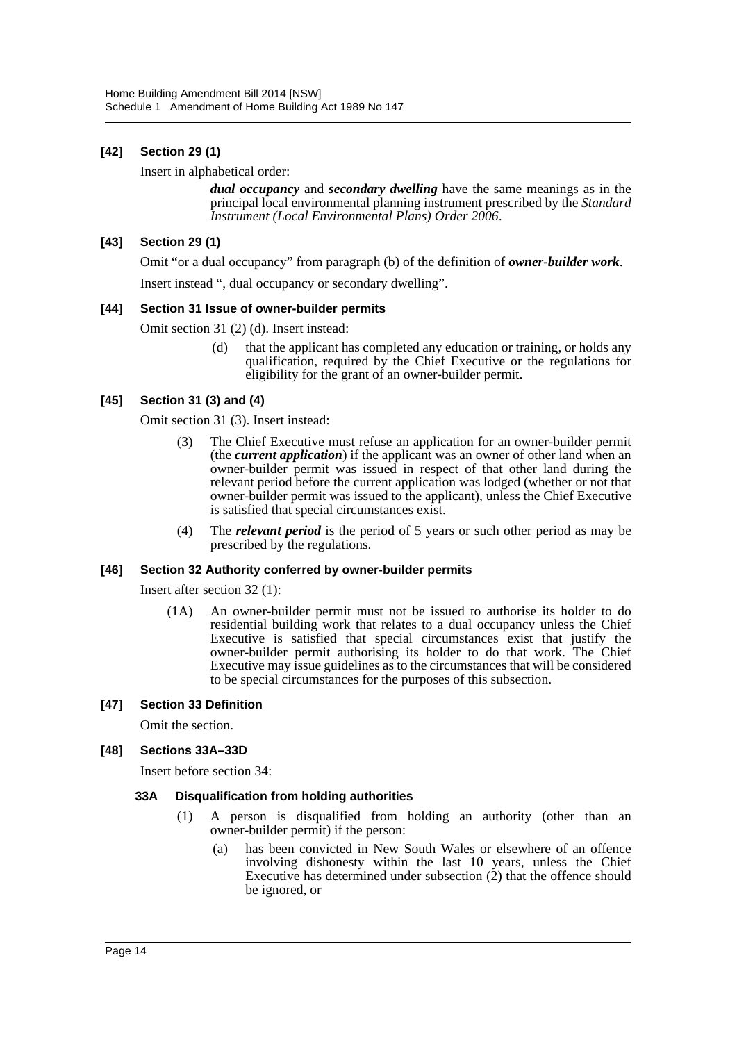#### [42] Section 29 (1)

Insert in alphabetical order:

> ***dual occupancy*** and ***secondary dwelling*** have the same meanings as in the principal local environmental planning instrument prescribed by the *Standard Instrument (Local Environmental Plans) Order 2006*.

#### [43] Section 29 (1)

Omit "or a dual occupancy" from paragraph (b) of the definition of ***owner-builder work***.

Insert instead ", dual occupancy or secondary dwelling".

#### [44] Section 31 Issue of owner-builder permits

Omit section 31 (2) (d). Insert instead:

> (d) that the applicant has completed any education or training, or holds any qualification, required by the Chief Executive or the regulations for eligibility for the grant of an owner-builder permit.

#### [45] Section 31 (3) and (4)

Omit section 31 (3). Insert instead:

> (3) The Chief Executive must refuse an application for an owner-builder permit (the ***current application***) if the applicant was an owner of other land when an owner-builder permit was issued in respect of that other land during the relevant period before the current application was lodged (whether or not that owner-builder permit was issued to the applicant), unless the Chief Executive is satisfied that special circumstances exist.
>
> (4) The ***relevant period*** is the period of 5 years or such other period as may be prescribed by the regulations.

#### [46] Section 32 Authority conferred by owner-builder permits

Insert after section 32 (1):

> (1A) An owner-builder permit must not be issued to authorise its holder to do residential building work that relates to a dual occupancy unless the Chief Executive is satisfied that special circumstances exist that justify the owner-builder permit authorising its holder to do that work. The Chief Executive may issue guidelines as to the circumstances that will be considered to be special circumstances for the purposes of this subsection.

#### [47] Section 33 Definition

Omit the section.

#### [48] Sections 33A–33D

Insert before section 34:

> **33A Disqualification from holding authorities**
>
> (1) A person is disqualified from holding an authority (other than an owner-builder permit) if the person:
>
> (a) has been convicted in New South Wales or elsewhere of an offence involving dishonesty within the last 10 years, unless the Chief Executive has determined under subsection (2) that the offence should be ignored, or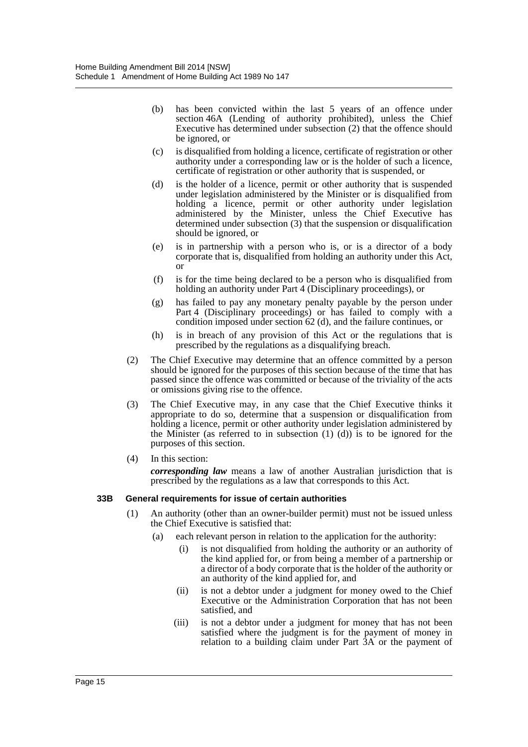(b) has been convicted within the last 5 years of an offence under section 46A (Lending of authority prohibited), unless the Chief Executive has determined under subsection (2) that the offence should be ignored, or

(c) is disqualified from holding a licence, certificate of registration or other authority under a corresponding law or is the holder of such a licence, certificate of registration or other authority that is suspended, or

(d) is the holder of a licence, permit or other authority that is suspended under legislation administered by the Minister or is disqualified from holding a licence, permit or other authority under legislation administered by the Minister, unless the Chief Executive has determined under subsection (3) that the suspension or disqualification should be ignored, or

(e) is in partnership with a person who is, or is a director of a body corporate that is, disqualified from holding an authority under this Act, or

(f) is for the time being declared to be a person who is disqualified from holding an authority under Part 4 (Disciplinary proceedings), or

(g) has failed to pay any monetary penalty payable by the person under Part 4 (Disciplinary proceedings) or has failed to comply with a condition imposed under section 62 (d), and the failure continues, or

(h) is in breach of any provision of this Act or the regulations that is prescribed by the regulations as a disqualifying breach.

(2) The Chief Executive may determine that an offence committed by a person should be ignored for the purposes of this section because of the time that has passed since the offence was committed or because of the triviality of the acts or omissions giving rise to the offence.

(3) The Chief Executive may, in any case that the Chief Executive thinks it appropriate to do so, determine that a suspension or disqualification from holding a licence, permit or other authority under legislation administered by the Minister (as referred to in subsection (1) (d)) is to be ignored for the purposes of this section.

(4) In this section:

***corresponding law*** means a law of another Australian jurisdiction that is prescribed by the regulations as a law that corresponds to this Act.

**33B General requirements for issue of certain authorities**

(1) An authority (other than an owner-builder permit) must not be issued unless the Chief Executive is satisfied that:

(a) each relevant person in relation to the application for the authority:

(i) is not disqualified from holding the authority or an authority of the kind applied for, or from being a member of a partnership or a director of a body corporate that is the holder of the authority or an authority of the kind applied for, and

(ii) is not a debtor under a judgment for money owed to the Chief Executive or the Administration Corporation that has not been satisfied, and

(iii) is not a debtor under a judgment for money that has not been satisfied where the judgment is for the payment of money in relation to a building claim under Part 3A or the payment of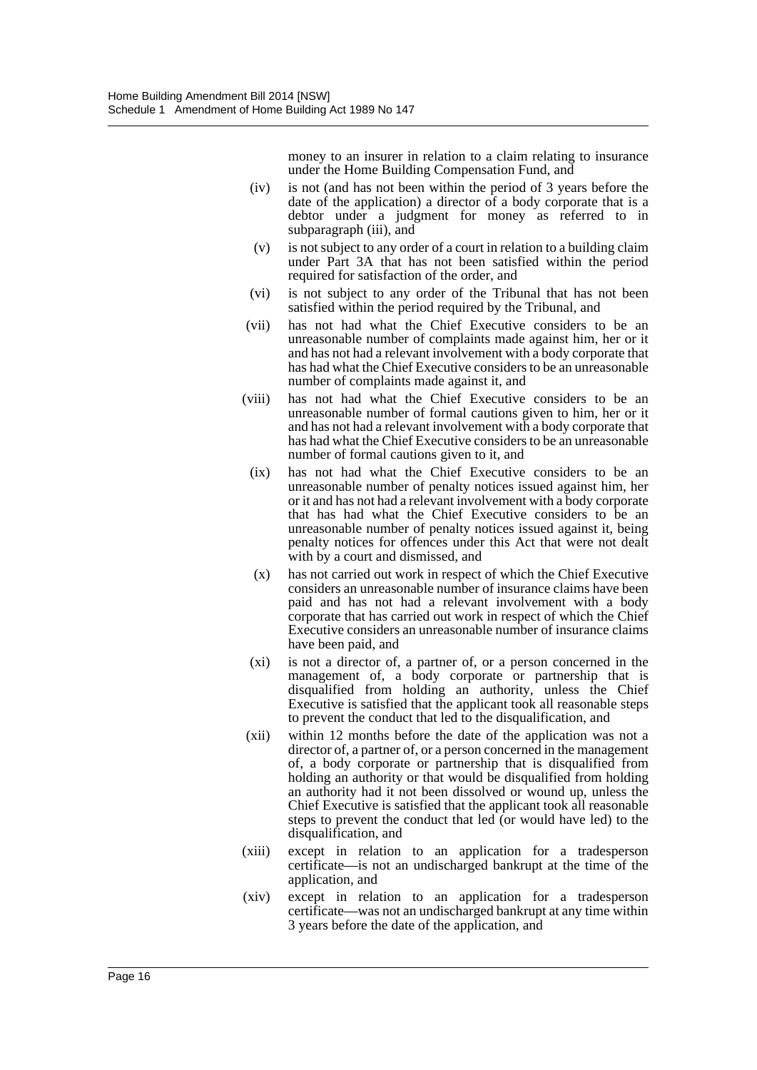money to an insurer in relation to a claim relating to insurance under the Home Building Compensation Fund, and

(iv) is not (and has not been within the period of 3 years before the date of the application) a director of a body corporate that is a debtor under a judgment for money as referred to in subparagraph (iii), and

(v) is not subject to any order of a court in relation to a building claim under Part 3A that has not been satisfied within the period required for satisfaction of the order, and

(vi) is not subject to any order of the Tribunal that has not been satisfied within the period required by the Tribunal, and

(vii) has not had what the Chief Executive considers to be an unreasonable number of complaints made against him, her or it and has not had a relevant involvement with a body corporate that has had what the Chief Executive considers to be an unreasonable number of complaints made against it, and

(viii) has not had what the Chief Executive considers to be an unreasonable number of formal cautions given to him, her or it and has not had a relevant involvement with a body corporate that has had what the Chief Executive considers to be an unreasonable number of formal cautions given to it, and

(ix) has not had what the Chief Executive considers to be an unreasonable number of penalty notices issued against him, her or it and has not had a relevant involvement with a body corporate that has had what the Chief Executive considers to be an unreasonable number of penalty notices issued against it, being penalty notices for offences under this Act that were not dealt with by a court and dismissed, and

(x) has not carried out work in respect of which the Chief Executive considers an unreasonable number of insurance claims have been paid and has not had a relevant involvement with a body corporate that has carried out work in respect of which the Chief Executive considers an unreasonable number of insurance claims have been paid, and

(xi) is not a director of, a partner of, or a person concerned in the management of, a body corporate or partnership that is disqualified from holding an authority, unless the Chief Executive is satisfied that the applicant took all reasonable steps to prevent the conduct that led to the disqualification, and

(xii) within 12 months before the date of the application was not a director of, a partner of, or a person concerned in the management of, a body corporate or partnership that is disqualified from holding an authority or that would be disqualified from holding an authority had it not been dissolved or wound up, unless the Chief Executive is satisfied that the applicant took all reasonable steps to prevent the conduct that led (or would have led) to the disqualification, and

(xiii) except in relation to an application for a tradesperson certificate—is not an undischarged bankrupt at the time of the application, and

(xiv) except in relation to an application for a tradesperson certificate—was not an undischarged bankrupt at any time within 3 years before the date of the application, and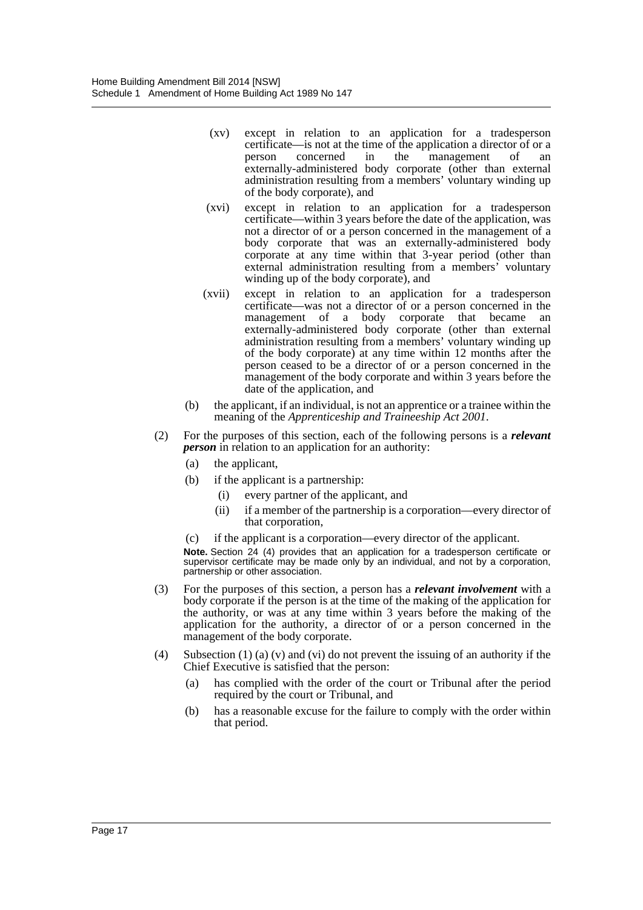(xv) except in relation to an application for a tradesperson certificate—is not at the time of the application a director of or a person concerned in the management of an externally-administered body corporate (other than external administration resulting from a members' voluntary winding up of the body corporate), and

(xvi) except in relation to an application for a tradesperson certificate—within 3 years before the date of the application, was not a director of or a person concerned in the management of a body corporate that was an externally-administered body corporate at any time within that 3-year period (other than external administration resulting from a members' voluntary winding up of the body corporate), and

(xvii) except in relation to an application for a tradesperson certificate—was not a director of or a person concerned in the management of a body corporate that became an externally-administered body corporate (other than external administration resulting from a members' voluntary winding up of the body corporate) at any time within 12 months after the person ceased to be a director of or a person concerned in the management of the body corporate and within 3 years before the date of the application, and

(b) the applicant, if an individual, is not an apprentice or a trainee within the meaning of the *Apprenticeship and Traineeship Act 2001*.

(2) For the purposes of this section, each of the following persons is a ***relevant person*** in relation to an application for an authority:

(a) the applicant,

(b) if the applicant is a partnership:

(i) every partner of the applicant, and

(ii) if a member of the partnership is a corporation—every director of that corporation,

(c) if the applicant is a corporation—every director of the applicant.

**Note.** Section 24 (4) provides that an application for a tradesperson certificate or supervisor certificate may be made only by an individual, and not by a corporation, partnership or other association.

(3) For the purposes of this section, a person has a ***relevant involvement*** with a body corporate if the person is at the time of the making of the application for the authority, or was at any time within 3 years before the making of the application for the authority, a director of or a person concerned in the management of the body corporate.

(4) Subsection (1) (a) (v) and (vi) do not prevent the issuing of an authority if the Chief Executive is satisfied that the person:

(a) has complied with the order of the court or Tribunal after the period required by the court or Tribunal, and

(b) has a reasonable excuse for the failure to comply with the order within that period.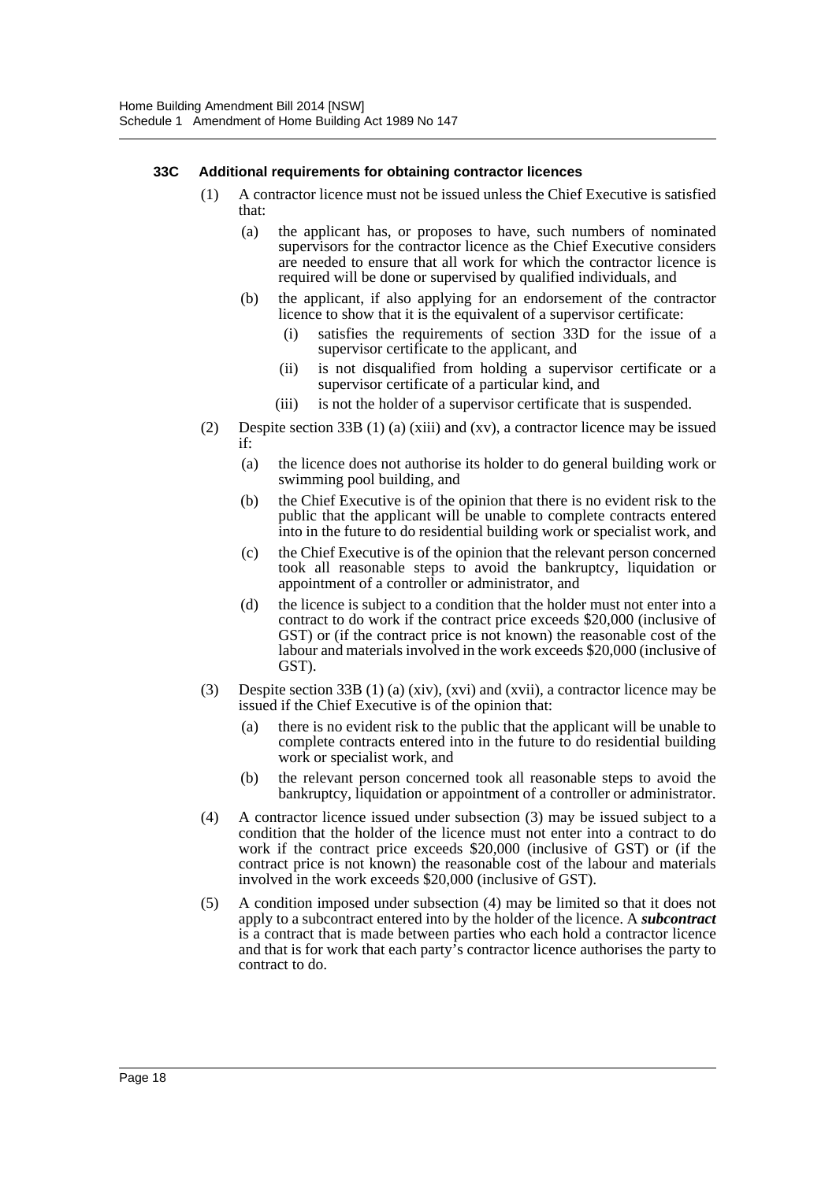#### 33C Additional requirements for obtaining contractor licences

(1) A contractor licence must not be issued unless the Chief Executive is satisfied that:

(a) the applicant has, or proposes to have, such numbers of nominated supervisors for the contractor licence as the Chief Executive considers are needed to ensure that all work for which the contractor licence is required will be done or supervised by qualified individuals, and

(b) the applicant, if also applying for an endorsement of the contractor licence to show that it is the equivalent of a supervisor certificate:

(i) satisfies the requirements of section 33D for the issue of a supervisor certificate to the applicant, and

(ii) is not disqualified from holding a supervisor certificate or a supervisor certificate of a particular kind, and

(iii) is not the holder of a supervisor certificate that is suspended.

(2) Despite section 33B (1) (a) (xiii) and (xv), a contractor licence may be issued if:

(a) the licence does not authorise its holder to do general building work or swimming pool building, and

(b) the Chief Executive is of the opinion that there is no evident risk to the public that the applicant will be unable to complete contracts entered into in the future to do residential building work or specialist work, and

(c) the Chief Executive is of the opinion that the relevant person concerned took all reasonable steps to avoid the bankruptcy, liquidation or appointment of a controller or administrator, and

(d) the licence is subject to a condition that the holder must not enter into a contract to do work if the contract price exceeds $20,000 (inclusive of GST) or (if the contract price is not known) the reasonable cost of the labour and materials involved in the work exceeds $20,000 (inclusive of GST).

(3) Despite section 33B (1) (a) (xiv), (xvi) and (xvii), a contractor licence may be issued if the Chief Executive is of the opinion that:

(a) there is no evident risk to the public that the applicant will be unable to complete contracts entered into in the future to do residential building work or specialist work, and

(b) the relevant person concerned took all reasonable steps to avoid the bankruptcy, liquidation or appointment of a controller or administrator.

(4) A contractor licence issued under subsection (3) may be issued subject to a condition that the holder of the licence must not enter into a contract to do work if the contract price exceeds $20,000 (inclusive of GST) or (if the contract price is not known) the reasonable cost of the labour and materials involved in the work exceeds $20,000 (inclusive of GST).

(5) A condition imposed under subsection (4) may be limited so that it does not apply to a subcontract entered into by the holder of the licence. A ***subcontract*** is a contract that is made between parties who each hold a contractor licence and that is for work that each party's contractor licence authorises the party to contract to do.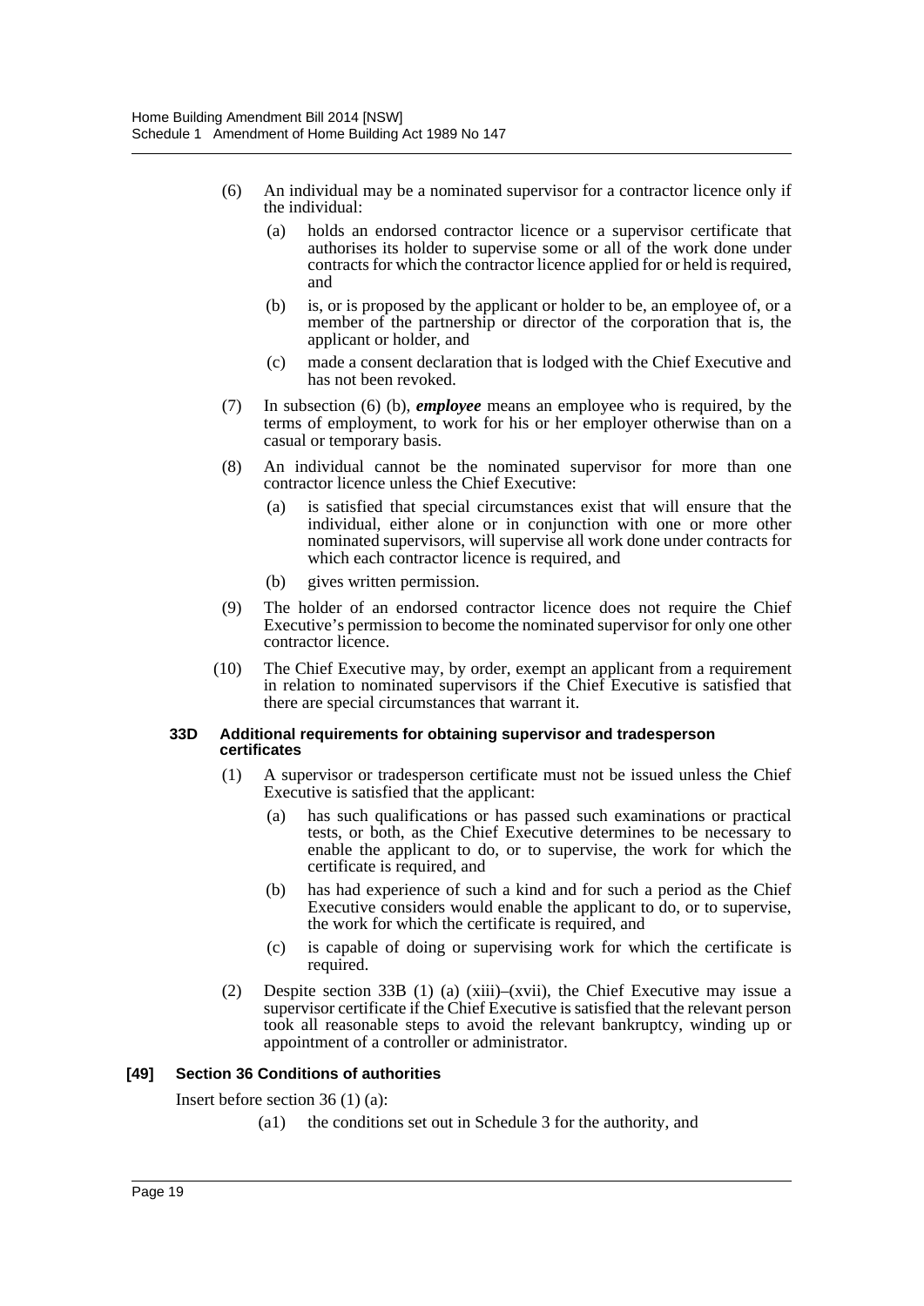(6) An individual may be a nominated supervisor for a contractor licence only if the individual:

(a) holds an endorsed contractor licence or a supervisor certificate that authorises its holder to supervise some or all of the work done under contracts for which the contractor licence applied for or held is required, and

(b) is, or is proposed by the applicant or holder to be, an employee of, or a member of the partnership or director of the corporation that is, the applicant or holder, and

(c) made a consent declaration that is lodged with the Chief Executive and has not been revoked.

(7) In subsection (6) (b), ***employee*** means an employee who is required, by the terms of employment, to work for his or her employer otherwise than on a casual or temporary basis.

(8) An individual cannot be the nominated supervisor for more than one contractor licence unless the Chief Executive:

(a) is satisfied that special circumstances exist that will ensure that the individual, either alone or in conjunction with one or more other nominated supervisors, will supervise all work done under contracts for which each contractor licence is required, and

(b) gives written permission.

(9) The holder of an endorsed contractor licence does not require the Chief Executive's permission to become the nominated supervisor for only one other contractor licence.

(10) The Chief Executive may, by order, exempt an applicant from a requirement in relation to nominated supervisors if the Chief Executive is satisfied that there are special circumstances that warrant it.

#### 33D Additional requirements for obtaining supervisor and tradesperson certificates

(1) A supervisor or tradesperson certificate must not be issued unless the Chief Executive is satisfied that the applicant:

(a) has such qualifications or has passed such examinations or practical tests, or both, as the Chief Executive determines to be necessary to enable the applicant to do, or to supervise, the work for which the certificate is required, and

(b) has had experience of such a kind and for such a period as the Chief Executive considers would enable the applicant to do, or to supervise, the work for which the certificate is required, and

(c) is capable of doing or supervising work for which the certificate is required.

(2) Despite section 33B (1) (a) (xiii)–(xvii), the Chief Executive may issue a supervisor certificate if the Chief Executive is satisfied that the relevant person took all reasonable steps to avoid the relevant bankruptcy, winding up or appointment of a controller or administrator.

### [49] Section 36 Conditions of authorities

Insert before section 36 (1) (a):

(a1) the conditions set out in Schedule 3 for the authority, and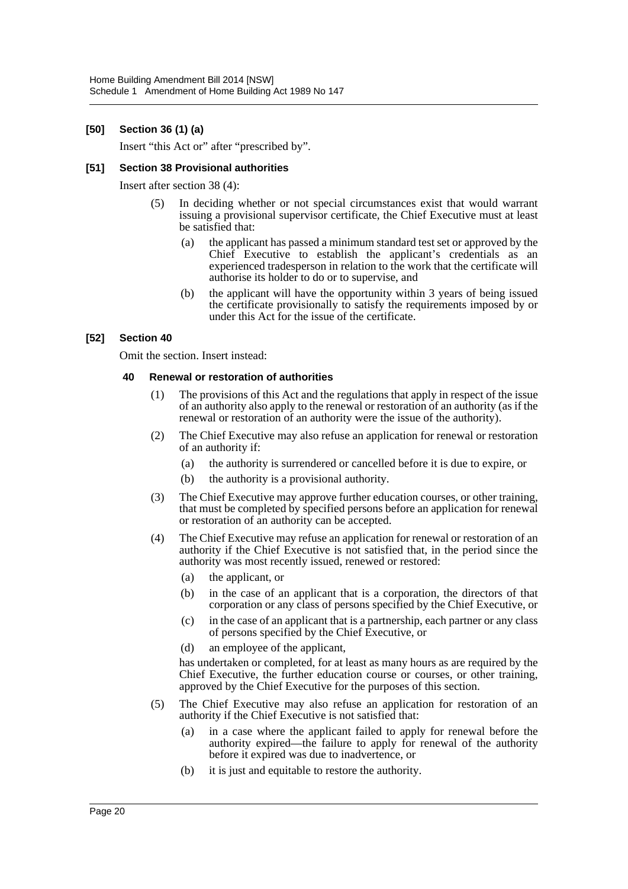#### [50] Section 36 (1) (a)

Insert "this Act or" after "prescribed by".

#### [51] Section 38 Provisional authorities

Insert after section 38 (4):

> (5) In deciding whether or not special circumstances exist that would warrant issuing a provisional supervisor certificate, the Chief Executive must at least be satisfied that:
>
> (a) the applicant has passed a minimum standard test set or approved by the Chief Executive to establish the applicant's credentials as an experienced tradesperson in relation to the work that the certificate will authorise its holder to do or to supervise, and
>
> (b) the applicant will have the opportunity within 3 years of being issued the certificate provisionally to satisfy the requirements imposed by or under this Act for the issue of the certificate.

#### [52] Section 40

Omit the section. Insert instead:

> **40 Renewal or restoration of authorities**
>
> (1) The provisions of this Act and the regulations that apply in respect of the issue of an authority also apply to the renewal or restoration of an authority (as if the renewal or restoration of an authority were the issue of the authority).
>
> (2) The Chief Executive may also refuse an application for renewal or restoration of an authority if:
>
> (a) the authority is surrendered or cancelled before it is due to expire, or
>
> (b) the authority is a provisional authority.
>
> (3) The Chief Executive may approve further education courses, or other training, that must be completed by specified persons before an application for renewal or restoration of an authority can be accepted.
>
> (4) The Chief Executive may refuse an application for renewal or restoration of an authority if the Chief Executive is not satisfied that, in the period since the authority was most recently issued, renewed or restored:
>
> (a) the applicant, or
>
> (b) in the case of an applicant that is a corporation, the directors of that corporation or any class of persons specified by the Chief Executive, or
>
> (c) in the case of an applicant that is a partnership, each partner or any class of persons specified by the Chief Executive, or
>
> (d) an employee of the applicant,
>
> has undertaken or completed, for at least as many hours as are required by the Chief Executive, the further education course or courses, or other training, approved by the Chief Executive for the purposes of this section.
>
> (5) The Chief Executive may also refuse an application for restoration of an authority if the Chief Executive is not satisfied that:
>
> (a) in a case where the applicant failed to apply for renewal before the authority expired—the failure to apply for renewal of the authority before it expired was due to inadvertence, or
>
> (b) it is just and equitable to restore the authority.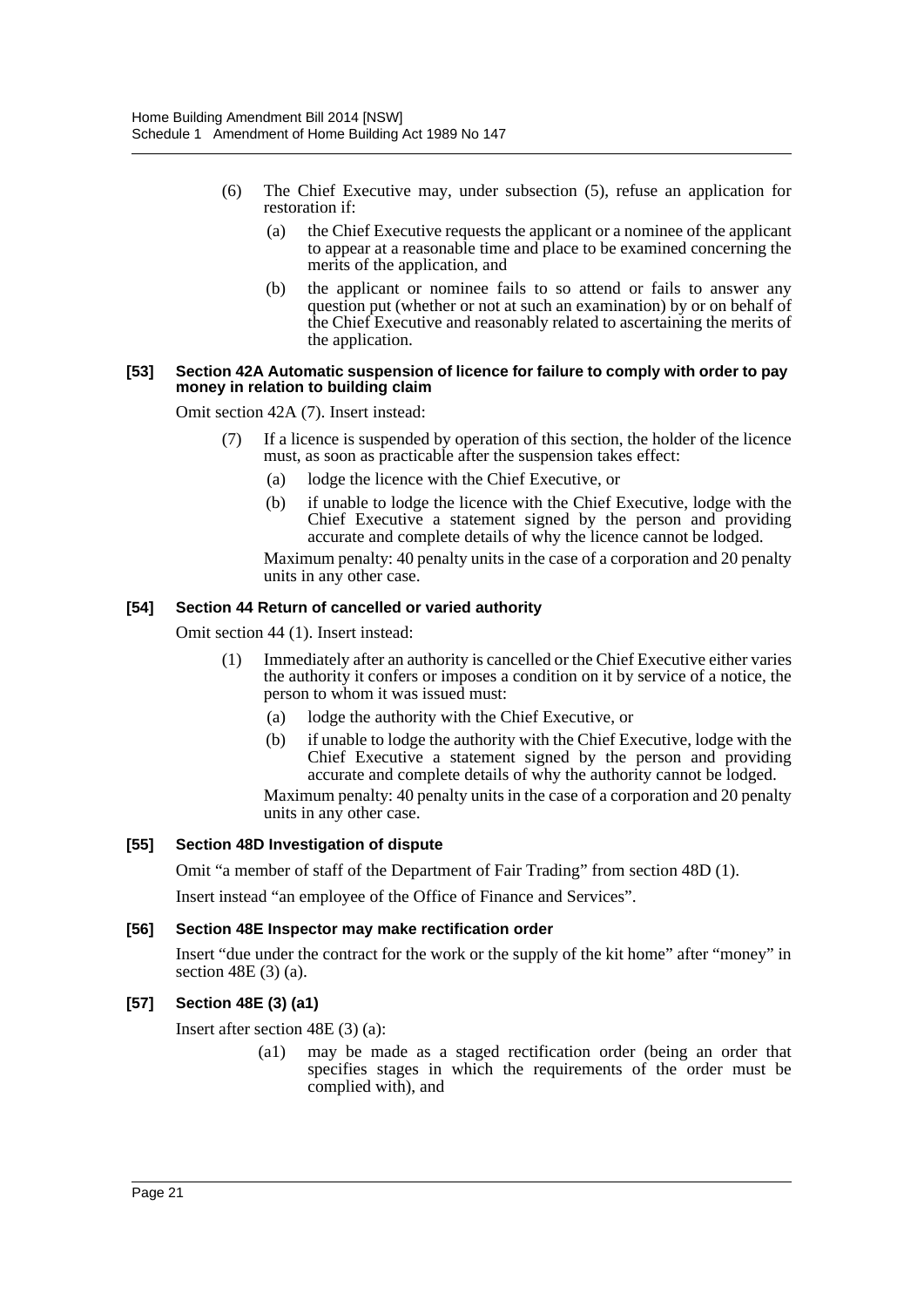(6) The Chief Executive may, under subsection (5), refuse an application for restoration if:

(a) the Chief Executive requests the applicant or a nominee of the applicant to appear at a reasonable time and place to be examined concerning the merits of the application, and

(b) the applicant or nominee fails to so attend or fails to answer any question put (whether or not at such an examination) by or on behalf of the Chief Executive and reasonably related to ascertaining the merits of the application.

**[53] Section 42A Automatic suspension of licence for failure to comply with order to pay money in relation to building claim**

Omit section 42A (7). Insert instead:

(7) If a licence is suspended by operation of this section, the holder of the licence must, as soon as practicable after the suspension takes effect:

(a) lodge the licence with the Chief Executive, or

(b) if unable to lodge the licence with the Chief Executive, lodge with the Chief Executive a statement signed by the person and providing accurate and complete details of why the licence cannot be lodged.

Maximum penalty: 40 penalty units in the case of a corporation and 20 penalty units in any other case.

**[54] Section 44 Return of cancelled or varied authority**

Omit section 44 (1). Insert instead:

(1) Immediately after an authority is cancelled or the Chief Executive either varies the authority it confers or imposes a condition on it by service of a notice, the person to whom it was issued must:

(a) lodge the authority with the Chief Executive, or

(b) if unable to lodge the authority with the Chief Executive, lodge with the Chief Executive a statement signed by the person and providing accurate and complete details of why the authority cannot be lodged.

Maximum penalty: 40 penalty units in the case of a corporation and 20 penalty units in any other case.

**[55] Section 48D Investigation of dispute**

Omit "a member of staff of the Department of Fair Trading" from section 48D (1).

Insert instead "an employee of the Office of Finance and Services".

**[56] Section 48E Inspector may make rectification order**

Insert "due under the contract for the work or the supply of the kit home" after "money" in section 48E (3) (a).

**[57] Section 48E (3) (a1)**

Insert after section 48E (3) (a):

(a1) may be made as a staged rectification order (being an order that specifies stages in which the requirements of the order must be complied with), and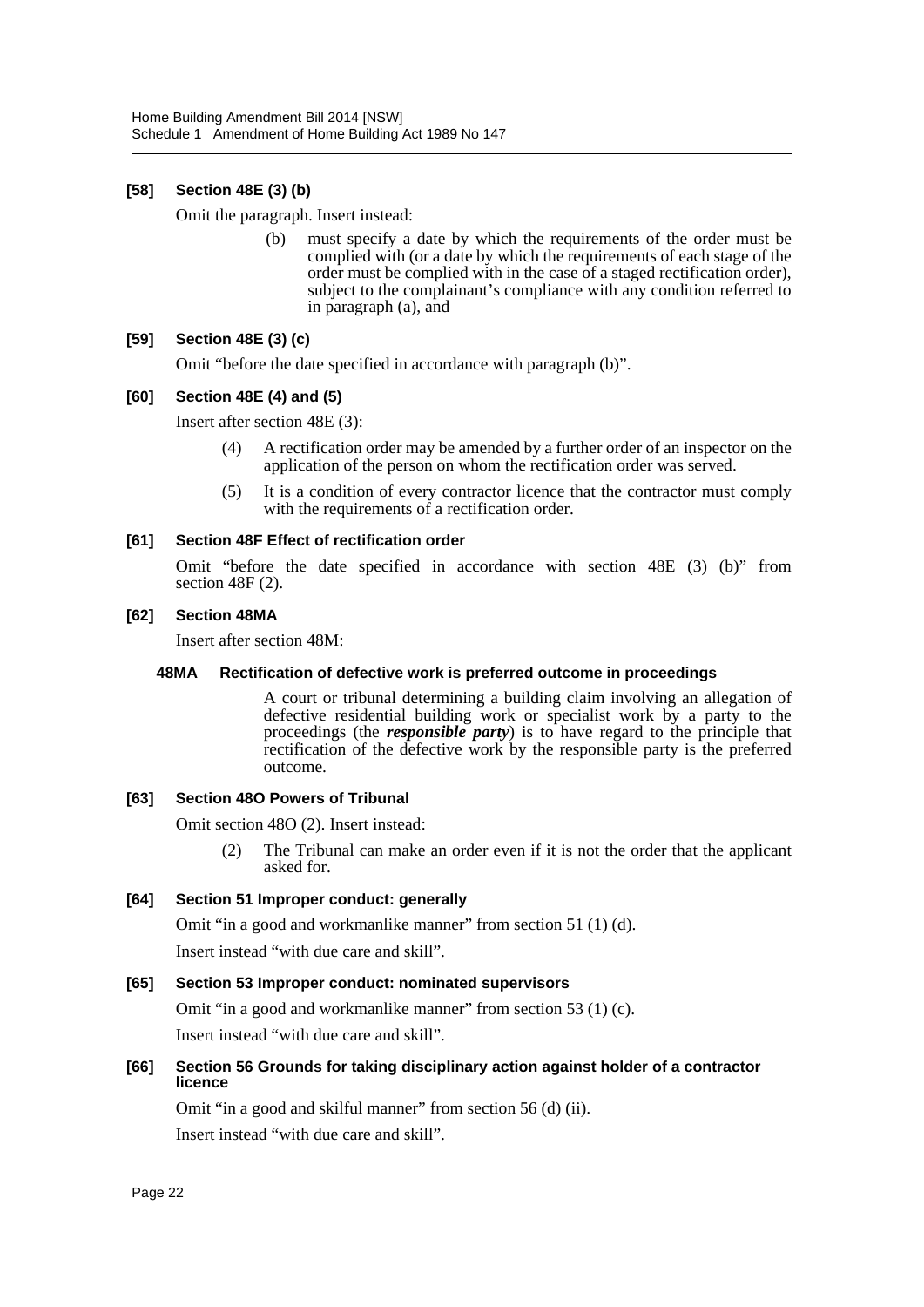### [58] Section 48E (3) (b)

Omit the paragraph. Insert instead:

> (b) must specify a date by which the requirements of the order must be complied with (or a date by which the requirements of each stage of the order must be complied with in the case of a staged rectification order), subject to the complainant's compliance with any condition referred to in paragraph (a), and

### [59] Section 48E (3) (c)

Omit "before the date specified in accordance with paragraph (b)".

### [60] Section 48E (4) and (5)

Insert after section 48E (3):

> (4) A rectification order may be amended by a further order of an inspector on the application of the person on whom the rectification order was served.
>
> (5) It is a condition of every contractor licence that the contractor must comply with the requirements of a rectification order.

### [61] Section 48F Effect of rectification order

Omit "before the date specified in accordance with section 48E (3) (b)" from section 48F (2).

### [62] Section 48MA

Insert after section 48M:

#### 48MA Rectification of defective work is preferred outcome in proceedings

> A court or tribunal determining a building claim involving an allegation of defective residential building work or specialist work by a party to the proceedings (the ***responsible party***) is to have regard to the principle that rectification of the defective work by the responsible party is the preferred outcome.

### [63] Section 48O Powers of Tribunal

Omit section 48O (2). Insert instead:

> (2) The Tribunal can make an order even if it is not the order that the applicant asked for.

### [64] Section 51 Improper conduct: generally

Omit "in a good and workmanlike manner" from section 51 (1) (d).

Insert instead "with due care and skill".

### [65] Section 53 Improper conduct: nominated supervisors

Omit "in a good and workmanlike manner" from section 53 (1) (c).

Insert instead "with due care and skill".

### [66] Section 56 Grounds for taking disciplinary action against holder of a contractor licence

Omit "in a good and skilful manner" from section 56 (d) (ii).

Insert instead "with due care and skill".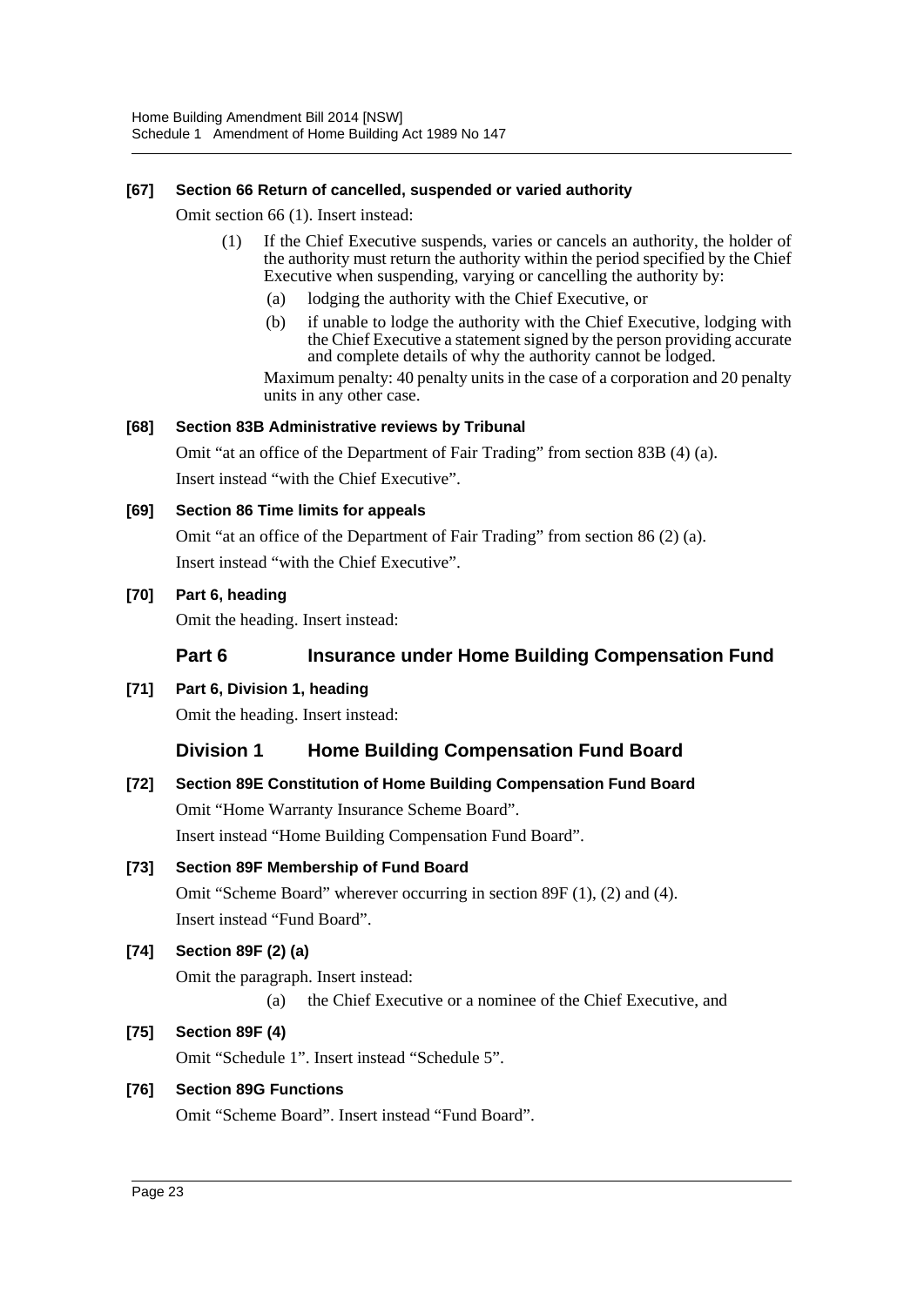**[67] Section 66 Return of cancelled, suspended or varied authority**

Omit section 66 (1). Insert instead:

> (1) If the Chief Executive suspends, varies or cancels an authority, the holder of the authority must return the authority within the period specified by the Chief Executive when suspending, varying or cancelling the authority by:
>
> (a) lodging the authority with the Chief Executive, or
>
> (b) if unable to lodge the authority with the Chief Executive, lodging with the Chief Executive a statement signed by the person providing accurate and complete details of why the authority cannot be lodged.
>
> Maximum penalty: 40 penalty units in the case of a corporation and 20 penalty units in any other case.

**[68] Section 83B Administrative reviews by Tribunal**

Omit "at an office of the Department of Fair Trading" from section 83B (4) (a).

Insert instead "with the Chief Executive".

**[69] Section 86 Time limits for appeals**

Omit "at an office of the Department of Fair Trading" from section 86 (2) (a).

Insert instead "with the Chief Executive".

**[70] Part 6, heading**

Omit the heading. Insert instead:

## Part 6 Insurance under Home Building Compensation Fund

**[71] Part 6, Division 1, heading**

Omit the heading. Insert instead:

### Division 1 Home Building Compensation Fund Board

**[72] Section 89E Constitution of Home Building Compensation Fund Board**

Omit "Home Warranty Insurance Scheme Board".

Insert instead "Home Building Compensation Fund Board".

**[73] Section 89F Membership of Fund Board**

Omit "Scheme Board" wherever occurring in section 89F (1), (2) and (4).

Insert instead "Fund Board".

**[74] Section 89F (2) (a)**

Omit the paragraph. Insert instead:

> (a) the Chief Executive or a nominee of the Chief Executive, and

**[75] Section 89F (4)**

Omit "Schedule 1". Insert instead "Schedule 5".

**[76] Section 89G Functions**

Omit "Scheme Board". Insert instead "Fund Board".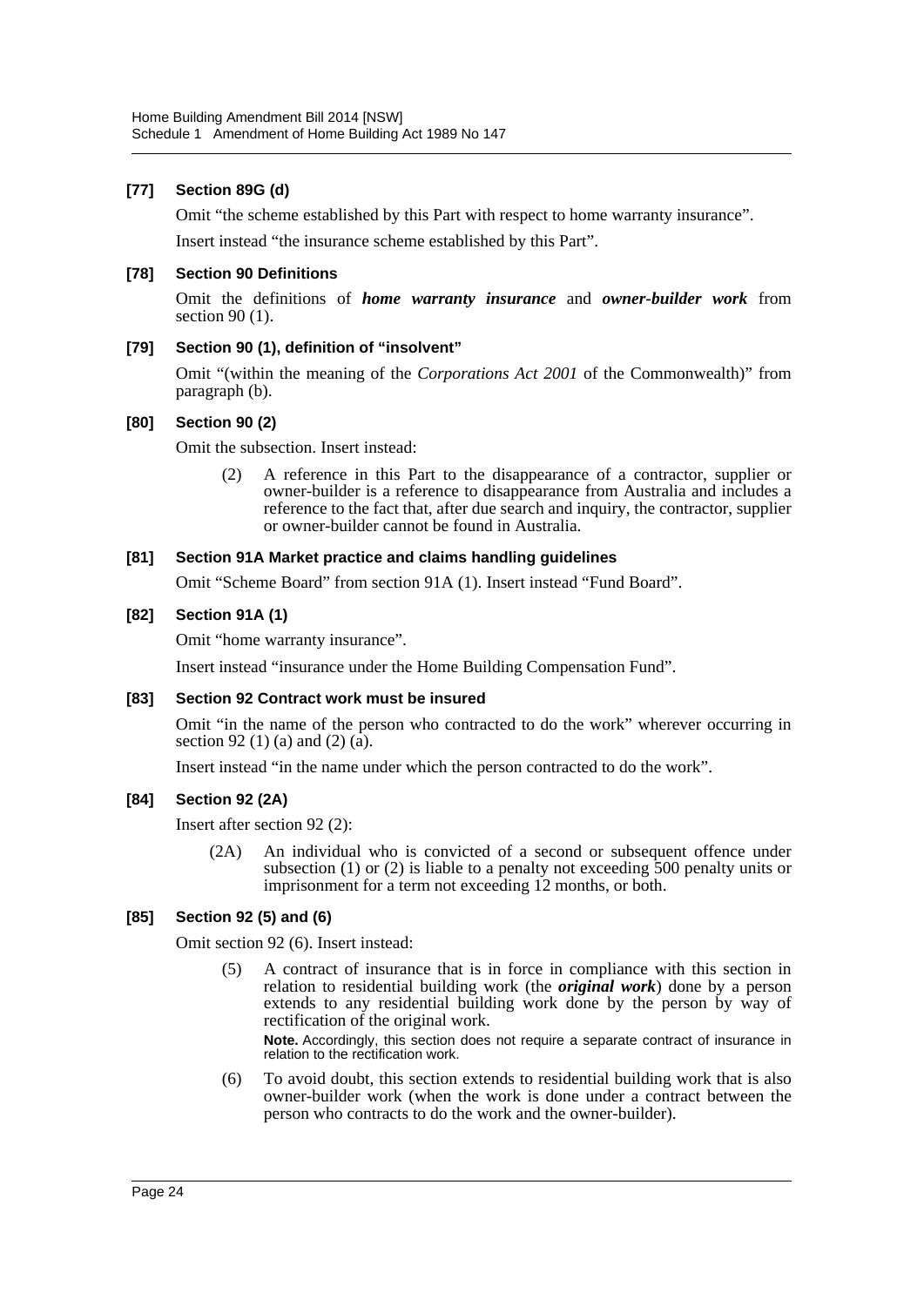### [77] Section 89G (d)

Omit "the scheme established by this Part with respect to home warranty insurance".

Insert instead "the insurance scheme established by this Part".

### [78] Section 90 Definitions

Omit the definitions of ***home warranty insurance*** and ***owner-builder work*** from section 90 (1).

### [79] Section 90 (1), definition of "insolvent"

Omit "(within the meaning of the *Corporations Act 2001* of the Commonwealth)" from paragraph (b).

### [80] Section 90 (2)

Omit the subsection. Insert instead:

> (2) A reference in this Part to the disappearance of a contractor, supplier or owner-builder is a reference to disappearance from Australia and includes a reference to the fact that, after due search and inquiry, the contractor, supplier or owner-builder cannot be found in Australia.

### [81] Section 91A Market practice and claims handling guidelines

Omit "Scheme Board" from section 91A (1). Insert instead "Fund Board".

### [82] Section 91A (1)

Omit "home warranty insurance".

Insert instead "insurance under the Home Building Compensation Fund".

### [83] Section 92 Contract work must be insured

Omit "in the name of the person who contracted to do the work" wherever occurring in section 92 (1) (a) and (2) (a).

Insert instead "in the name under which the person contracted to do the work".

### [84] Section 92 (2A)

Insert after section 92 (2):

> (2A) An individual who is convicted of a second or subsequent offence under subsection (1) or (2) is liable to a penalty not exceeding 500 penalty units or imprisonment for a term not exceeding 12 months, or both.

### [85] Section 92 (5) and (6)

Omit section 92 (6). Insert instead:

> (5) A contract of insurance that is in force in compliance with this section in relation to residential building work (the ***original work***) done by a person extends to any residential building work done by the person by way of rectification of the original work.
>
> **Note.** Accordingly, this section does not require a separate contract of insurance in relation to the rectification work.
>
> (6) To avoid doubt, this section extends to residential building work that is also owner-builder work (when the work is done under a contract between the person who contracts to do the work and the owner-builder).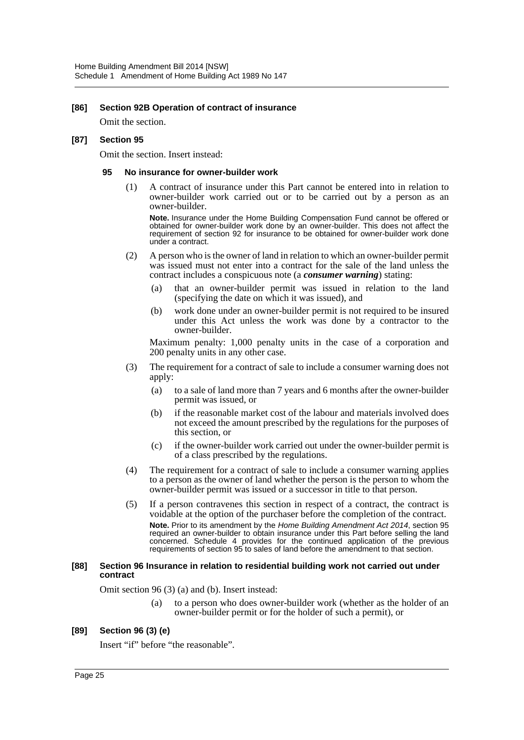### [86] Section 92B Operation of contract of insurance

Omit the section.

### [87] Section 95

Omit the section. Insert instead:

#### 95 No insurance for owner-builder work

(1) A contract of insurance under this Part cannot be entered into in relation to owner-builder work carried out or to be carried out by a person as an owner-builder.

**Note.** Insurance under the Home Building Compensation Fund cannot be offered or obtained for owner-builder work done by an owner-builder. This does not affect the requirement of section 92 for insurance to be obtained for owner-builder work done under a contract.

(2) A person who is the owner of land in relation to which an owner-builder permit was issued must not enter into a contract for the sale of the land unless the contract includes a conspicuous note (a ***consumer warning***) stating:

(a) that an owner-builder permit was issued in relation to the land (specifying the date on which it was issued), and

(b) work done under an owner-builder permit is not required to be insured under this Act unless the work was done by a contractor to the owner-builder.

Maximum penalty: 1,000 penalty units in the case of a corporation and 200 penalty units in any other case.

(3) The requirement for a contract of sale to include a consumer warning does not apply:

(a) to a sale of land more than 7 years and 6 months after the owner-builder permit was issued, or

(b) if the reasonable market cost of the labour and materials involved does not exceed the amount prescribed by the regulations for the purposes of this section, or

(c) if the owner-builder work carried out under the owner-builder permit is of a class prescribed by the regulations.

(4) The requirement for a contract of sale to include a consumer warning applies to a person as the owner of land whether the person is the person to whom the owner-builder permit was issued or a successor in title to that person.

(5) If a person contravenes this section in respect of a contract, the contract is voidable at the option of the purchaser before the completion of the contract.

**Note.** Prior to its amendment by the *Home Building Amendment Act 2014*, section 95 required an owner-builder to obtain insurance under this Part before selling the land concerned. Schedule 4 provides for the continued application of the previous requirements of section 95 to sales of land before the amendment to that section.

### [88] Section 96 Insurance in relation to residential building work not carried out under contract

Omit section 96 (3) (a) and (b). Insert instead:

(a) to a person who does owner-builder work (whether as the holder of an owner-builder permit or for the holder of such a permit), or

### [89] Section 96 (3) (e)

Insert "if" before "the reasonable".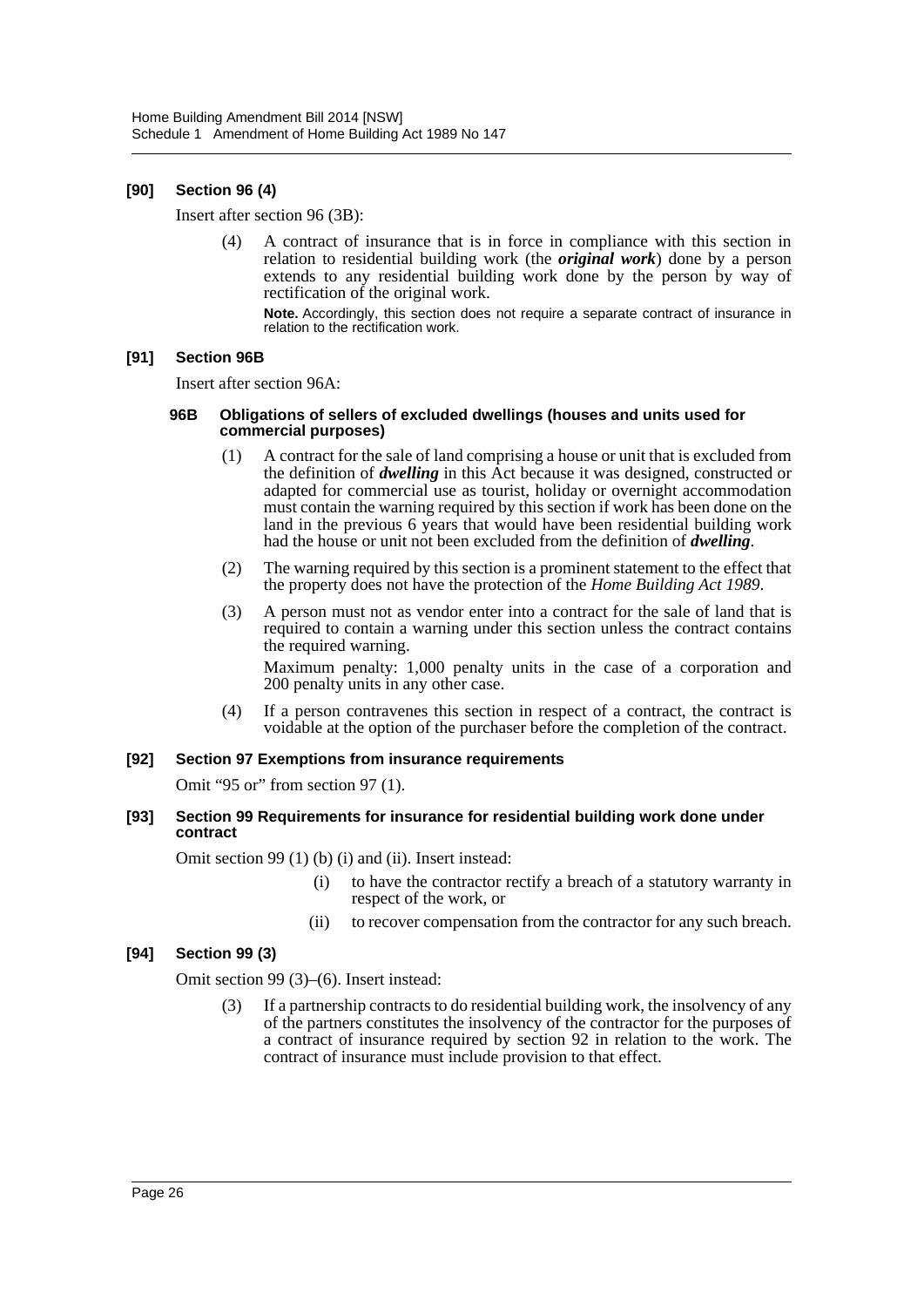### [90] Section 96 (4)

Insert after section 96 (3B):

> (4) A contract of insurance that is in force in compliance with this section in relation to residential building work (the ***original work***) done by a person extends to any residential building work done by the person by way of rectification of the original work.
>
> **Note.** Accordingly, this section does not require a separate contract of insurance in relation to the rectification work.

### [91] Section 96B

Insert after section 96A:

> **96B Obligations of sellers of excluded dwellings (houses and units used for commercial purposes)**
>
> (1) A contract for the sale of land comprising a house or unit that is excluded from the definition of ***dwelling*** in this Act because it was designed, constructed or adapted for commercial use as tourist, holiday or overnight accommodation must contain the warning required by this section if work has been done on the land in the previous 6 years that would have been residential building work had the house or unit not been excluded from the definition of ***dwelling***.
>
> (2) The warning required by this section is a prominent statement to the effect that the property does not have the protection of the *Home Building Act 1989*.
>
> (3) A person must not as vendor enter into a contract for the sale of land that is required to contain a warning under this section unless the contract contains the required warning.
>
> Maximum penalty: 1,000 penalty units in the case of a corporation and 200 penalty units in any other case.
>
> (4) If a person contravenes this section in respect of a contract, the contract is voidable at the option of the purchaser before the completion of the contract.

### [92] Section 97 Exemptions from insurance requirements

Omit "95 or" from section 97 (1).

### [93] Section 99 Requirements for insurance for residential building work done under contract

Omit section 99 (1) (b) (i) and (ii). Insert instead:

> (i) to have the contractor rectify a breach of a statutory warranty in respect of the work, or
>
> (ii) to recover compensation from the contractor for any such breach.

### [94] Section 99 (3)

Omit section 99 (3)–(6). Insert instead:

> (3) If a partnership contracts to do residential building work, the insolvency of any of the partners constitutes the insolvency of the contractor for the purposes of a contract of insurance required by section 92 in relation to the work. The contract of insurance must include provision to that effect.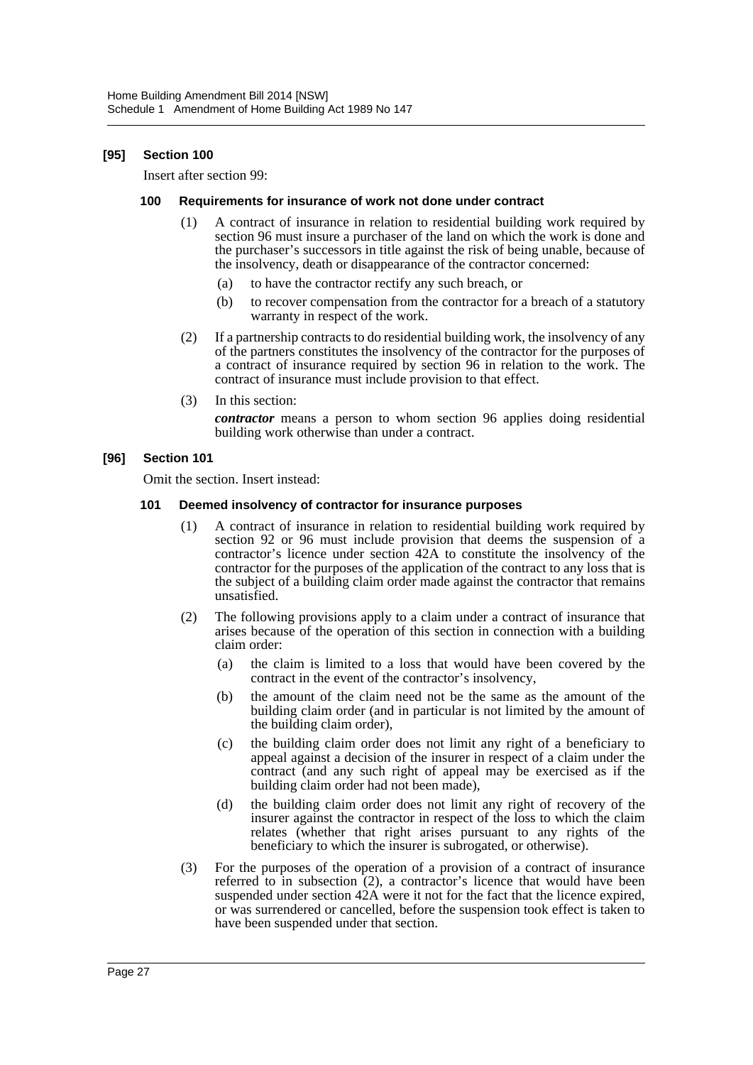### [95] Section 100

Insert after section 99:

#### 100 Requirements for insurance of work not done under contract

(1) A contract of insurance in relation to residential building work required by section 96 must insure a purchaser of the land on which the work is done and the purchaser's successors in title against the risk of being unable, because of the insolvency, death or disappearance of the contractor concerned:

  (a) to have the contractor rectify any such breach, or

  (b) to recover compensation from the contractor for a breach of a statutory warranty in respect of the work.

(2) If a partnership contracts to do residential building work, the insolvency of any of the partners constitutes the insolvency of the contractor for the purposes of a contract of insurance required by section 96 in relation to the work. The contract of insurance must include provision to that effect.

(3) In this section:

***contractor*** means a person to whom section 96 applies doing residential building work otherwise than under a contract.

### [96] Section 101

Omit the section. Insert instead:

#### 101 Deemed insolvency of contractor for insurance purposes

(1) A contract of insurance in relation to residential building work required by section 92 or 96 must include provision that deems the suspension of a contractor's licence under section 42A to constitute the insolvency of the contractor for the purposes of the application of the contract to any loss that is the subject of a building claim order made against the contractor that remains unsatisfied.

(2) The following provisions apply to a claim under a contract of insurance that arises because of the operation of this section in connection with a building claim order:

  (a) the claim is limited to a loss that would have been covered by the contract in the event of the contractor's insolvency,

  (b) the amount of the claim need not be the same as the amount of the building claim order (and in particular is not limited by the amount of the building claim order),

  (c) the building claim order does not limit any right of a beneficiary to appeal against a decision of the insurer in respect of a claim under the contract (and any such right of appeal may be exercised as if the building claim order had not been made),

  (d) the building claim order does not limit any right of recovery of the insurer against the contractor in respect of the loss to which the claim relates (whether that right arises pursuant to any rights of the beneficiary to which the insurer is subrogated, or otherwise).

(3) For the purposes of the operation of a provision of a contract of insurance referred to in subsection (2), a contractor's licence that would have been suspended under section 42A were it not for the fact that the licence expired, or was surrendered or cancelled, before the suspension took effect is taken to have been suspended under that section.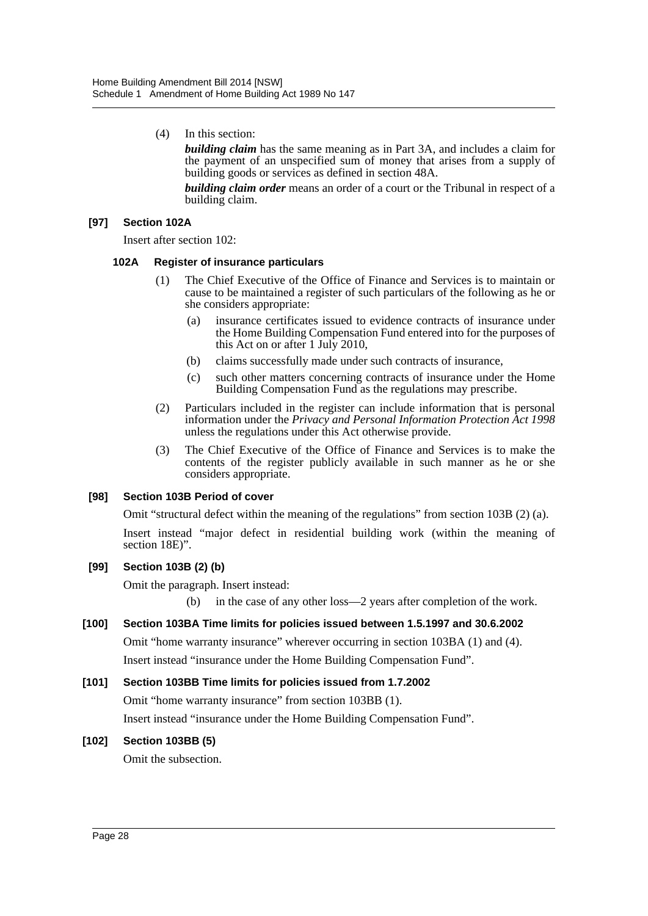(4) In this section:

***building claim*** has the same meaning as in Part 3A, and includes a claim for the payment of an unspecified sum of money that arises from a supply of building goods or services as defined in section 48A.

***building claim order*** means an order of a court or the Tribunal in respect of a building claim.

#### [97] Section 102A

Insert after section 102:

#### 102A Register of insurance particulars

(1) The Chief Executive of the Office of Finance and Services is to maintain or cause to be maintained a register of such particulars of the following as he or she considers appropriate:

(a) insurance certificates issued to evidence contracts of insurance under the Home Building Compensation Fund entered into for the purposes of this Act on or after 1 July 2010,

(b) claims successfully made under such contracts of insurance,

(c) such other matters concerning contracts of insurance under the Home Building Compensation Fund as the regulations may prescribe.

(2) Particulars included in the register can include information that is personal information under the *Privacy and Personal Information Protection Act 1998* unless the regulations under this Act otherwise provide.

(3) The Chief Executive of the Office of Finance and Services is to make the contents of the register publicly available in such manner as he or she considers appropriate.

#### [98] Section 103B Period of cover

Omit "structural defect within the meaning of the regulations" from section 103B (2) (a).

Insert instead "major defect in residential building work (within the meaning of section 18E)".

#### [99] Section 103B (2) (b)

Omit the paragraph. Insert instead:

(b) in the case of any other loss—2 years after completion of the work.

#### [100] Section 103BA Time limits for policies issued between 1.5.1997 and 30.6.2002

Omit "home warranty insurance" wherever occurring in section 103BA (1) and (4).

Insert instead "insurance under the Home Building Compensation Fund".

#### [101] Section 103BB Time limits for policies issued from 1.7.2002

Omit "home warranty insurance" from section 103BB (1).

Insert instead "insurance under the Home Building Compensation Fund".

#### [102] Section 103BB (5)

Omit the subsection.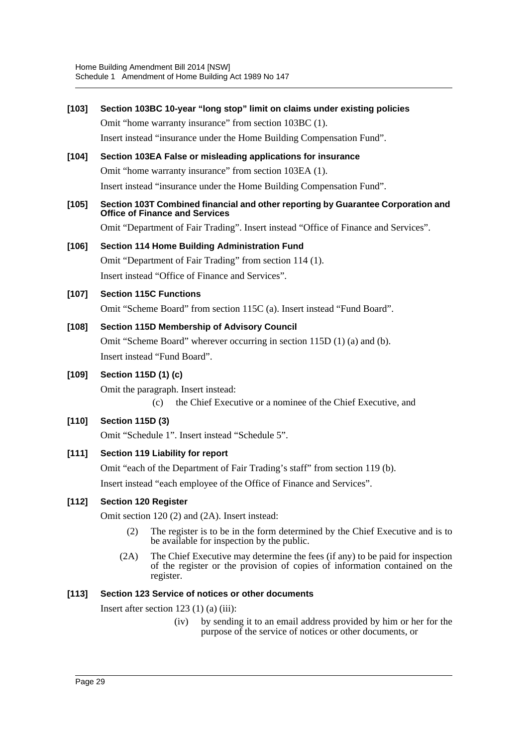**[103] Section 103BC 10-year "long stop" limit on claims under existing policies**

Omit "home warranty insurance" from section 103BC (1).

Insert instead "insurance under the Home Building Compensation Fund".

**[104] Section 103EA False or misleading applications for insurance**

Omit "home warranty insurance" from section 103EA (1).

Insert instead "insurance under the Home Building Compensation Fund".

**[105] Section 103T Combined financial and other reporting by Guarantee Corporation and Office of Finance and Services**

Omit "Department of Fair Trading". Insert instead "Office of Finance and Services".

**[106] Section 114 Home Building Administration Fund**

Omit "Department of Fair Trading" from section 114 (1).

Insert instead "Office of Finance and Services".

**[107] Section 115C Functions**

Omit "Scheme Board" from section 115C (a). Insert instead "Fund Board".

**[108] Section 115D Membership of Advisory Council**

Omit "Scheme Board" wherever occurring in section 115D (1) (a) and (b).

Insert instead "Fund Board".

**[109] Section 115D (1) (c)**

Omit the paragraph. Insert instead:

(c) the Chief Executive or a nominee of the Chief Executive, and

**[110] Section 115D (3)**

Omit "Schedule 1". Insert instead "Schedule 5".

**[111] Section 119 Liability for report**

Omit "each of the Department of Fair Trading's staff" from section 119 (b).

Insert instead "each employee of the Office of Finance and Services".

**[112] Section 120 Register**

Omit section 120 (2) and (2A). Insert instead:

(2) The register is to be in the form determined by the Chief Executive and is to be available for inspection by the public.

(2A) The Chief Executive may determine the fees (if any) to be paid for inspection of the register or the provision of copies of information contained on the register.

**[113] Section 123 Service of notices or other documents**

Insert after section 123 (1) (a) (iii):

(iv) by sending it to an email address provided by him or her for the purpose of the service of notices or other documents, or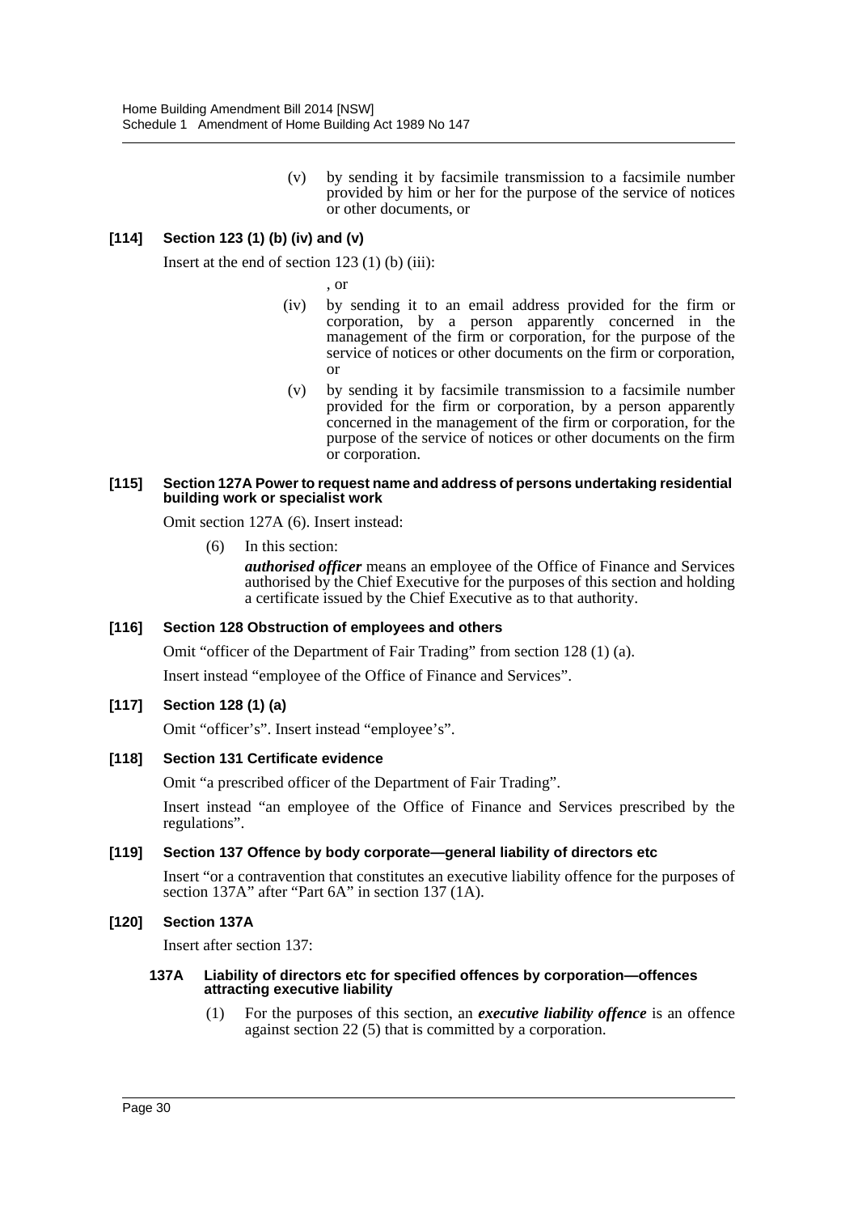(v) by sending it by facsimile transmission to a facsimile number provided by him or her for the purpose of the service of notices or other documents, or

### [114] Section 123 (1) (b) (iv) and (v)

Insert at the end of section 123 (1) (b) (iii):

, or

(iv) by sending it to an email address provided for the firm or corporation, by a person apparently concerned in the management of the firm or corporation, for the purpose of the service of notices or other documents on the firm or corporation, or

(v) by sending it by facsimile transmission to a facsimile number provided for the firm or corporation, by a person apparently concerned in the management of the firm or corporation, for the purpose of the service of notices or other documents on the firm or corporation.

### [115] Section 127A Power to request name and address of persons undertaking residential building work or specialist work

Omit section 127A (6). Insert instead:

(6) In this section:

***authorised officer*** means an employee of the Office of Finance and Services authorised by the Chief Executive for the purposes of this section and holding a certificate issued by the Chief Executive as to that authority.

### [116] Section 128 Obstruction of employees and others

Omit "officer of the Department of Fair Trading" from section 128 (1) (a).

Insert instead "employee of the Office of Finance and Services".

### [117] Section 128 (1) (a)

Omit "officer's". Insert instead "employee's".

### [118] Section 131 Certificate evidence

Omit "a prescribed officer of the Department of Fair Trading".

Insert instead "an employee of the Office of Finance and Services prescribed by the regulations".

### [119] Section 137 Offence by body corporate—general liability of directors etc

Insert "or a contravention that constitutes an executive liability offence for the purposes of section 137A" after "Part 6A" in section 137 (1A).

### [120] Section 137A

Insert after section 137:

#### 137A Liability of directors etc for specified offences by corporation—offences attracting executive liability

(1) For the purposes of this section, an ***executive liability offence*** is an offence against section 22 (5) that is committed by a corporation.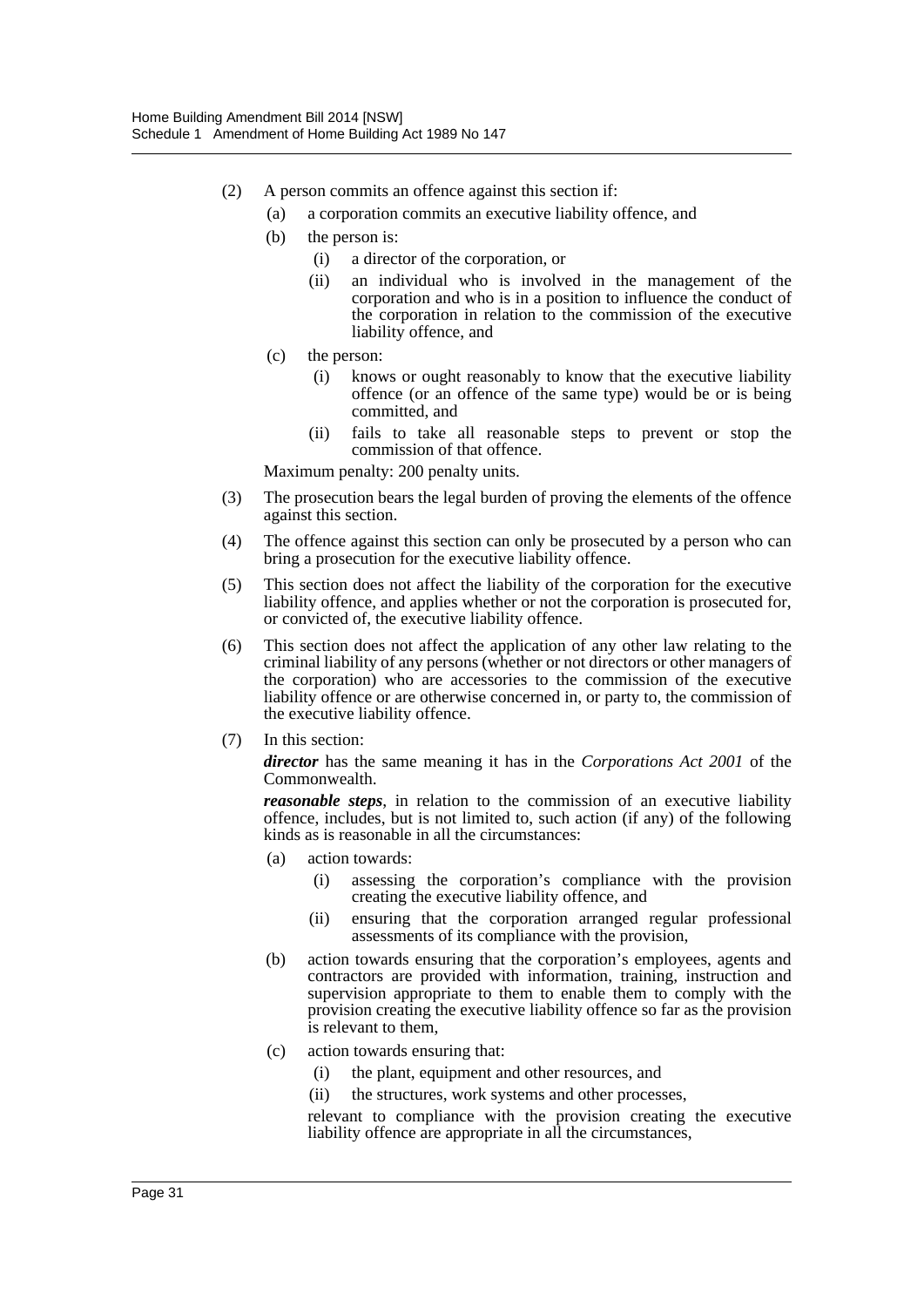(2) A person commits an offence against this section if:

(a) a corporation commits an executive liability offence, and

(b) the person is:

(i) a director of the corporation, or

(ii) an individual who is involved in the management of the corporation and who is in a position to influence the conduct of the corporation in relation to the commission of the executive liability offence, and

(c) the person:

(i) knows or ought reasonably to know that the executive liability offence (or an offence of the same type) would be or is being committed, and

(ii) fails to take all reasonable steps to prevent or stop the commission of that offence.

Maximum penalty: 200 penalty units.

(3) The prosecution bears the legal burden of proving the elements of the offence against this section.

(4) The offence against this section can only be prosecuted by a person who can bring a prosecution for the executive liability offence.

(5) This section does not affect the liability of the corporation for the executive liability offence, and applies whether or not the corporation is prosecuted for, or convicted of, the executive liability offence.

(6) This section does not affect the application of any other law relating to the criminal liability of any persons (whether or not directors or other managers of the corporation) who are accessories to the commission of the executive liability offence or are otherwise concerned in, or party to, the commission of the executive liability offence.

(7) In this section:

***director*** has the same meaning it has in the *Corporations Act 2001* of the Commonwealth.

***reasonable steps***, in relation to the commission of an executive liability offence, includes, but is not limited to, such action (if any) of the following kinds as is reasonable in all the circumstances:

(a) action towards:

(i) assessing the corporation's compliance with the provision creating the executive liability offence, and

(ii) ensuring that the corporation arranged regular professional assessments of its compliance with the provision,

(b) action towards ensuring that the corporation's employees, agents and contractors are provided with information, training, instruction and supervision appropriate to them to enable them to comply with the provision creating the executive liability offence so far as the provision is relevant to them,

(c) action towards ensuring that:

(i) the plant, equipment and other resources, and

(ii) the structures, work systems and other processes,

relevant to compliance with the provision creating the executive liability offence are appropriate in all the circumstances,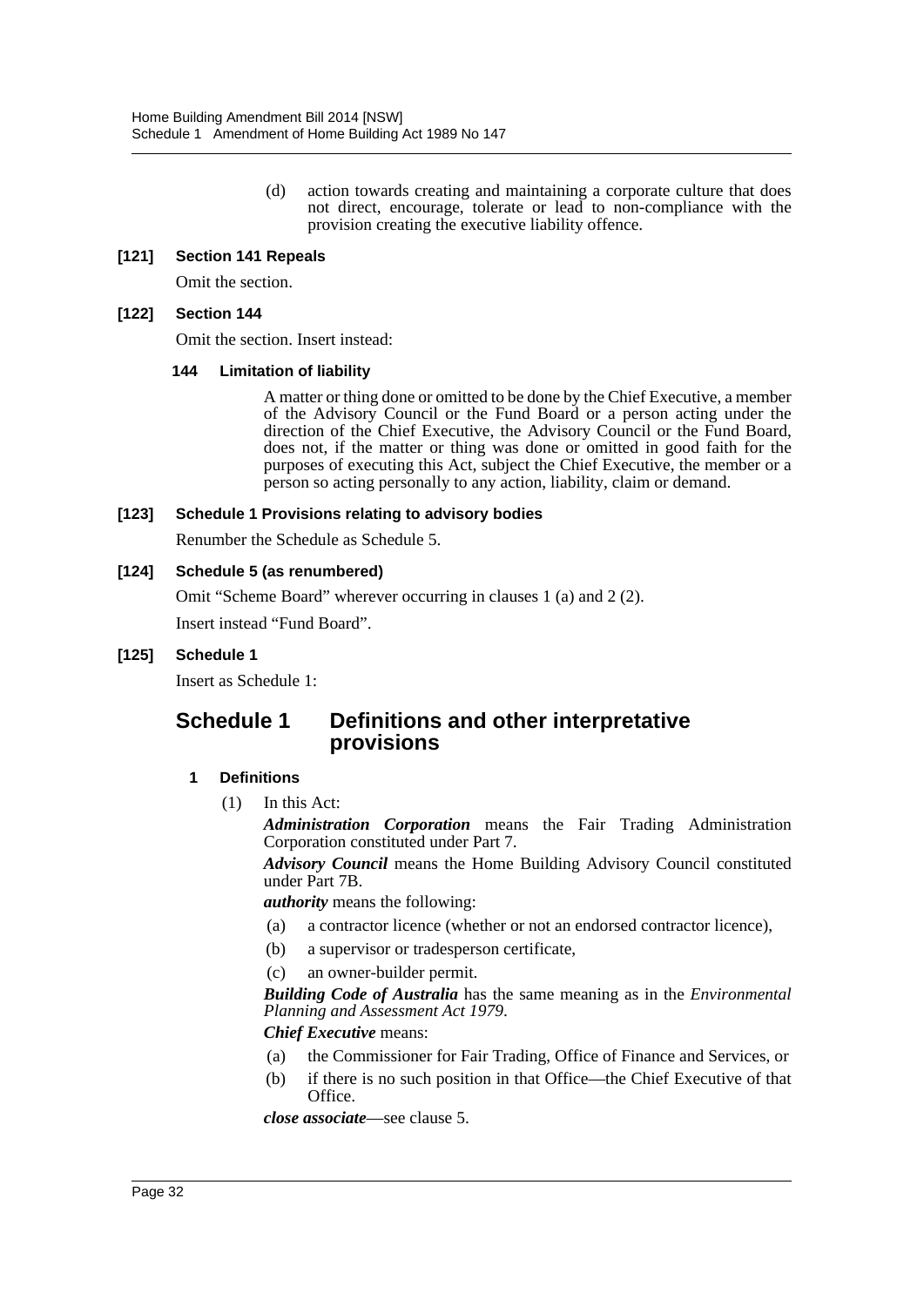(d) action towards creating and maintaining a corporate culture that does not direct, encourage, tolerate or lead to non-compliance with the provision creating the executive liability offence.

**[121] Section 141 Repeals**

Omit the section.

**[122] Section 144**

Omit the section. Insert instead:

**144 Limitation of liability**

A matter or thing done or omitted to be done by the Chief Executive, a member of the Advisory Council or the Fund Board or a person acting under the direction of the Chief Executive, the Advisory Council or the Fund Board, does not, if the matter or thing was done or omitted in good faith for the purposes of executing this Act, subject the Chief Executive, the member or a person so acting personally to any action, liability, claim or demand.

**[123] Schedule 1 Provisions relating to advisory bodies**

Renumber the Schedule as Schedule 5.

**[124] Schedule 5 (as renumbered)**

Omit "Scheme Board" wherever occurring in clauses 1 (a) and 2 (2).

Insert instead "Fund Board".

**[125] Schedule 1**

Insert as Schedule 1:

## Schedule 1 Definitions and other interpretative provisions

**1 Definitions**

(1) In this Act:

***Administration Corporation*** means the Fair Trading Administration Corporation constituted under Part 7.

***Advisory Council*** means the Home Building Advisory Council constituted under Part 7B.

***authority*** means the following:

(a) a contractor licence (whether or not an endorsed contractor licence),

(b) a supervisor or tradesperson certificate,

(c) an owner-builder permit.

***Building Code of Australia*** has the same meaning as in the *Environmental Planning and Assessment Act 1979*.

***Chief Executive*** means:

(a) the Commissioner for Fair Trading, Office of Finance and Services, or

(b) if there is no such position in that Office—the Chief Executive of that Office.

***close associate***—see clause 5.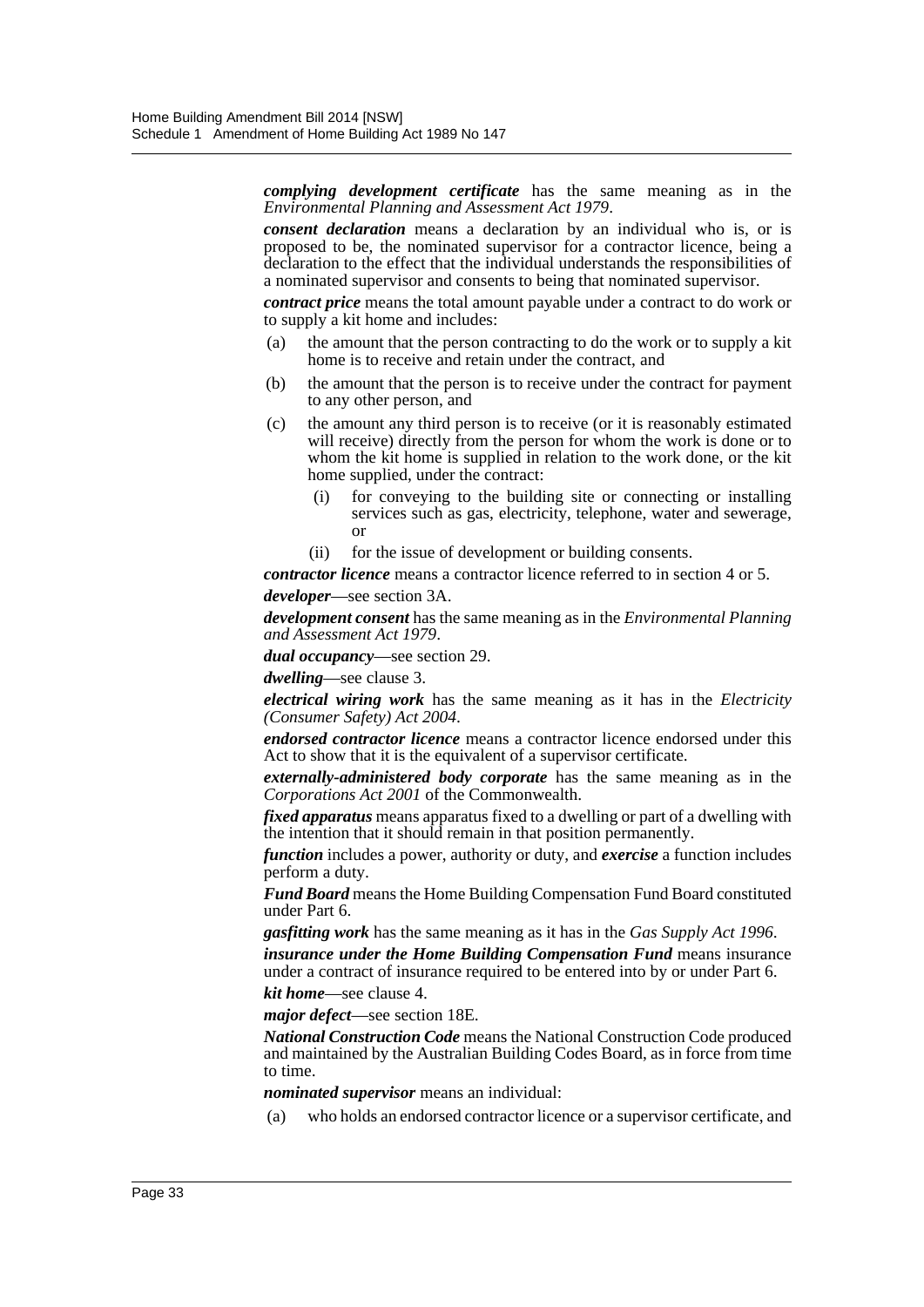***complying development certificate*** has the same meaning as in the *Environmental Planning and Assessment Act 1979*.

***consent declaration*** means a declaration by an individual who is, or is proposed to be, the nominated supervisor for a contractor licence, being a declaration to the effect that the individual understands the responsibilities of a nominated supervisor and consents to being that nominated supervisor.

***contract price*** means the total amount payable under a contract to do work or to supply a kit home and includes:

(a) the amount that the person contracting to do the work or to supply a kit home is to receive and retain under the contract, and

(b) the amount that the person is to receive under the contract for payment to any other person, and

(c) the amount any third person is to receive (or it is reasonably estimated will receive) directly from the person for whom the work is done or to whom the kit home is supplied in relation to the work done, or the kit home supplied, under the contract:

   (i) for conveying to the building site or connecting or installing services such as gas, electricity, telephone, water and sewerage, or

   (ii) for the issue of development or building consents.

***contractor licence*** means a contractor licence referred to in section 4 or 5.

***developer***—see section 3A.

***development consent*** has the same meaning as in the *Environmental Planning and Assessment Act 1979*.

***dual occupancy***—see section 29.

***dwelling***—see clause 3.

***electrical wiring work*** has the same meaning as it has in the *Electricity (Consumer Safety) Act 2004*.

***endorsed contractor licence*** means a contractor licence endorsed under this Act to show that it is the equivalent of a supervisor certificate.

***externally-administered body corporate*** has the same meaning as in the *Corporations Act 2001* of the Commonwealth.

***fixed apparatus*** means apparatus fixed to a dwelling or part of a dwelling with the intention that it should remain in that position permanently.

***function*** includes a power, authority or duty, and ***exercise*** a function includes perform a duty.

***Fund Board*** means the Home Building Compensation Fund Board constituted under Part 6.

***gasfitting work*** has the same meaning as it has in the *Gas Supply Act 1996*.

***insurance under the Home Building Compensation Fund*** means insurance under a contract of insurance required to be entered into by or under Part 6.

***kit home***—see clause 4.

***major defect***—see section 18E.

***National Construction Code*** means the National Construction Code produced and maintained by the Australian Building Codes Board, as in force from time to time.

***nominated supervisor*** means an individual:

(a) who holds an endorsed contractor licence or a supervisor certificate, and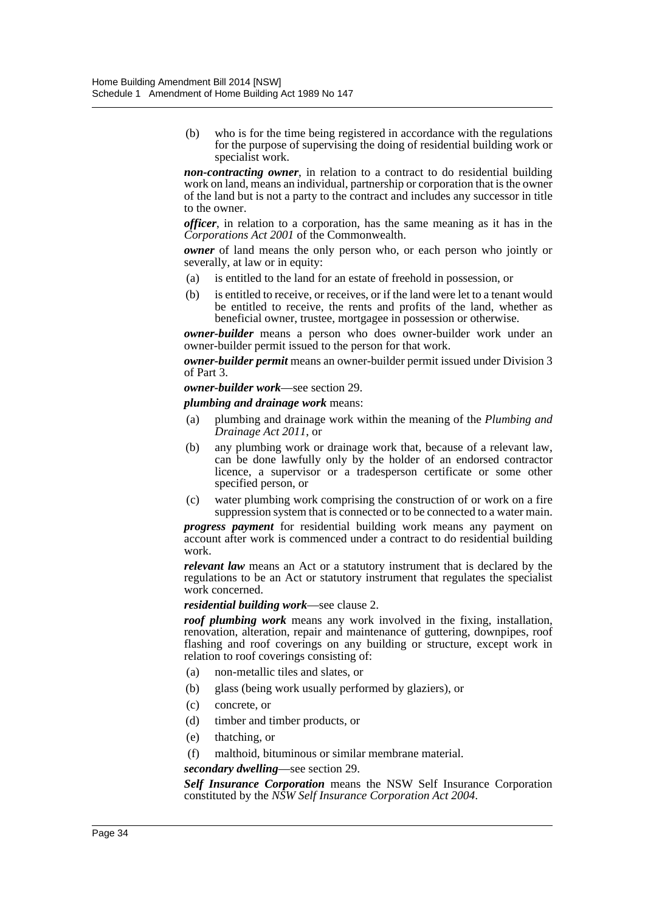(b) who is for the time being registered in accordance with the regulations for the purpose of supervising the doing of residential building work or specialist work.

***non-contracting owner***, in relation to a contract to do residential building work on land, means an individual, partnership or corporation that is the owner of the land but is not a party to the contract and includes any successor in title to the owner.

***officer***, in relation to a corporation, has the same meaning as it has in the *Corporations Act 2001* of the Commonwealth.

***owner*** of land means the only person who, or each person who jointly or severally, at law or in equity:

(a) is entitled to the land for an estate of freehold in possession, or

(b) is entitled to receive, or receives, or if the land were let to a tenant would be entitled to receive, the rents and profits of the land, whether as beneficial owner, trustee, mortgagee in possession or otherwise.

***owner-builder*** means a person who does owner-builder work under an owner-builder permit issued to the person for that work.

***owner-builder permit*** means an owner-builder permit issued under Division 3 of Part 3.

***owner-builder work***—see section 29.

***plumbing and drainage work*** means:

(a) plumbing and drainage work within the meaning of the *Plumbing and Drainage Act 2011*, or

(b) any plumbing work or drainage work that, because of a relevant law, can be done lawfully only by the holder of an endorsed contractor licence, a supervisor or a tradesperson certificate or some other specified person, or

(c) water plumbing work comprising the construction of or work on a fire suppression system that is connected or to be connected to a water main.

***progress payment*** for residential building work means any payment on account after work is commenced under a contract to do residential building work.

***relevant law*** means an Act or a statutory instrument that is declared by the regulations to be an Act or statutory instrument that regulates the specialist work concerned.

***residential building work***—see clause 2.

***roof plumbing work*** means any work involved in the fixing, installation, renovation, alteration, repair and maintenance of guttering, downpipes, roof flashing and roof coverings on any building or structure, except work in relation to roof coverings consisting of:

(a) non-metallic tiles and slates, or

(b) glass (being work usually performed by glaziers), or

(c) concrete, or

(d) timber and timber products, or

(e) thatching, or

(f) malthoid, bituminous or similar membrane material.

***secondary dwelling***—see section 29.

***Self Insurance Corporation*** means the NSW Self Insurance Corporation constituted by the *NSW Self Insurance Corporation Act 2004*.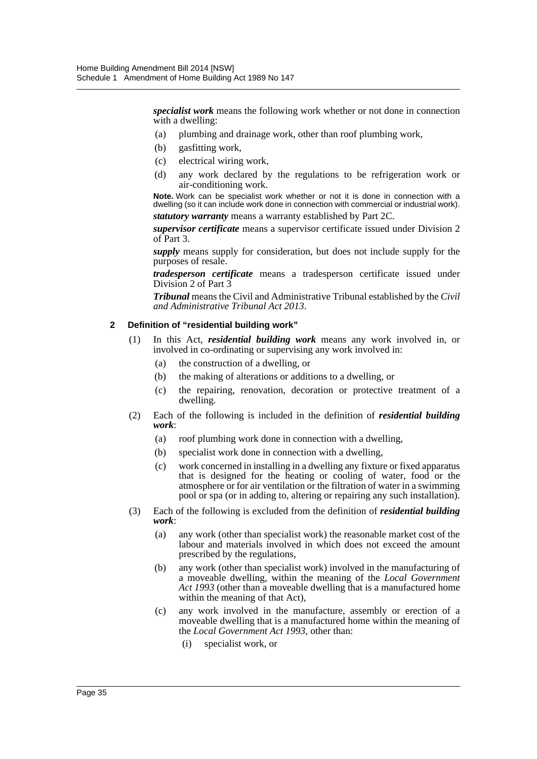***specialist work*** means the following work whether or not done in connection with a dwelling:

- (a) plumbing and drainage work, other than roof plumbing work,
- (b) gasfitting work,
- (c) electrical wiring work,
- (d) any work declared by the regulations to be refrigeration work or air-conditioning work.

**Note.** Work can be specialist work whether or not it is done in connection with a dwelling (so it can include work done in connection with commercial or industrial work).

***statutory warranty*** means a warranty established by Part 2C.

***supervisor certificate*** means a supervisor certificate issued under Division 2 of Part 3.

***supply*** means supply for consideration, but does not include supply for the purposes of resale.

***tradesperson certificate*** means a tradesperson certificate issued under Division 2 of Part 3

***Tribunal*** means the Civil and Administrative Tribunal established by the *Civil and Administrative Tribunal Act 2013*.

### 2 Definition of "residential building work"

(1) In this Act, ***residential building work*** means any work involved in, or involved in co-ordinating or supervising any work involved in:

- (a) the construction of a dwelling, or
- (b) the making of alterations or additions to a dwelling, or
- (c) the repairing, renovation, decoration or protective treatment of a dwelling.

(2) Each of the following is included in the definition of ***residential building work***:

- (a) roof plumbing work done in connection with a dwelling,
- (b) specialist work done in connection with a dwelling,
- (c) work concerned in installing in a dwelling any fixture or fixed apparatus that is designed for the heating or cooling of water, food or the atmosphere or for air ventilation or the filtration of water in a swimming pool or spa (or in adding to, altering or repairing any such installation).

(3) Each of the following is excluded from the definition of ***residential building work***:

- (a) any work (other than specialist work) the reasonable market cost of the labour and materials involved in which does not exceed the amount prescribed by the regulations,
- (b) any work (other than specialist work) involved in the manufacturing of a moveable dwelling, within the meaning of the *Local Government Act 1993* (other than a moveable dwelling that is a manufactured home within the meaning of that Act),
- (c) any work involved in the manufacture, assembly or erection of a moveable dwelling that is a manufactured home within the meaning of the *Local Government Act 1993*, other than:
  - (i) specialist work, or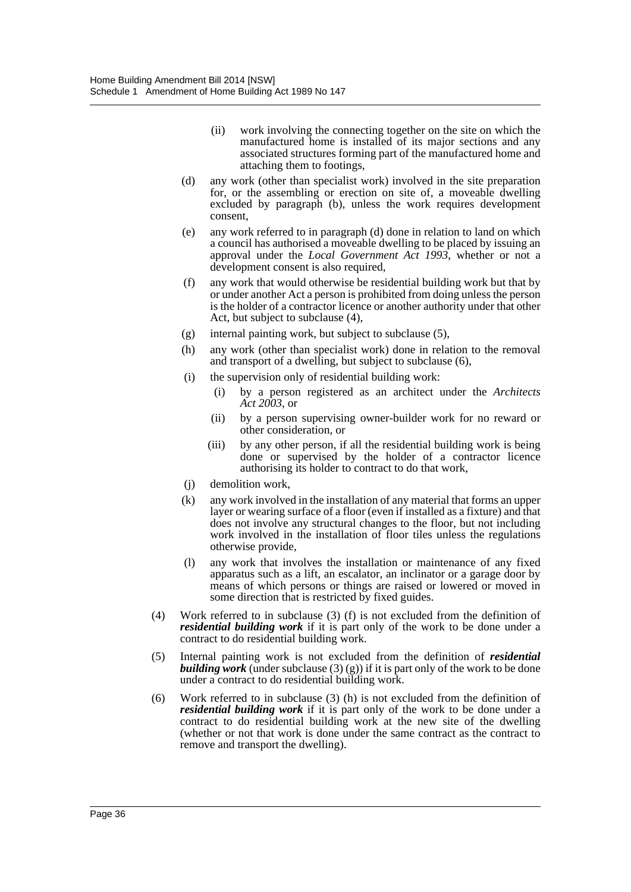(ii) work involving the connecting together on the site on which the manufactured home is installed of its major sections and any associated structures forming part of the manufactured home and attaching them to footings,

(d) any work (other than specialist work) involved in the site preparation for, or the assembling or erection on site of, a moveable dwelling excluded by paragraph (b), unless the work requires development consent,

(e) any work referred to in paragraph (d) done in relation to land on which a council has authorised a moveable dwelling to be placed by issuing an approval under the *Local Government Act 1993*, whether or not a development consent is also required,

(f) any work that would otherwise be residential building work but that by or under another Act a person is prohibited from doing unless the person is the holder of a contractor licence or another authority under that other Act, but subject to subclause (4),

(g) internal painting work, but subject to subclause (5),

(h) any work (other than specialist work) done in relation to the removal and transport of a dwelling, but subject to subclause (6),

(i) the supervision only of residential building work:

(i) by a person registered as an architect under the *Architects Act 2003*, or

(ii) by a person supervising owner-builder work for no reward or other consideration, or

(iii) by any other person, if all the residential building work is being done or supervised by the holder of a contractor licence authorising its holder to contract to do that work,

(j) demolition work,

(k) any work involved in the installation of any material that forms an upper layer or wearing surface of a floor (even if installed as a fixture) and that does not involve any structural changes to the floor, but not including work involved in the installation of floor tiles unless the regulations otherwise provide,

(l) any work that involves the installation or maintenance of any fixed apparatus such as a lift, an escalator, an inclinator or a garage door by means of which persons or things are raised or lowered or moved in some direction that is restricted by fixed guides.

(4) Work referred to in subclause (3) (f) is not excluded from the definition of ***residential building work*** if it is part only of the work to be done under a contract to do residential building work.

(5) Internal painting work is not excluded from the definition of ***residential building work*** (under subclause (3) (g)) if it is part only of the work to be done under a contract to do residential building work.

(6) Work referred to in subclause (3) (h) is not excluded from the definition of ***residential building work*** if it is part only of the work to be done under a contract to do residential building work at the new site of the dwelling (whether or not that work is done under the same contract as the contract to remove and transport the dwelling).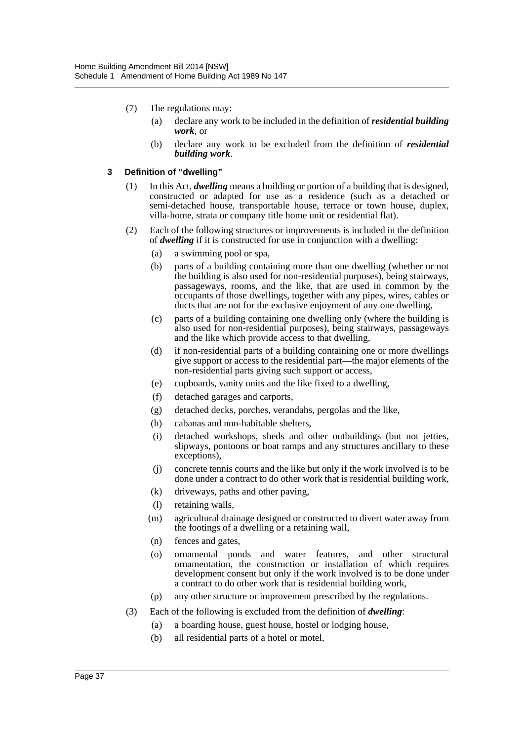(7) The regulations may:

(a) declare any work to be included in the definition of ***residential building work***, or

(b) declare any work to be excluded from the definition of ***residential building work***.

### 3 Definition of "dwelling"

(1) In this Act, ***dwelling*** means a building or portion of a building that is designed, constructed or adapted for use as a residence (such as a detached or semi-detached house, transportable house, terrace or town house, duplex, villa-home, strata or company title home unit or residential flat).

(2) Each of the following structures or improvements is included in the definition of ***dwelling*** if it is constructed for use in conjunction with a dwelling:

(a) a swimming pool or spa,

(b) parts of a building containing more than one dwelling (whether or not the building is also used for non-residential purposes), being stairways, passageways, rooms, and the like, that are used in common by the occupants of those dwellings, together with any pipes, wires, cables or ducts that are not for the exclusive enjoyment of any one dwelling,

(c) parts of a building containing one dwelling only (where the building is also used for non-residential purposes), being stairways, passageways and the like which provide access to that dwelling,

(d) if non-residential parts of a building containing one or more dwellings give support or access to the residential part—the major elements of the non-residential parts giving such support or access,

(e) cupboards, vanity units and the like fixed to a dwelling,

(f) detached garages and carports,

(g) detached decks, porches, verandahs, pergolas and the like,

(h) cabanas and non-habitable shelters,

(i) detached workshops, sheds and other outbuildings (but not jetties, slipways, pontoons or boat ramps and any structures ancillary to these exceptions),

(j) concrete tennis courts and the like but only if the work involved is to be done under a contract to do other work that is residential building work,

(k) driveways, paths and other paving,

(l) retaining walls,

(m) agricultural drainage designed or constructed to divert water away from the footings of a dwelling or a retaining wall,

(n) fences and gates,

(o) ornamental ponds and water features, and other structural ornamentation, the construction or installation of which requires development consent but only if the work involved is to be done under a contract to do other work that is residential building work,

(p) any other structure or improvement prescribed by the regulations.

(3) Each of the following is excluded from the definition of ***dwelling***:

(a) a boarding house, guest house, hostel or lodging house,

(b) all residential parts of a hotel or motel,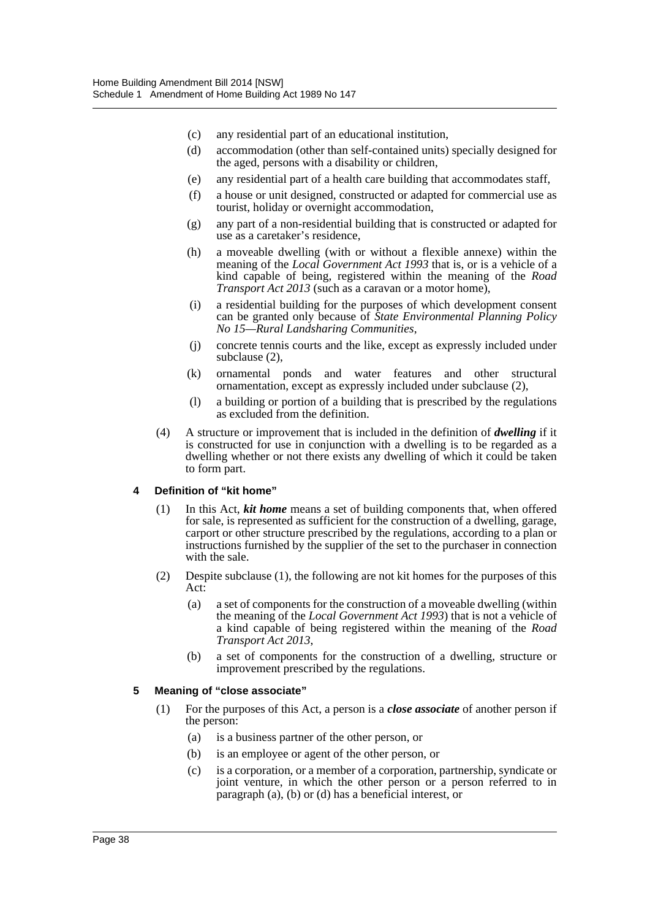- (c) any residential part of an educational institution,
- (d) accommodation (other than self-contained units) specially designed for the aged, persons with a disability or children,
- (e) any residential part of a health care building that accommodates staff,
- (f) a house or unit designed, constructed or adapted for commercial use as tourist, holiday or overnight accommodation,
- (g) any part of a non-residential building that is constructed or adapted for use as a caretaker's residence,
- (h) a moveable dwelling (with or without a flexible annexe) within the meaning of the *Local Government Act 1993* that is, or is a vehicle of a kind capable of being, registered within the meaning of the *Road Transport Act 2013* (such as a caravan or a motor home),
- (i) a residential building for the purposes of which development consent can be granted only because of *State Environmental Planning Policy No 15—Rural Landsharing Communities*,
- (j) concrete tennis courts and the like, except as expressly included under subclause (2),
- (k) ornamental ponds and water features and other structural ornamentation, except as expressly included under subclause (2),
- (l) a building or portion of a building that is prescribed by the regulations as excluded from the definition.

(4) A structure or improvement that is included in the definition of ***dwelling*** if it is constructed for use in conjunction with a dwelling is to be regarded as a dwelling whether or not there exists any dwelling of which it could be taken to form part.

### 4 Definition of "kit home"

(1) In this Act, ***kit home*** means a set of building components that, when offered for sale, is represented as sufficient for the construction of a dwelling, garage, carport or other structure prescribed by the regulations, according to a plan or instructions furnished by the supplier of the set to the purchaser in connection with the sale.

(2) Despite subclause (1), the following are not kit homes for the purposes of this Act:

- (a) a set of components for the construction of a moveable dwelling (within the meaning of the *Local Government Act 1993*) that is not a vehicle of a kind capable of being registered within the meaning of the *Road Transport Act 2013*,
- (b) a set of components for the construction of a dwelling, structure or improvement prescribed by the regulations.

### 5 Meaning of "close associate"

(1) For the purposes of this Act, a person is a ***close associate*** of another person if the person:

- (a) is a business partner of the other person, or
- (b) is an employee or agent of the other person, or
- (c) is a corporation, or a member of a corporation, partnership, syndicate or joint venture, in which the other person or a person referred to in paragraph (a), (b) or (d) has a beneficial interest, or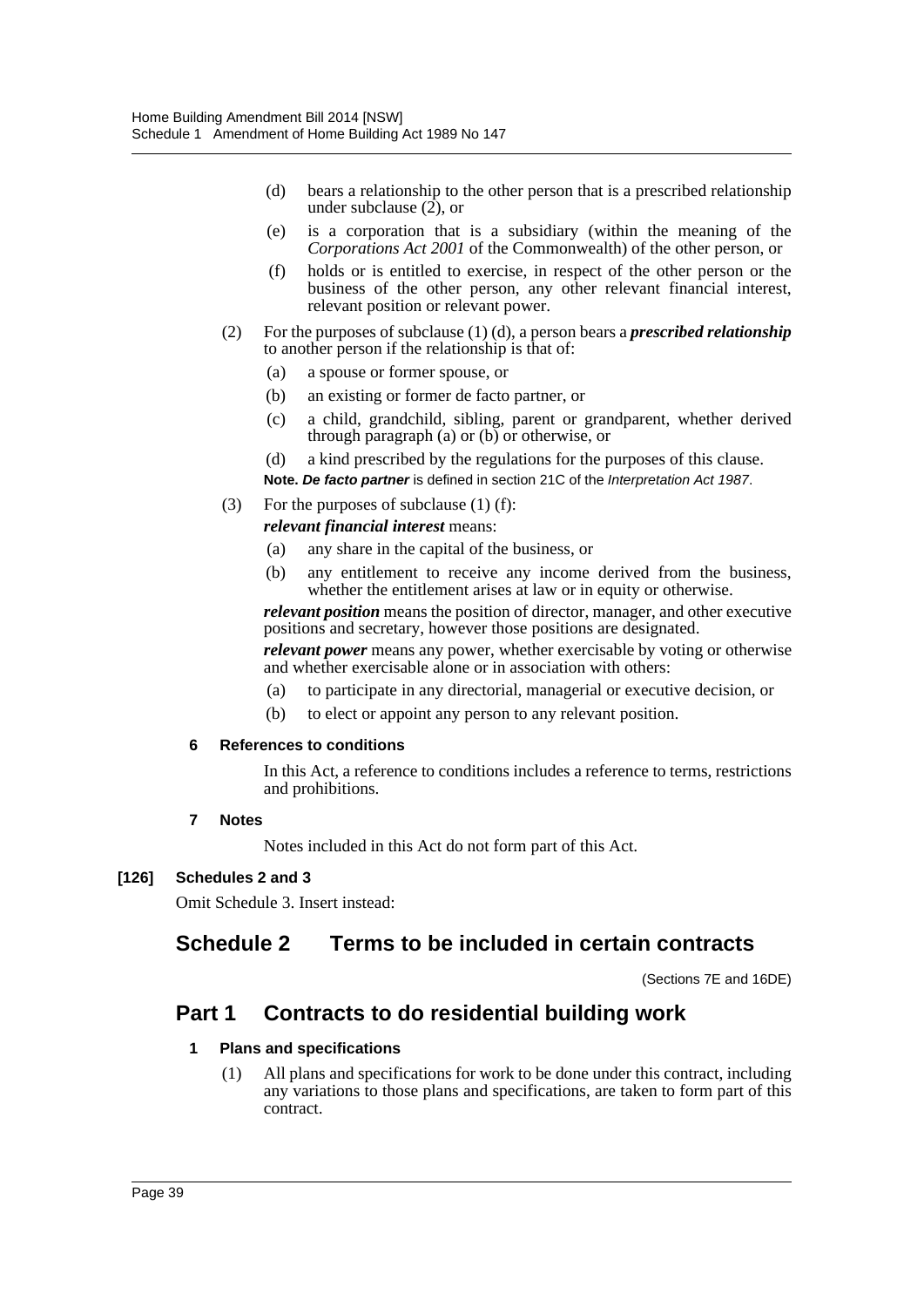(d) bears a relationship to the other person that is a prescribed relationship under subclause (2), or

(e) is a corporation that is a subsidiary (within the meaning of the *Corporations Act 2001* of the Commonwealth) of the other person, or

(f) holds or is entitled to exercise, in respect of the other person or the business of the other person, any other relevant financial interest, relevant position or relevant power.

(2) For the purposes of subclause (1) (d), a person bears a ***prescribed relationship*** to another person if the relationship is that of:

(a) a spouse or former spouse, or

(b) an existing or former de facto partner, or

(c) a child, grandchild, sibling, parent or grandparent, whether derived through paragraph (a) or (b) or otherwise, or

(d) a kind prescribed by the regulations for the purposes of this clause.

**Note.** ***De facto partner*** is defined in section 21C of the *Interpretation Act 1987*.

(3) For the purposes of subclause (1) (f):

***relevant financial interest*** means:

(a) any share in the capital of the business, or

(b) any entitlement to receive any income derived from the business, whether the entitlement arises at law or in equity or otherwise.

***relevant position*** means the position of director, manager, and other executive positions and secretary, however those positions are designated.

***relevant power*** means any power, whether exercisable by voting or otherwise and whether exercisable alone or in association with others:

(a) to participate in any directorial, managerial or executive decision, or

(b) to elect or appoint any person to any relevant position.

#### 6 References to conditions

In this Act, a reference to conditions includes a reference to terms, restrictions and prohibitions.

#### 7 Notes

Notes included in this Act do not form part of this Act.

#### [126] Schedules 2 and 3

Omit Schedule 3. Insert instead:

## Schedule 2 Terms to be included in certain contracts

(Sections 7E and 16DE)

## Part 1 Contracts to do residential building work

#### 1 Plans and specifications

(1) All plans and specifications for work to be done under this contract, including any variations to those plans and specifications, are taken to form part of this contract.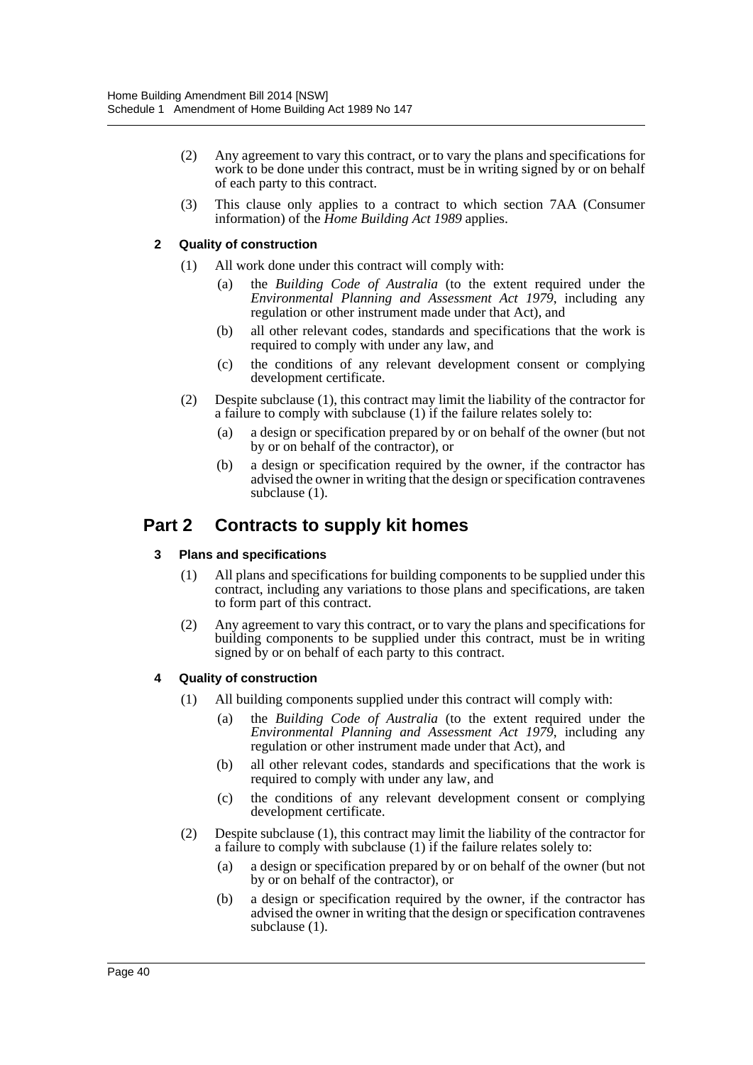(2) Any agreement to vary this contract, or to vary the plans and specifications for work to be done under this contract, must be in writing signed by or on behalf of each party to this contract.

(3) This clause only applies to a contract to which section 7AA (Consumer information) of the *Home Building Act 1989* applies.

**2 Quality of construction**

(1) All work done under this contract will comply with:

(a) the *Building Code of Australia* (to the extent required under the *Environmental Planning and Assessment Act 1979*, including any regulation or other instrument made under that Act), and

(b) all other relevant codes, standards and specifications that the work is required to comply with under any law, and

(c) the conditions of any relevant development consent or complying development certificate.

(2) Despite subclause (1), this contract may limit the liability of the contractor for a failure to comply with subclause (1) if the failure relates solely to:

(a) a design or specification prepared by or on behalf of the owner (but not by or on behalf of the contractor), or

(b) a design or specification required by the owner, if the contractor has advised the owner in writing that the design or specification contravenes subclause (1).

## Part 2 Contracts to supply kit homes

**3 Plans and specifications**

(1) All plans and specifications for building components to be supplied under this contract, including any variations to those plans and specifications, are taken to form part of this contract.

(2) Any agreement to vary this contract, or to vary the plans and specifications for building components to be supplied under this contract, must be in writing signed by or on behalf of each party to this contract.

**4 Quality of construction**

(1) All building components supplied under this contract will comply with:

(a) the *Building Code of Australia* (to the extent required under the *Environmental Planning and Assessment Act 1979*, including any regulation or other instrument made under that Act), and

(b) all other relevant codes, standards and specifications that the work is required to comply with under any law, and

(c) the conditions of any relevant development consent or complying development certificate.

(2) Despite subclause (1), this contract may limit the liability of the contractor for a failure to comply with subclause (1) if the failure relates solely to:

(a) a design or specification prepared by or on behalf of the owner (but not by or on behalf of the contractor), or

(b) a design or specification required by the owner, if the contractor has advised the owner in writing that the design or specification contravenes subclause (1).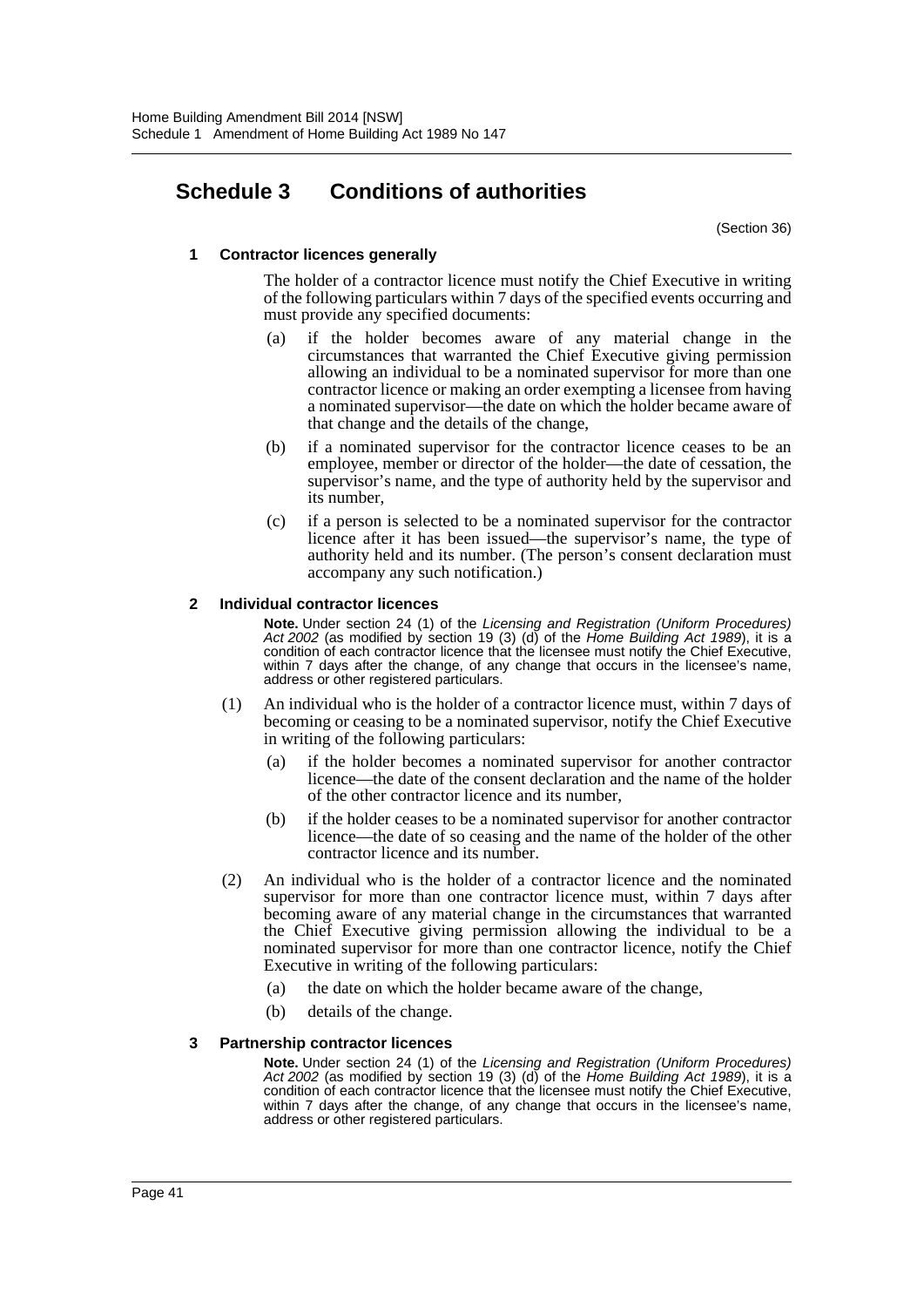# Schedule 3 Conditions of authorities

(Section 36)

**1 Contractor licences generally**

The holder of a contractor licence must notify the Chief Executive in writing of the following particulars within 7 days of the specified events occurring and must provide any specified documents:

(a) if the holder becomes aware of any material change in the circumstances that warranted the Chief Executive giving permission allowing an individual to be a nominated supervisor for more than one contractor licence or making an order exempting a licensee from having a nominated supervisor—the date on which the holder became aware of that change and the details of the change,

(b) if a nominated supervisor for the contractor licence ceases to be an employee, member or director of the holder—the date of cessation, the supervisor's name, and the type of authority held by the supervisor and its number,

(c) if a person is selected to be a nominated supervisor for the contractor licence after it has been issued—the supervisor's name, the type of authority held and its number. (The person's consent declaration must accompany any such notification.)

**2 Individual contractor licences**

**Note.** Under section 24 (1) of the *Licensing and Registration (Uniform Procedures) Act 2002* (as modified by section 19 (3) (d) of the *Home Building Act 1989*), it is a condition of each contractor licence that the licensee must notify the Chief Executive, within 7 days after the change, of any change that occurs in the licensee's name, address or other registered particulars.

(1) An individual who is the holder of a contractor licence must, within 7 days of becoming or ceasing to be a nominated supervisor, notify the Chief Executive in writing of the following particulars:

(a) if the holder becomes a nominated supervisor for another contractor licence—the date of the consent declaration and the name of the holder of the other contractor licence and its number,

(b) if the holder ceases to be a nominated supervisor for another contractor licence—the date of so ceasing and the name of the holder of the other contractor licence and its number.

(2) An individual who is the holder of a contractor licence and the nominated supervisor for more than one contractor licence must, within 7 days after becoming aware of any material change in the circumstances that warranted the Chief Executive giving permission allowing the individual to be a nominated supervisor for more than one contractor licence, notify the Chief Executive in writing of the following particulars:

(a) the date on which the holder became aware of the change,

(b) details of the change.

**3 Partnership contractor licences**

**Note.** Under section 24 (1) of the *Licensing and Registration (Uniform Procedures) Act 2002* (as modified by section 19 (3) (d) of the *Home Building Act 1989*), it is a condition of each contractor licence that the licensee must notify the Chief Executive, within 7 days after the change, of any change that occurs in the licensee's name, address or other registered particulars.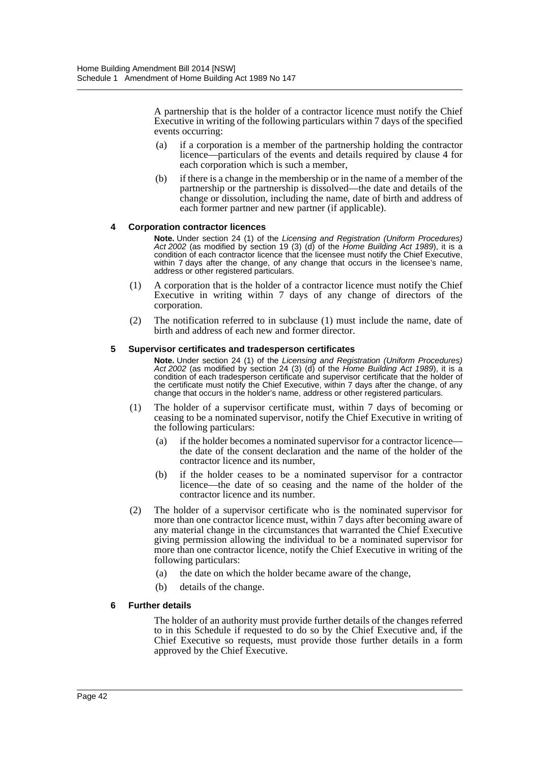A partnership that is the holder of a contractor licence must notify the Chief Executive in writing of the following particulars within 7 days of the specified events occurring:

(a) if a corporation is a member of the partnership holding the contractor licence—particulars of the events and details required by clause 4 for each corporation which is such a member,

(b) if there is a change in the membership or in the name of a member of the partnership or the partnership is dissolved—the date and details of the change or dissolution, including the name, date of birth and address of each former partner and new partner (if applicable).

#### 4 Corporation contractor licences

**Note.** Under section 24 (1) of the *Licensing and Registration (Uniform Procedures) Act 2002* (as modified by section 19 (3) (d) of the *Home Building Act 1989*), it is a condition of each contractor licence that the licensee must notify the Chief Executive, within 7 days after the change, of any change that occurs in the licensee's name, address or other registered particulars.

(1) A corporation that is the holder of a contractor licence must notify the Chief Executive in writing within 7 days of any change of directors of the corporation.

(2) The notification referred to in subclause (1) must include the name, date of birth and address of each new and former director.

#### 5 Supervisor certificates and tradesperson certificates

**Note.** Under section 24 (1) of the *Licensing and Registration (Uniform Procedures) Act 2002* (as modified by section 24 (3) (d) of the *Home Building Act 1989*), it is a condition of each tradesperson certificate and supervisor certificate that the holder of the certificate must notify the Chief Executive, within 7 days after the change, of any change that occurs in the holder's name, address or other registered particulars.

(1) The holder of a supervisor certificate must, within 7 days of becoming or ceasing to be a nominated supervisor, notify the Chief Executive in writing of the following particulars:

(a) if the holder becomes a nominated supervisor for a contractor licence—the date of the consent declaration and the name of the holder of the contractor licence and its number,

(b) if the holder ceases to be a nominated supervisor for a contractor licence—the date of so ceasing and the name of the holder of the contractor licence and its number.

(2) The holder of a supervisor certificate who is the nominated supervisor for more than one contractor licence must, within 7 days after becoming aware of any material change in the circumstances that warranted the Chief Executive giving permission allowing the individual to be a nominated supervisor for more than one contractor licence, notify the Chief Executive in writing of the following particulars:

(a) the date on which the holder became aware of the change,

(b) details of the change.

#### 6 Further details

The holder of an authority must provide further details of the changes referred to in this Schedule if requested to do so by the Chief Executive and, if the Chief Executive so requests, must provide those further details in a form approved by the Chief Executive.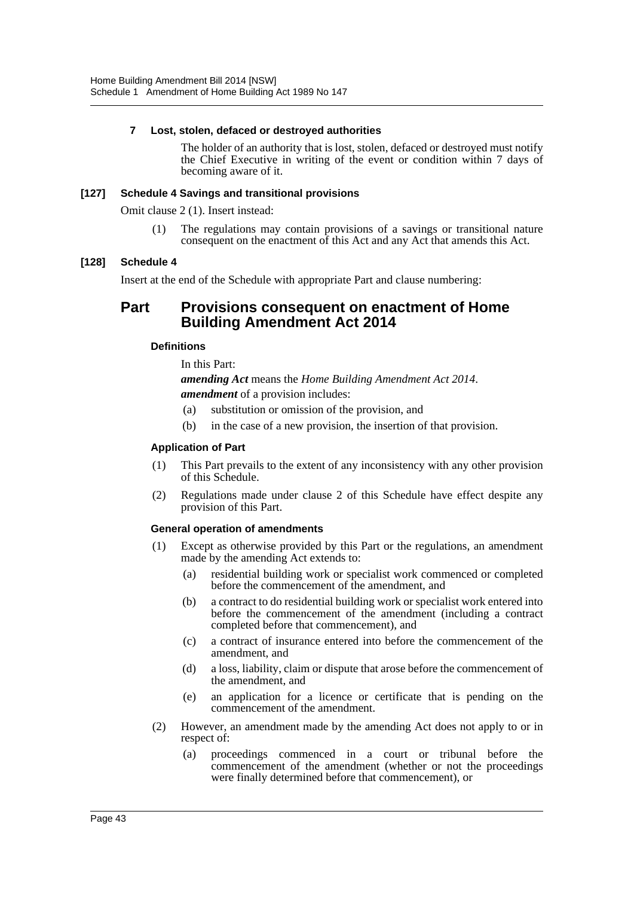#### 7 Lost, stolen, defaced or destroyed authorities

The holder of an authority that is lost, stolen, defaced or destroyed must notify the Chief Executive in writing of the event or condition within 7 days of becoming aware of it.

### [127] Schedule 4 Savings and transitional provisions

Omit clause 2 (1). Insert instead:

(1) The regulations may contain provisions of a savings or transitional nature consequent on the enactment of this Act and any Act that amends this Act.

### [128] Schedule 4

Insert at the end of the Schedule with appropriate Part and clause numbering:

## Part Provisions consequent on enactment of Home Building Amendment Act 2014

#### Definitions

In this Part:

***amending Act*** means the *Home Building Amendment Act 2014*.

***amendment*** of a provision includes:

(a) substitution or omission of the provision, and

(b) in the case of a new provision, the insertion of that provision.

#### Application of Part

(1) This Part prevails to the extent of any inconsistency with any other provision of this Schedule.

(2) Regulations made under clause 2 of this Schedule have effect despite any provision of this Part.

#### General operation of amendments

(1) Except as otherwise provided by this Part or the regulations, an amendment made by the amending Act extends to:

(a) residential building work or specialist work commenced or completed before the commencement of the amendment, and

(b) a contract to do residential building work or specialist work entered into before the commencement of the amendment (including a contract completed before that commencement), and

(c) a contract of insurance entered into before the commencement of the amendment, and

(d) a loss, liability, claim or dispute that arose before the commencement of the amendment, and

(e) an application for a licence or certificate that is pending on the commencement of the amendment.

(2) However, an amendment made by the amending Act does not apply to or in respect of:

(a) proceedings commenced in a court or tribunal before the commencement of the amendment (whether or not the proceedings were finally determined before that commencement), or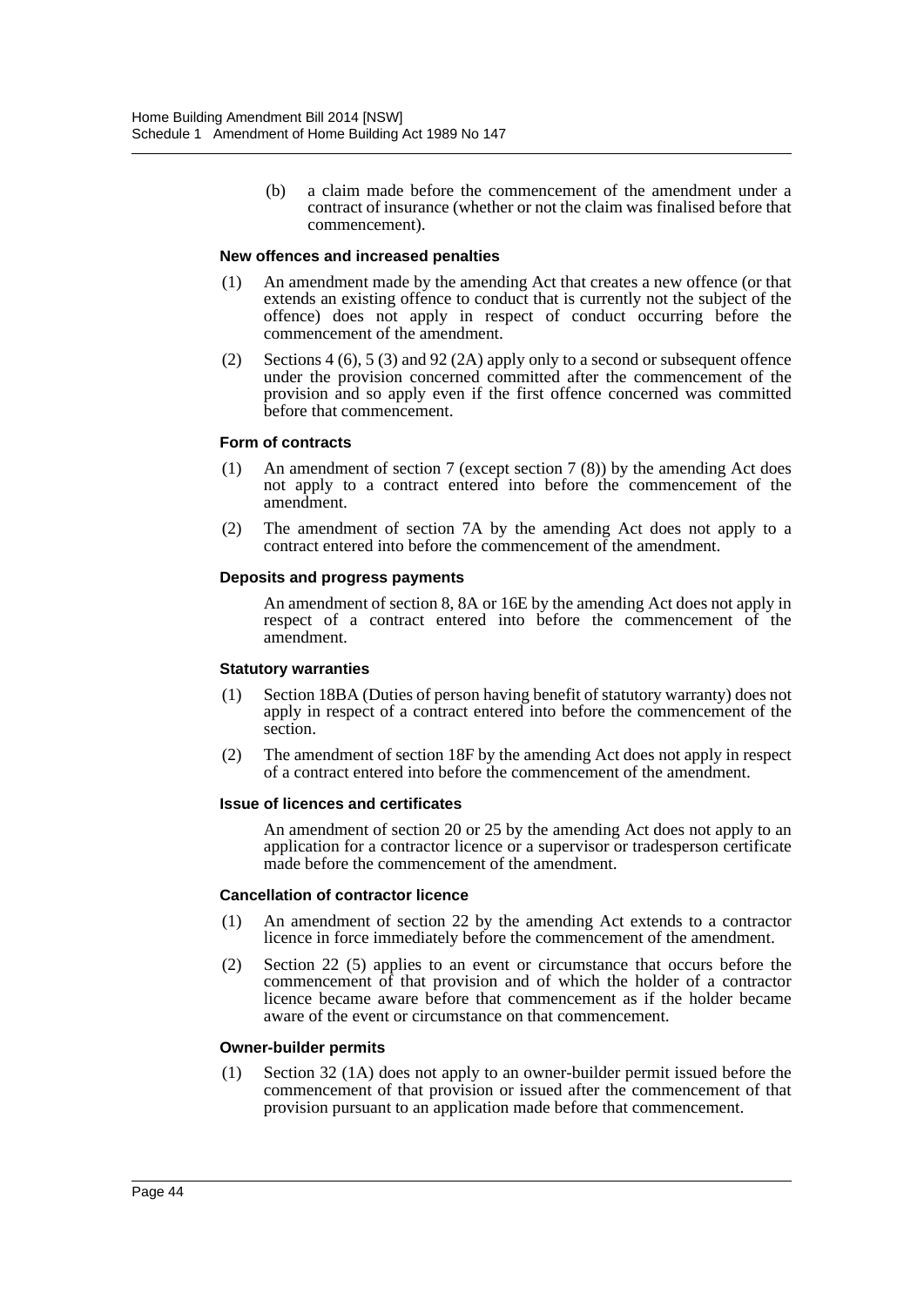(b) a claim made before the commencement of the amendment under a contract of insurance (whether or not the claim was finalised before that commencement).

#### New offences and increased penalties

(1) An amendment made by the amending Act that creates a new offence (or that extends an existing offence to conduct that is currently not the subject of the offence) does not apply in respect of conduct occurring before the commencement of the amendment.

(2) Sections 4 (6), 5 (3) and 92 (2A) apply only to a second or subsequent offence under the provision concerned committed after the commencement of the provision and so apply even if the first offence concerned was committed before that commencement.

#### Form of contracts

(1) An amendment of section 7 (except section 7 (8)) by the amending Act does not apply to a contract entered into before the commencement of the amendment.

(2) The amendment of section 7A by the amending Act does not apply to a contract entered into before the commencement of the amendment.

#### Deposits and progress payments

An amendment of section 8, 8A or 16E by the amending Act does not apply in respect of a contract entered into before the commencement of the amendment.

#### Statutory warranties

(1) Section 18BA (Duties of person having benefit of statutory warranty) does not apply in respect of a contract entered into before the commencement of the section.

(2) The amendment of section 18F by the amending Act does not apply in respect of a contract entered into before the commencement of the amendment.

#### Issue of licences and certificates

An amendment of section 20 or 25 by the amending Act does not apply to an application for a contractor licence or a supervisor or tradesperson certificate made before the commencement of the amendment.

#### Cancellation of contractor licence

(1) An amendment of section 22 by the amending Act extends to a contractor licence in force immediately before the commencement of the amendment.

(2) Section 22 (5) applies to an event or circumstance that occurs before the commencement of that provision and of which the holder of a contractor licence became aware before that commencement as if the holder became aware of the event or circumstance on that commencement.

#### Owner-builder permits

(1) Section 32 (1A) does not apply to an owner-builder permit issued before the commencement of that provision or issued after the commencement of that provision pursuant to an application made before that commencement.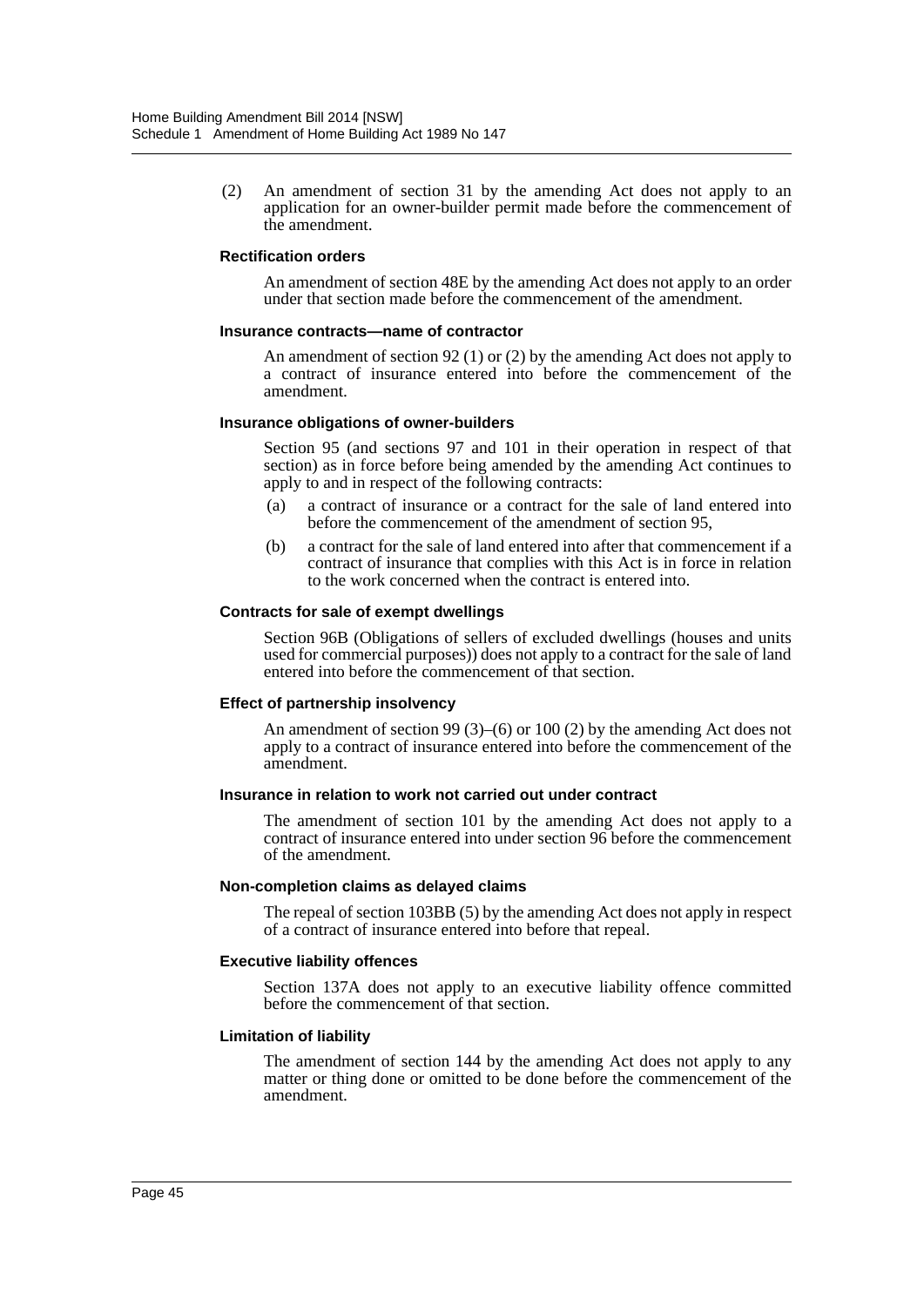(2) An amendment of section 31 by the amending Act does not apply to an application for an owner-builder permit made before the commencement of the amendment.

#### Rectification orders

An amendment of section 48E by the amending Act does not apply to an order under that section made before the commencement of the amendment.

#### Insurance contracts—name of contractor

An amendment of section 92 (1) or (2) by the amending Act does not apply to a contract of insurance entered into before the commencement of the amendment.

#### Insurance obligations of owner-builders

Section 95 (and sections 97 and 101 in their operation in respect of that section) as in force before being amended by the amending Act continues to apply to and in respect of the following contracts:

(a) a contract of insurance or a contract for the sale of land entered into before the commencement of the amendment of section 95,

(b) a contract for the sale of land entered into after that commencement if a contract of insurance that complies with this Act is in force in relation to the work concerned when the contract is entered into.

#### Contracts for sale of exempt dwellings

Section 96B (Obligations of sellers of excluded dwellings (houses and units used for commercial purposes)) does not apply to a contract for the sale of land entered into before the commencement of that section.

#### Effect of partnership insolvency

An amendment of section 99 (3)–(6) or 100 (2) by the amending Act does not apply to a contract of insurance entered into before the commencement of the amendment.

#### Insurance in relation to work not carried out under contract

The amendment of section 101 by the amending Act does not apply to a contract of insurance entered into under section 96 before the commencement of the amendment.

#### Non-completion claims as delayed claims

The repeal of section 103BB (5) by the amending Act does not apply in respect of a contract of insurance entered into before that repeal.

#### Executive liability offences

Section 137A does not apply to an executive liability offence committed before the commencement of that section.

#### Limitation of liability

The amendment of section 144 by the amending Act does not apply to any matter or thing done or omitted to be done before the commencement of the amendment.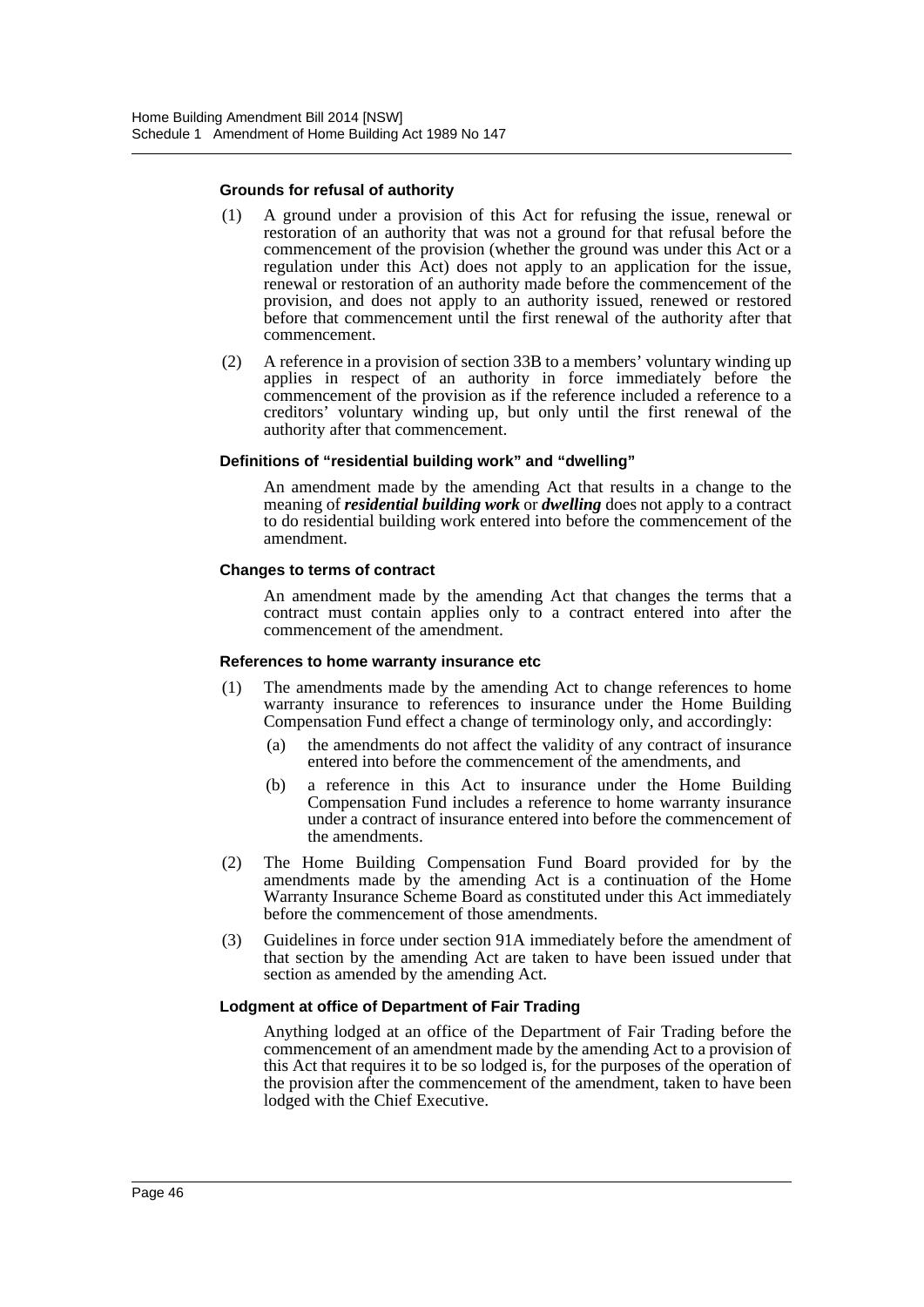#### Grounds for refusal of authority

(1) A ground under a provision of this Act for refusing the issue, renewal or restoration of an authority that was not a ground for that refusal before the commencement of the provision (whether the ground was under this Act or a regulation under this Act) does not apply to an application for the issue, renewal or restoration of an authority made before the commencement of the provision, and does not apply to an authority issued, renewed or restored before that commencement until the first renewal of the authority after that commencement.

(2) A reference in a provision of section 33B to a members' voluntary winding up applies in respect of an authority in force immediately before the commencement of the provision as if the reference included a reference to a creditors' voluntary winding up, but only until the first renewal of the authority after that commencement.

#### Definitions of "residential building work" and "dwelling"

An amendment made by the amending Act that results in a change to the meaning of ***residential building work*** or ***dwelling*** does not apply to a contract to do residential building work entered into before the commencement of the amendment.

#### Changes to terms of contract

An amendment made by the amending Act that changes the terms that a contract must contain applies only to a contract entered into after the commencement of the amendment.

#### References to home warranty insurance etc

(1) The amendments made by the amending Act to change references to home warranty insurance to references to insurance under the Home Building Compensation Fund effect a change of terminology only, and accordingly:

(a) the amendments do not affect the validity of any contract of insurance entered into before the commencement of the amendments, and

(b) a reference in this Act to insurance under the Home Building Compensation Fund includes a reference to home warranty insurance under a contract of insurance entered into before the commencement of the amendments.

(2) The Home Building Compensation Fund Board provided for by the amendments made by the amending Act is a continuation of the Home Warranty Insurance Scheme Board as constituted under this Act immediately before the commencement of those amendments.

(3) Guidelines in force under section 91A immediately before the amendment of that section by the amending Act are taken to have been issued under that section as amended by the amending Act.

#### Lodgment at office of Department of Fair Trading

Anything lodged at an office of the Department of Fair Trading before the commencement of an amendment made by the amending Act to a provision of this Act that requires it to be so lodged is, for the purposes of the operation of the provision after the commencement of the amendment, taken to have been lodged with the Chief Executive.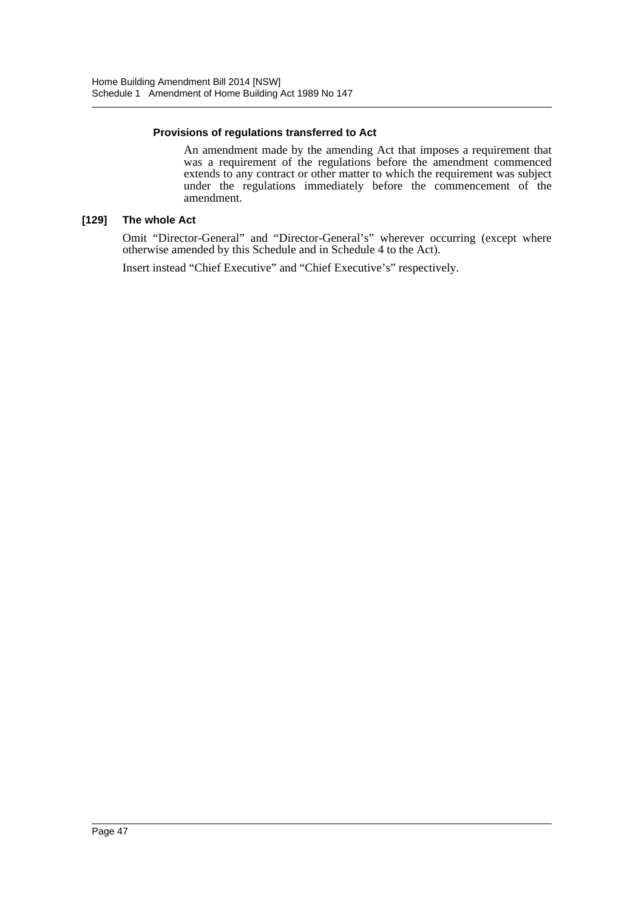#### Provisions of regulations transferred to Act

An amendment made by the amending Act that imposes a requirement that was a requirement of the regulations before the amendment commenced extends to any contract or other matter to which the requirement was subject under the regulations immediately before the commencement of the amendment.

### [129] The whole Act

Omit "Director-General" and "Director-General's" wherever occurring (except where otherwise amended by this Schedule and in Schedule 4 to the Act).

Insert instead "Chief Executive" and "Chief Executive's" respectively.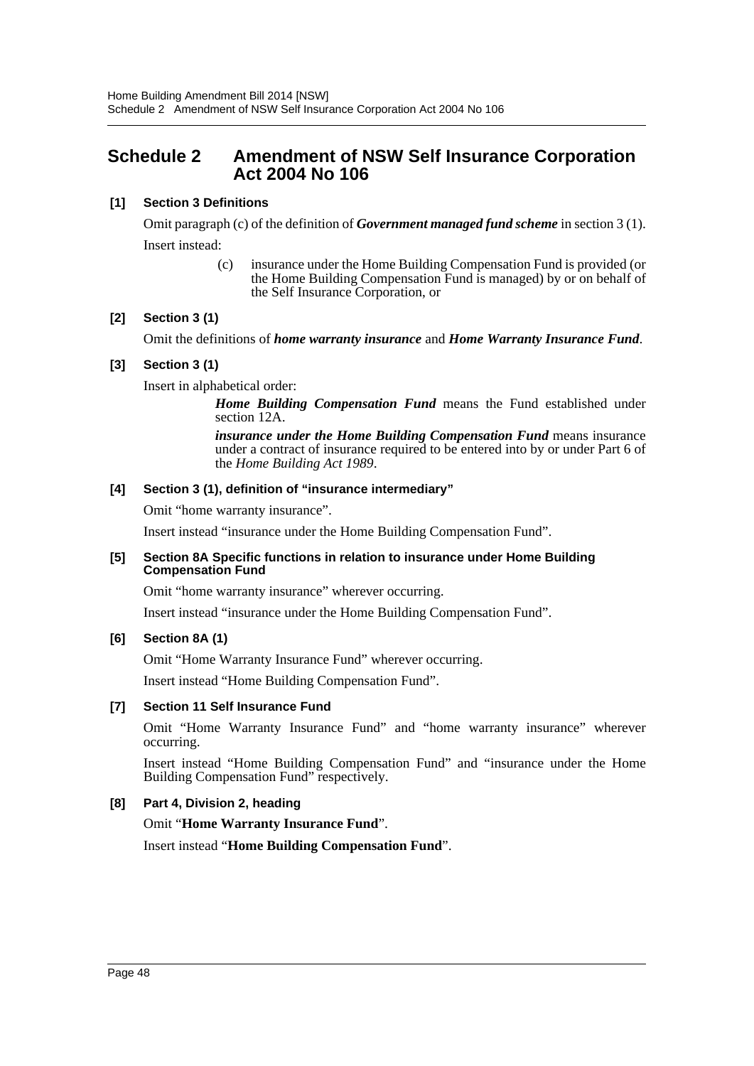# Schedule 2 Amendment of NSW Self Insurance Corporation Act 2004 No 106

### [1] Section 3 Definitions

Omit paragraph (c) of the definition of ***Government managed fund scheme*** in section 3 (1).

Insert instead:

> (c) insurance under the Home Building Compensation Fund is provided (or the Home Building Compensation Fund is managed) by or on behalf of the Self Insurance Corporation, or

### [2] Section 3 (1)

Omit the definitions of ***home warranty insurance*** and ***Home Warranty Insurance Fund***.

### [3] Section 3 (1)

Insert in alphabetical order:

> ***Home Building Compensation Fund*** means the Fund established under section 12A.
>
> ***insurance under the Home Building Compensation Fund*** means insurance under a contract of insurance required to be entered into by or under Part 6 of the *Home Building Act 1989*.

### [4] Section 3 (1), definition of "insurance intermediary"

Omit "home warranty insurance".

Insert instead "insurance under the Home Building Compensation Fund".

### [5] Section 8A Specific functions in relation to insurance under Home Building Compensation Fund

Omit "home warranty insurance" wherever occurring.

Insert instead "insurance under the Home Building Compensation Fund".

### [6] Section 8A (1)

Omit "Home Warranty Insurance Fund" wherever occurring.

Insert instead "Home Building Compensation Fund".

### [7] Section 11 Self Insurance Fund

Omit "Home Warranty Insurance Fund" and "home warranty insurance" wherever occurring.

Insert instead "Home Building Compensation Fund" and "insurance under the Home Building Compensation Fund" respectively.

### [8] Part 4, Division 2, heading

Omit "**Home Warranty Insurance Fund**".

Insert instead "**Home Building Compensation Fund**".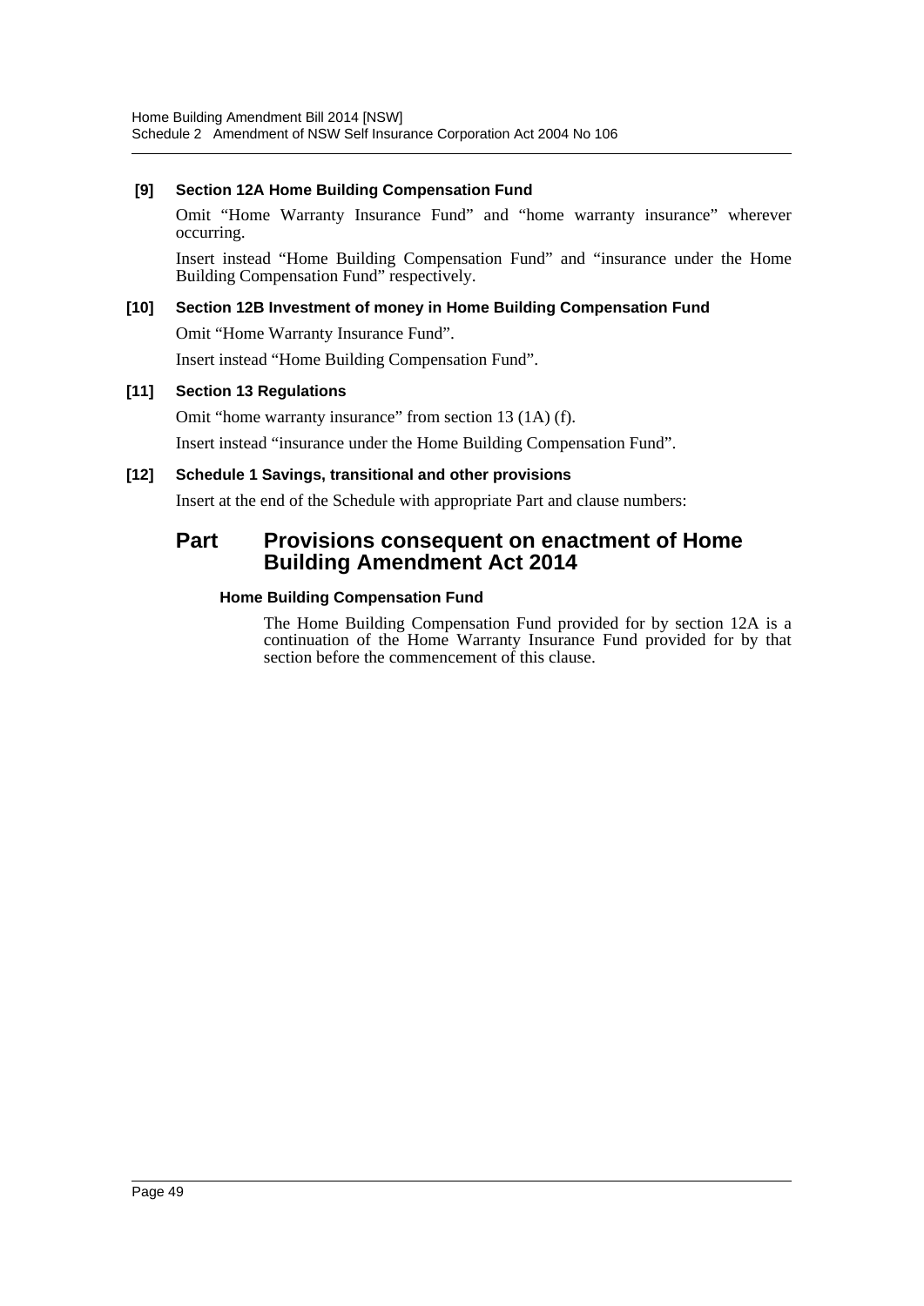**[9] Section 12A Home Building Compensation Fund**

Omit "Home Warranty Insurance Fund" and "home warranty insurance" wherever occurring.

Insert instead "Home Building Compensation Fund" and "insurance under the Home Building Compensation Fund" respectively.

**[10] Section 12B Investment of money in Home Building Compensation Fund**

Omit "Home Warranty Insurance Fund".

Insert instead "Home Building Compensation Fund".

**[11] Section 13 Regulations**

Omit "home warranty insurance" from section 13 (1A) (f).

Insert instead "insurance under the Home Building Compensation Fund".

**[12] Schedule 1 Savings, transitional and other provisions**

Insert at the end of the Schedule with appropriate Part and clause numbers:

## Part Provisions consequent on enactment of Home Building Amendment Act 2014

**Home Building Compensation Fund**

The Home Building Compensation Fund provided for by section 12A is a continuation of the Home Warranty Insurance Fund provided for by that section before the commencement of this clause.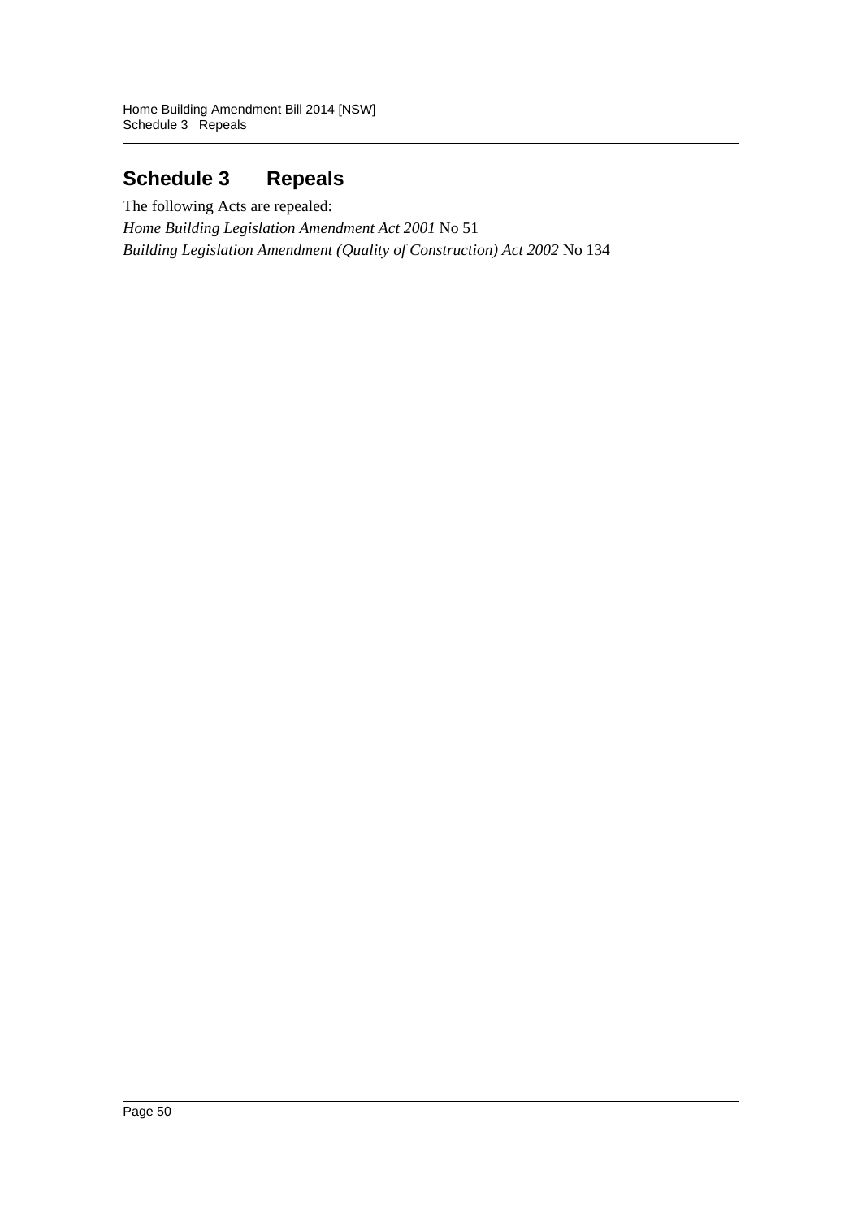# Schedule 3 Repeals

The following Acts are repealed:

*Home Building Legislation Amendment Act 2001* No 51

*Building Legislation Amendment (Quality of Construction) Act 2002* No 134